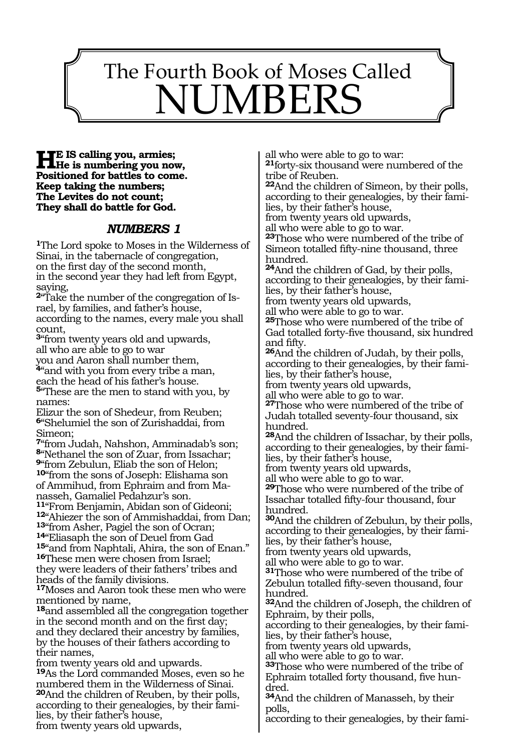# The Fourth Book of Moses Called NUMBERS

**HE IS calling you, armies;**
**He is numbering you now,**
**Positioned for battles to come.**
**Keep taking the numbers;**
**The Levites do not count;**
**They shall do battle for God.**

## *NUMBERS 1*

**1**The Lord spoke to Moses in the Wilderness of Sinai, in the tabernacle of congregation,
on the first day of the second month,
in the second year they had left from Egypt, saying,
**2**"Take the number of the congregation of Israel, by families, and father's house,
according to the names, every male you shall count,
**3**"from twenty years old and upwards,
all who are able to go to war
you and Aaron shall number them,
**4**"and with you from every tribe a man,
each the head of his father's house.
**5**"These are the men to stand with you, by names:
Elizur the son of Shedeur, from Reuben;
**6**"Shelumiel the son of Zurishaddai, from Simeon;
**7**"from Judah, Nahshon, Amminadab's son;
**8**"Nethanel the son of Zuar, from Issachar;
**9**"from Zebulun, Eliab the son of Helon;
**10**"from the sons of Joseph: Elishama son of Ammihud, from Ephraim and from Manasseh, Gamaliel Pedahzur's son.
**11**"From Benjamin, Abidan son of Gideoni;
**12**"Ahiezer the son of Ammishaddai, from Dan;
**13**"from Asher, Pagiel the son of Ocran;
**14**"Eliasaph the son of Deuel from Gad
**15**"and from Naphtali, Ahira, the son of Enan."
**16**These men were chosen from Israel;
they were leaders of their fathers' tribes and heads of the family divisions.
**17**Moses and Aaron took these men who were mentioned by name,
**18**and assembled all the congregation together in the second month and on the first day;
and they declared their ancestry by families,
by the houses of their fathers according to their names,
from twenty years old and upwards.
**19**As the Lord commanded Moses, even so he numbered them in the Wilderness of Sinai.
**20**And the children of Reuben, by their polls,
according to their genealogies, by their families, by their father's house,
from twenty years old upwards,
all who were able to go to war:
**21**forty-six thousand were numbered of the tribe of Reuben.
**22**And the children of Simeon, by their polls,
according to their genealogies, by their families, by their father's house,
from twenty years old upwards,
all who were able to go to war.
**23**Those who were numbered of the tribe of Simeon totalled fifty-nine thousand, three hundred.
**24**And the children of Gad, by their polls,
according to their genealogies, by their families, by their father's house,
from twenty years old upwards,
all who were able to go to war.
**25**Those who were numbered of the tribe of Gad totalled forty-five thousand, six hundred and fifty.
**26**And the children of Judah, by their polls,
according to their genealogies, by their families, by their father's house,
from twenty years old upwards,
all who were able to go to war.
**27**Those who were numbered of the tribe of Judah totalled seventy-four thousand, six hundred.
**28**And the children of Issachar, by their polls,
according to their genealogies, by their families, by their father's house,
from twenty years old upwards,
all who were able to go to war.
**29**Those who were numbered of the tribe of Issachar totalled fifty-four thousand, four hundred.
**30**And the children of Zebulun, by their polls,
according to their genealogies, by their families, by their father's house,
from twenty years old upwards,
all who were able to go to war.
**31**Those who were numbered of the tribe of Zebulun totalled fifty-seven thousand, four hundred.
**32**And the children of Joseph, the children of Ephraim, by their polls,
according to their genealogies, by their families, by their father's house,
from twenty years old upwards,
all who were able to go to war.
**33**Those who were numbered of the tribe of Ephraim totalled forty thousand, five hundred.
**34**And the children of Manasseh, by their polls,
according to their genealogies, by their fami-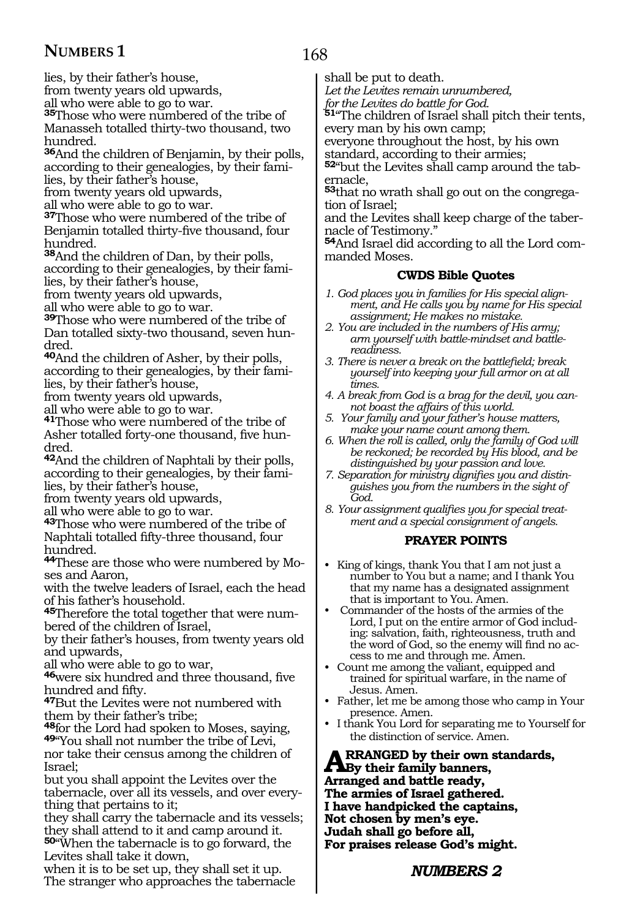lies, by their father's house,
from twenty years old upwards,
all who were able to go to war.
**35**Those who were numbered of the tribe of Manasseh totalled thirty-two thousand, two hundred.
**36**And the children of Benjamin, by their polls, according to their genealogies, by their families, by their father's house,
from twenty years old upwards,
all who were able to go to war.
**37**Those who were numbered of the tribe of Benjamin totalled thirty-five thousand, four hundred.
**38**And the children of Dan, by their polls, according to their genealogies, by their families, by their father's house,
from twenty years old upwards,
all who were able to go to war.
**39**Those who were numbered of the tribe of Dan totalled sixty-two thousand, seven hundred.
**40**And the children of Asher, by their polls, according to their genealogies, by their families, by their father's house,
from twenty years old upwards,
all who were able to go to war.
**41**Those who were numbered of the tribe of Asher totalled forty-one thousand, five hundred.
**42**And the children of Naphtali by their polls, according to their genealogies, by their families, by their father's house,
from twenty years old upwards,
all who were able to go to war.
**43**Those who were numbered of the tribe of Naphtali totalled fifty-three thousand, four hundred.
**44**These are those who were numbered by Moses and Aaron,
with the twelve leaders of Israel, each the head of his father's household.
**45**Therefore the total together that were numbered of the children of Israel,
by their father's houses, from twenty years old and upwards,
all who were able to go to war,
**46**were six hundred and three thousand, five hundred and fifty.
**47**But the Levites were not numbered with them by their father's tribe;
**48**for the Lord had spoken to Moses, saying,
**49**"You shall not number the tribe of Levi,
nor take their census among the children of Israel;
but you shall appoint the Levites over the tabernacle, over all its vessels, and over everything that pertains to it;
they shall carry the tabernacle and its vessels;
they shall attend to it and camp around it.
**50**"When the tabernacle is to go forward, the Levites shall take it down,
when it is to be set up, they shall set it up.
The stranger who approaches the tabernacle shall be put to death.
*Let the Levites remain unnumbered,*
*for the Levites do battle for God.*
**51**"The children of Israel shall pitch their tents, every man by his own camp;
everyone throughout the host, by his own standard, according to their armies;
**52**"but the Levites shall camp around the tabernacle,
**53**that no wrath shall go out on the congregation of Israel;
and the Levites shall keep charge of the tabernacle of Testimony."
**54**And Israel did according to all the Lord commanded Moses.

### CWDS Bible Quotes

*1. God places you in families for His special alignment, and He calls you by name for His special assignment; He makes no mistake.*
*2. You are included in the numbers of His army; arm yourself with battle-mindset and battle-readiness.*
*3. There is never a break on the battlefield; break yourself into keeping your full armor on at all times.*
*4. A break from God is a brag for the devil, you cannot boast the affairs of this world.*
*5. Your family and your father's house matters, make your name count among them.*
*6. When the roll is called, only the family of God will be reckoned; be recorded by His blood, and be distinguished by your passion and love.*
*7. Separation for ministry dignifies you and distinguishes you from the numbers in the sight of God.*
*8. Your assignment qualifies you for special treatment and a special consignment of angels.*

### PRAYER POINTS

- King of kings, thank You that I am not just a number to You but a name; and I thank You that my name has a designated assignment that is important to You. Amen.
- Commander of the hosts of the armies of the Lord, I put on the entire armor of God including: salvation, faith, righteousness, truth and the word of God, so the enemy will find no access to me and through me. Amen.
- Count me among the valiant, equipped and trained for spiritual warfare, in the name of Jesus. Amen.
- Father, let me be among those who camp in Your presence. Amen.
- I thank You Lord for separating me to Yourself for the distinction of service. Amen.

**ARRANGED by their own standards,**
**By their family banners,**
**Arranged and battle ready,**
**The armies of Israel gathered.**
**I have handpicked the captains,**
**Not chosen by men's eye.**
**Judah shall go before all,**
**For praises release God's might.**

## *NUMBERS 2*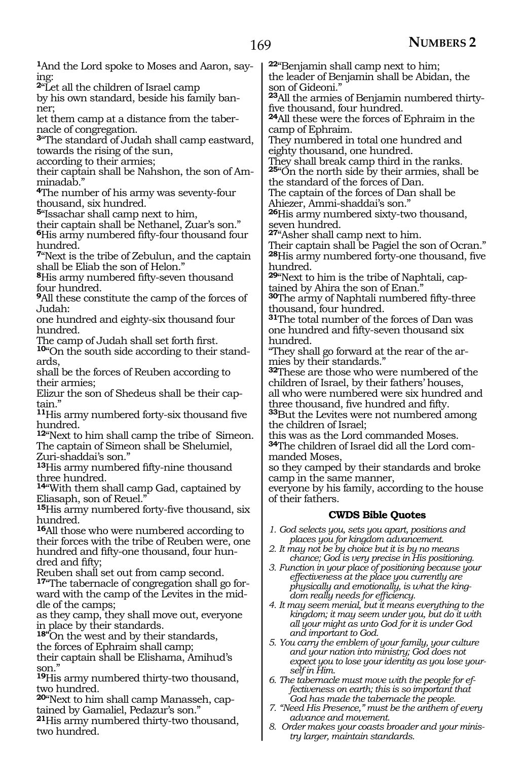[1]And the Lord spoke to Moses and Aaron, saying:
[2]"Let all the children of Israel camp
by his own standard, beside his family banner;
let them camp at a distance from the tabernacle of congregation.
[3]"The standard of Judah shall camp eastward, towards the rising of the sun,
according to their armies;
their captain shall be Nahshon, the son of Amminadab."
[4]The number of his army was seventy-four thousand, six hundred.
[5]"Issachar shall camp next to him,
their captain shall be Nethanel, Zuar's son."
[6]His army numbered fifty-four thousand four hundred.
[7]"Next is the tribe of Zebulun, and the captain shall be Eliab the son of Helon."
[8]His army numbered fifty-seven thousand four hundred.
[9]All these constitute the camp of the forces of Judah:
one hundred and eighty-six thousand four hundred.
The camp of Judah shall set forth first.
[10]"On the south side according to their standards,
shall be the forces of Reuben according to their armies;
Elizur the son of Shedeus shall be their captain."
[11]His army numbered forty-six thousand five hundred.
[12]"Next to him shall camp the tribe of Simeon.
The captain of Simeon shall be Shelumiel, Zuri-shaddai's son."
[13]His army numbered fifty-nine thousand three hundred.
[14]"With them shall camp Gad, captained by Eliasaph, son of Reuel."
[15]His army numbered forty-five thousand, six hundred.
[16]All those who were numbered according to their forces with the tribe of Reuben were, one hundred and fifty-one thousand, four hundred and fifty;
Reuben shall set out from camp second.
[17]"The tabernacle of congregation shall go forward with the camp of the Levites in the middle of the camps;
as they camp, they shall move out, everyone in place by their standards.
[18]"On the west and by their standards,
the forces of Ephraim shall camp;
their captain shall be Elishama, Amihud's son."
[19]His army numbered thirty-two thousand, two hundred.
[20]"Next to him shall camp Manasseh, captained by Gamaliel, Pedazur's son."
[21]His army numbered thirty-two thousand, two hundred.
[22]"Benjamin shall camp next to him;
the leader of Benjamin shall be Abidan, the son of Gideoni."
[23]All the armies of Benjamin numbered thirty-five thousand, four hundred.
[24]All these were the forces of Ephraim in the camp of Ephraim.
They numbered in total one hundred and eighty thousand, one hundred.
They shall break camp third in the ranks.
[25]"On the north side by their armies, shall be the standard of the forces of Dan.
The captain of the forces of Dan shall be Ahiezer, Ammi-shaddai's son."
[26]His army numbered sixty-two thousand, seven hundred.
[27]"Asher shall camp next to him.
Their captain shall be Pagiel the son of Ocran."
[28]His army numbered forty-one thousand, five hundred.
[29]"Next to him is the tribe of Naphtali, captained by Ahira the son of Enan."
[30]The army of Naphtali numbered fifty-three thousand, four hundred.
[31]The total number of the forces of Dan was one hundred and fifty-seven thousand six hundred.
"They shall go forward at the rear of the armies by their standards."
[32]These are those who were numbered of the children of Israel, by their fathers' houses,
all who were numbered were six hundred and three thousand, five hundred and fifty.
[33]But the Levites were not numbered among the children of Israel;
this was as the Lord commanded Moses.
[34]The children of Israel did all the Lord commanded Moses,
so they camped by their standards and broke camp in the same manner,
everyone by his family, according to the house of their fathers.

### CWDS Bible Quotes

1. *God selects you, sets you apart, positions and places you for kingdom advancement.*
2. *It may not be by choice but it is by no means chance; God is very precise in His positioning.*
3. *Function in your place of positioning because your effectiveness at the place you currently are physically and emotionally, is what the kingdom really needs for efficiency.*
4. *It may seem menial, but it means everything to the kingdom; it may seem under you, but do it with all your might as unto God for it is under God and important to God.*
5. *You carry the emblem of your family, your culture and your nation into ministry; God does not expect you to lose your identity as you lose yourself in Him.*
6. *The tabernacle must move with the people for effectiveness on earth; this is so important that God has made the tabernacle the people.*
7. *"Need His Presence," must be the anthem of every advance and movement.*
8. *Order makes your coasts broader and your ministry larger, maintain standards.*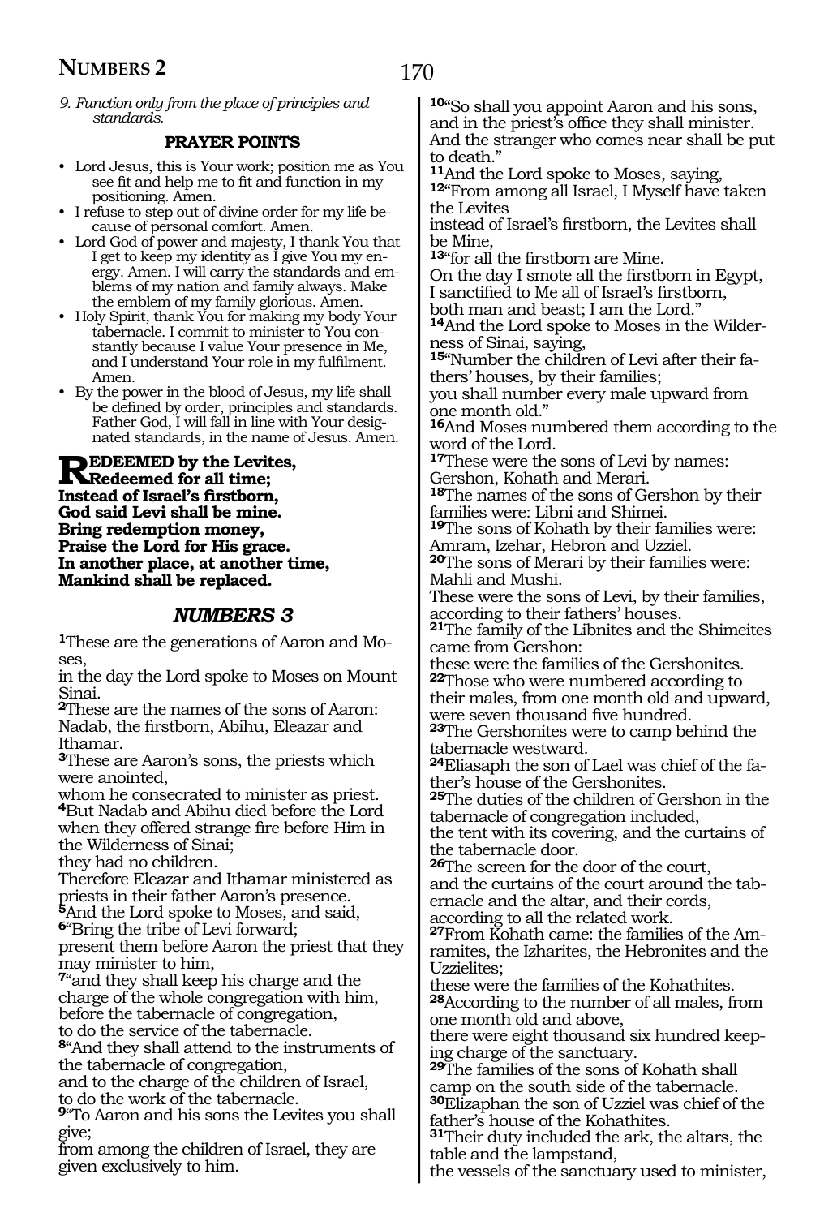*9. Function only from the place of principles and standards.*

**PRAYER POINTS**

- Lord Jesus, this is Your work; position me as You see fit and help me to fit and function in my positioning. Amen.
- I refuse to step out of divine order for my life because of personal comfort. Amen.
- Lord God of power and majesty, I thank You that I get to keep my identity as I give You my energy. Amen. I will carry the standards and emblems of my nation and family always. Make the emblem of my family glorious. Amen.
- Holy Spirit, thank You for making my body Your tabernacle. I commit to minister to You constantly because I value Your presence in Me, and I understand Your role in my fulfilment. Amen.
- By the power in the blood of Jesus, my life shall be defined by order, principles and standards. Father God, I will fall in line with Your designated standards, in the name of Jesus. Amen.

**REDEEMED by the Levites,**
**Redeemed for all time;**
**Instead of Israel's firstborn,**
**God said Levi shall be mine.**
**Bring redemption money,**
**Praise the Lord for His grace.**
**In another place, at another time,**
**Mankind shall be replaced.**

## *NUMBERS 3*

**1**These are the generations of Aaron and Moses,
in the day the Lord spoke to Moses on Mount Sinai.
**2**These are the names of the sons of Aaron: Nadab, the firstborn, Abihu, Eleazar and Ithamar.
**3**These are Aaron's sons, the priests which were anointed,
whom he consecrated to minister as priest.
**4**But Nadab and Abihu died before the Lord when they offered strange fire before Him in the Wilderness of Sinai;
they had no children.
Therefore Eleazar and Ithamar ministered as priests in their father Aaron's presence.
**5**And the Lord spoke to Moses, and said,
**6**"Bring the tribe of Levi forward;
present them before Aaron the priest that they may minister to him,
**7**"and they shall keep his charge and the charge of the whole congregation with him,
before the tabernacle of congregation,
to do the service of the tabernacle.
**8**"And they shall attend to the instruments of the tabernacle of congregation,
and to the charge of the children of Israel,
to do the work of the tabernacle.
**9**"To Aaron and his sons the Levites you shall give;
from among the children of Israel, they are given exclusively to him.
**10**"So shall you appoint Aaron and his sons,
and in the priest's office they shall minister.
And the stranger who comes near shall be put to death."
**11**And the Lord spoke to Moses, saying,
**12**"From among all Israel, I Myself have taken the Levites
instead of Israel's firstborn, the Levites shall be Mine,
**13**"for all the firstborn are Mine.
On the day I smote all the firstborn in Egypt,
I sanctified to Me all of Israel's firstborn,
both man and beast; I am the Lord."
**14**And the Lord spoke to Moses in the Wilderness of Sinai, saying,
**15**"Number the children of Levi after their fathers' houses, by their families;
you shall number every male upward from one month old."
**16**And Moses numbered them according to the word of the Lord.
**17**These were the sons of Levi by names:
Gershon, Kohath and Merari.
**18**The names of the sons of Gershon by their families were: Libni and Shimei.
**19**The sons of Kohath by their families were:
Amram, Izehar, Hebron and Uzziel.
**20**The sons of Merari by their families were:
Mahli and Mushi.
These were the sons of Levi, by their families,
according to their fathers' houses.
**21**The family of the Libnites and the Shimeites came from Gershon:
these were the families of the Gershonites.
**22**Those who were numbered according to their males, from one month old and upward,
were seven thousand five hundred.
**23**The Gershonites were to camp behind the tabernacle westward.
**24**Eliasaph the son of Lael was chief of the father's house of the Gershonites.
**25**The duties of the children of Gershon in the tabernacle of congregation included,
the tent with its covering, and the curtains of the tabernacle door.
**26**The screen for the door of the court,
and the curtains of the court around the tabernacle and the altar, and their cords,
according to all the related work.
**27**From Kohath came: the families of the Amramites, the Izharites, the Hebronites and the Uzzielites;
these were the families of the Kohathites.
**28**According to the number of all males, from one month old and above,
there were eight thousand six hundred keeping charge of the sanctuary.
**29**The families of the sons of Kohath shall camp on the south side of the tabernacle.
**30**Elizaphan the son of Uzziel was chief of the father's house of the Kohathites.
**31**Their duty included the ark, the altars, the table and the lampstand,
the vessels of the sanctuary used to minister,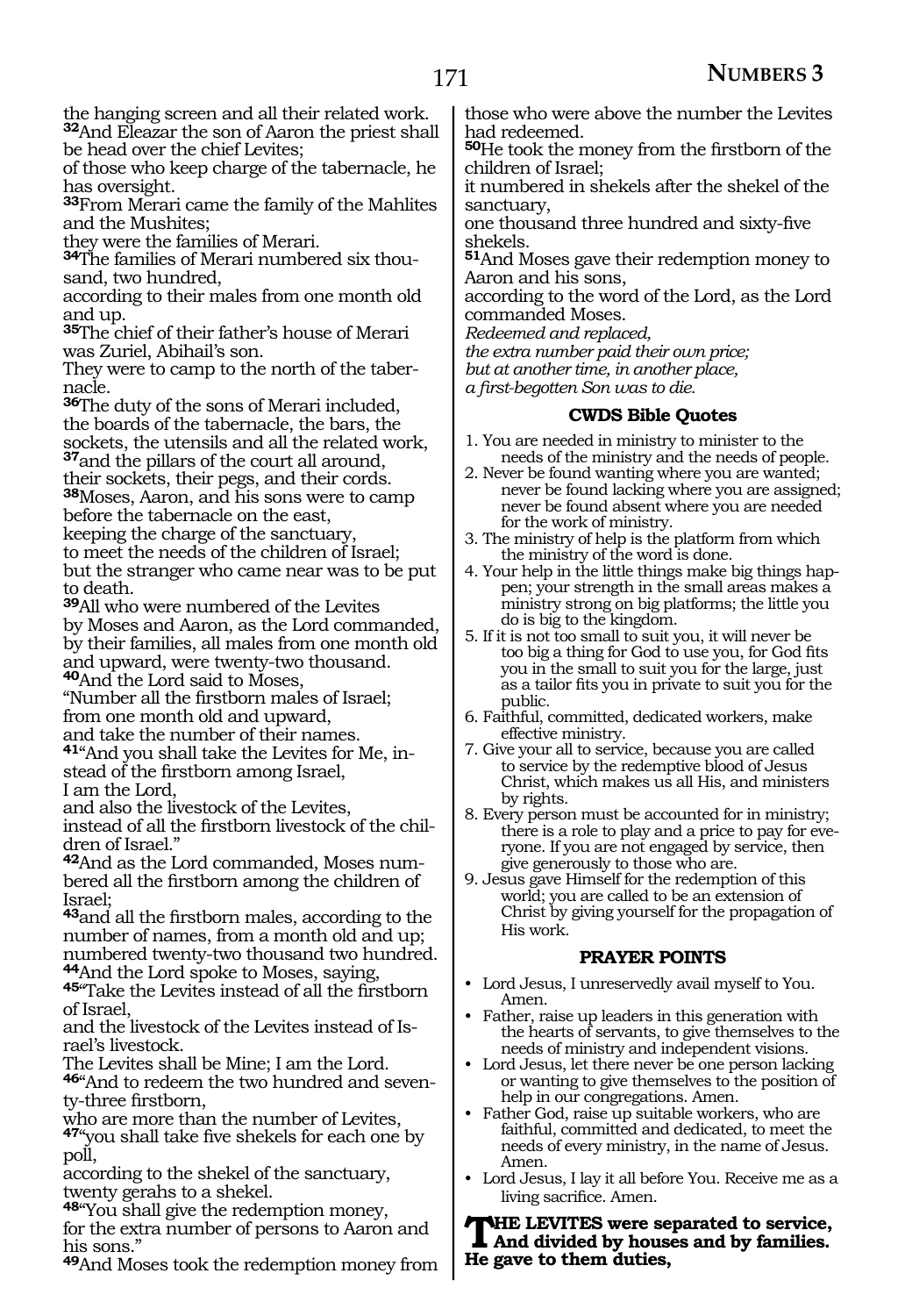the hanging screen and all their related work.
**32**And Eleazar the son of Aaron the priest shall be head over the chief Levites;
of those who keep charge of the tabernacle, he has oversight.
**33**From Merari came the family of the Mahlites and the Mushites;
they were the families of Merari.
**34**The families of Merari numbered six thousand, two hundred,
according to their males from one month old and up.
**35**The chief of their father's house of Merari was Zuriel, Abihail's son.
They were to camp to the north of the tabernacle.
**36**The duty of the sons of Merari included, the boards of the tabernacle, the bars, the sockets, the utensils and all the related work,
**37**and the pillars of the court all around, their sockets, their pegs, and their cords.
**38**Moses, Aaron, and his sons were to camp before the tabernacle on the east,
keeping the charge of the sanctuary,
to meet the needs of the children of Israel;
but the stranger who came near was to be put to death.
**39**All who were numbered of the Levites
by Moses and Aaron, as the Lord commanded, by their families, all males from one month old and upward, were twenty-two thousand.
**40**And the Lord said to Moses,
"Number all the firstborn males of Israel;
from one month old and upward,
and take the number of their names.
**41**"And you shall take the Levites for Me, instead of the firstborn among Israel,
I am the Lord,
and also the livestock of the Levites,
instead of all the firstborn livestock of the children of Israel."
**42**And as the Lord commanded, Moses numbered all the firstborn among the children of Israel;
**43**and all the firstborn males, according to the number of names, from a month old and up;
numbered twenty-two thousand two hundred.
**44**And the Lord spoke to Moses, saying,
**45**"Take the Levites instead of all the firstborn of Israel,
and the livestock of the Levites instead of Israel's livestock.
The Levites shall be Mine; I am the Lord.
**46**"And to redeem the two hundred and seventy-three firstborn,
who are more than the number of Levites,
**47**"you shall take five shekels for each one by poll,
according to the shekel of the sanctuary,
twenty gerahs to a shekel.
**48**"You shall give the redemption money,
for the extra number of persons to Aaron and his sons."
**49**And Moses took the redemption money from those who were above the number the Levites had redeemed.
**50**He took the money from the firstborn of the children of Israel;
it numbered in shekels after the shekel of the sanctuary,
one thousand three hundred and sixty-five shekels.
**51**And Moses gave their redemption money to Aaron and his sons,
according to the word of the Lord, as the Lord commanded Moses.

*Redeemed and replaced,*
*the extra number paid their own price;*
*but at another time, in another place,*
*a first-begotten Son was to die.*

### CWDS Bible Quotes

1. You are needed in ministry to minister to the needs of the ministry and the needs of people.
2. Never be found wanting where you are wanted; never be found lacking where you are assigned; never be found absent where you are needed for the work of ministry.
3. The ministry of help is the platform from which the ministry of the word is done.
4. Your help in the little things make big things happen; your strength in the small areas makes a ministry strong on big platforms; the little you do is big to the kingdom.
5. If it is not too small to suit you, it will never be too big a thing for God to use you, for God fits you in the small to suit you for the large, just as a tailor fits you in private to suit you for the public.
6. Faithful, committed, dedicated workers, make effective ministry.
7. Give your all to service, because you are called to service by the redemptive blood of Jesus Christ, which makes us all His, and ministers by rights.
8. Every person must be accounted for in ministry; there is a role to play and a price to pay for everyone. If you are not engaged by service, then give generously to those who are.
9. Jesus gave Himself for the redemption of this world; you are called to be an extension of Christ by giving yourself for the propagation of His work.

### PRAYER POINTS

- Lord Jesus, I unreservedly avail myself to You. Amen.
- Father, raise up leaders in this generation with the hearts of servants, to give themselves to the needs of ministry and independent visions.
- Lord Jesus, let there never be one person lacking or wanting to give themselves to the position of help in our congregations. Amen.
- Father God, raise up suitable workers, who are faithful, committed and dedicated, to meet the needs of every ministry, in the name of Jesus. Amen.
- Lord Jesus, I lay it all before You. Receive me as a living sacrifice. Amen.

**THE LEVITES were separated to service,**
**And divided by houses and by families.**
**He gave to them duties,**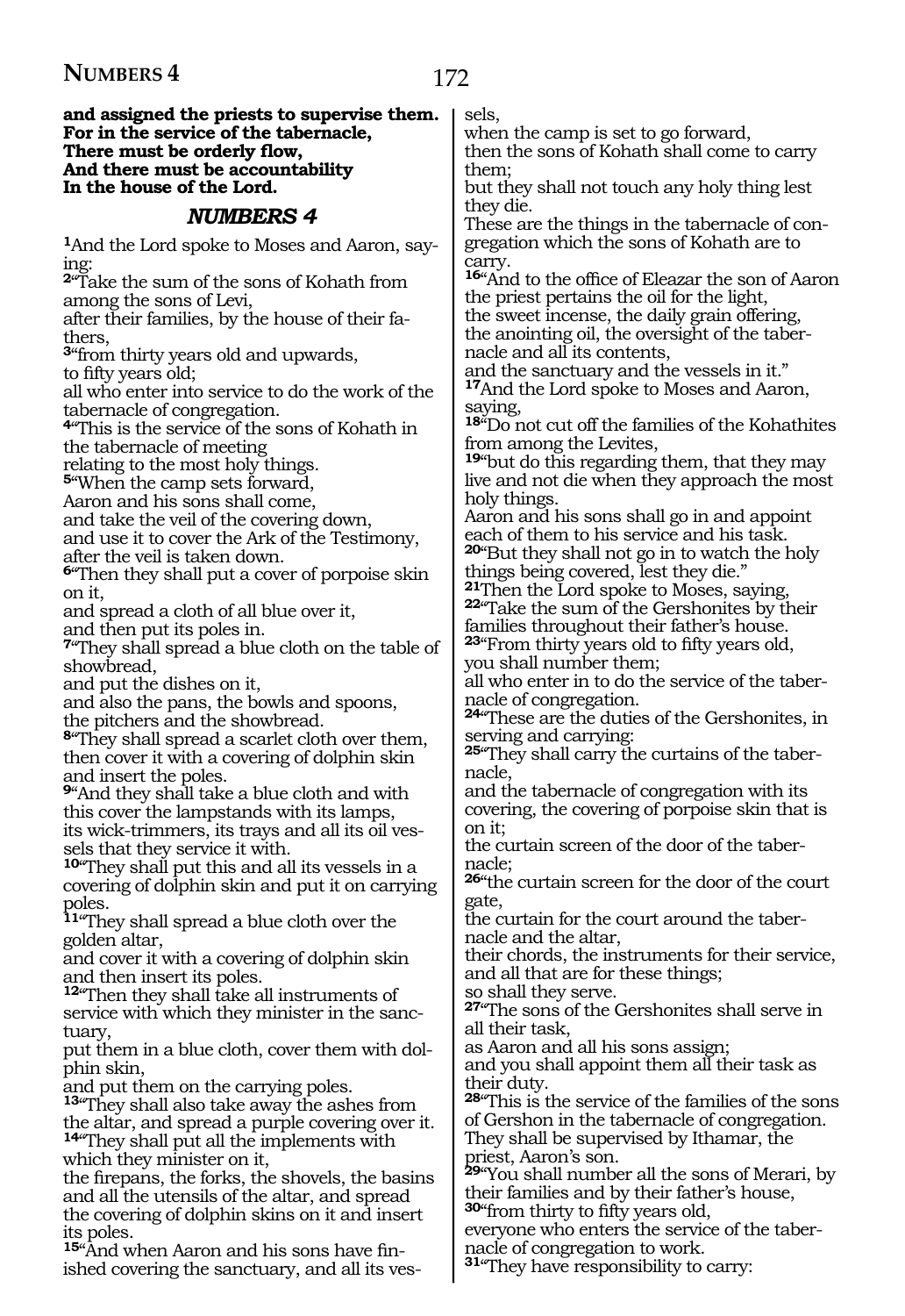**and assigned the priests to supervise them.**
**For in the service of the tabernacle,**
**There must be orderly flow,**
**And there must be accountability**
**In the house of the Lord.**

## *NUMBERS 4*

**1**And the Lord spoke to Moses and Aaron, saying:
**2**"Take the sum of the sons of Kohath from among the sons of Levi,
after their families, by the house of their fathers,
**3**"from thirty years old and upwards,
to fifty years old;
all who enter into service to do the work of the tabernacle of congregation.
**4**"This is the service of the sons of Kohath in the tabernacle of meeting
relating to the most holy things.
**5**"When the camp sets forward,
Aaron and his sons shall come,
and take the veil of the covering down,
and use it to cover the Ark of the Testimony,
after the veil is taken down.
**6**"Then they shall put a cover of porpoise skin on it,
and spread a cloth of all blue over it,
and then put its poles in.
**7**"They shall spread a blue cloth on the table of showbread,
and put the dishes on it,
and also the pans, the bowls and spoons,
the pitchers and the showbread.
**8**"They shall spread a scarlet cloth over them,
then cover it with a covering of dolphin skin
and insert the poles.
**9**"And they shall take a blue cloth and with this cover the lampstands with its lamps,
its wick-trimmers, its trays and all its oil vessels that they service it with.
**10**"They shall put this and all its vessels in a covering of dolphin skin and put it on carrying poles.
**11**"They shall spread a blue cloth over the golden altar,
and cover it with a covering of dolphin skin
and then insert its poles.
**12**"Then they shall take all instruments of service with which they minister in the sanctuary,
put them in a blue cloth, cover them with dolphin skin,
and put them on the carrying poles.
**13**"They shall also take away the ashes from the altar, and spread a purple covering over it.
**14**"They shall put all the implements with which they minister on it,
the firepans, the forks, the shovels, the basins and all the utensils of the altar, and spread the covering of dolphin skins on it and insert its poles.
**15**"And when Aaron and his sons have finished covering the sanctuary, and all its vessels,
when the camp is set to go forward,
then the sons of Kohath shall come to carry them;
but they shall not touch any holy thing lest they die.
These are the things in the tabernacle of congregation which the sons of Kohath are to carry.
**16**"And to the office of Eleazar the son of Aaron the priest pertains the oil for the light,
the sweet incense, the daily grain offering,
the anointing oil, the oversight of the tabernacle and all its contents,
and the sanctuary and the vessels in it."
**17**And the Lord spoke to Moses and Aaron, saying,
**18**"Do not cut off the families of the Kohathites from among the Levites,
**19**"but do this regarding them, that they may live and not die when they approach the most holy things.
Aaron and his sons shall go in and appoint each of them to his service and his task.
**20**"But they shall not go in to watch the holy things being covered, lest they die."
**21**Then the Lord spoke to Moses, saying,
**22**"Take the sum of the Gershonites by their families throughout their father's house.
**23**"From thirty years old to fifty years old,
you shall number them;
all who enter in to do the service of the tabernacle of congregation.
**24**"These are the duties of the Gershonites, in serving and carrying:
**25**"They shall carry the curtains of the tabernacle,
and the tabernacle of congregation with its covering, the covering of porpoise skin that is on it;
the curtain screen of the door of the tabernacle;
**26**"the curtain screen for the door of the court gate,
the curtain for the court around the tabernacle and the altar,
their chords, the instruments for their service,
and all that are for these things;
so shall they serve.
**27**"The sons of the Gershonites shall serve in all their task,
as Aaron and all his sons assign;
and you shall appoint them all their task as their duty.
**28**"This is the service of the families of the sons of Gershon in the tabernacle of congregation.
They shall be supervised by Ithamar, the priest, Aaron's son.
**29**"You shall number all the sons of Merari, by their families and by their father's house,
**30**"from thirty to fifty years old,
everyone who enters the service of the tabernacle of congregation to work.
**31**"They have responsibility to carry: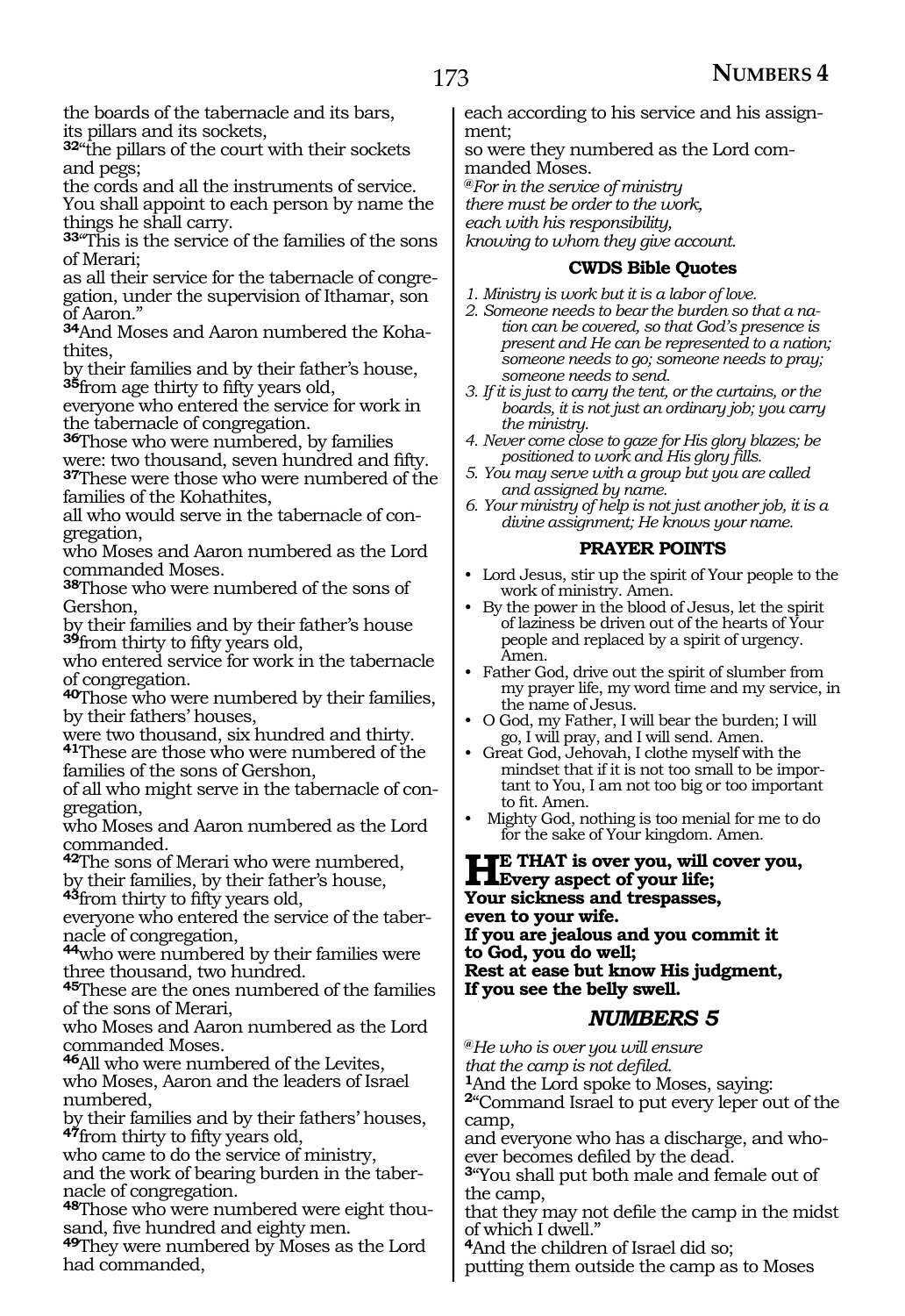the boards of the tabernacle and its bars,
its pillars and its sockets,
**32**"the pillars of the court with their sockets and pegs;
the cords and all the instruments of service.
You shall appoint to each person by name the things he shall carry.
**33**"This is the service of the families of the sons of Merari;
as all their service for the tabernacle of congregation, under the supervision of Ithamar, son of Aaron."
**34**And Moses and Aaron numbered the Kohathites,
by their families and by their father's house,
**35**from age thirty to fifty years old,
everyone who entered the service for work in the tabernacle of congregation.
**36**Those who were numbered, by families were: two thousand, seven hundred and fifty.
**37**These were those who were numbered of the families of the Kohathites,
all who would serve in the tabernacle of congregation,
who Moses and Aaron numbered as the Lord commanded Moses.
**38**Those who were numbered of the sons of Gershon,
by their families and by their father's house
**39**from thirty to fifty years old,
who entered service for work in the tabernacle of congregation.
**40**Those who were numbered by their families, by their fathers' houses,
were two thousand, six hundred and thirty.
**41**These are those who were numbered of the families of the sons of Gershon,
of all who might serve in the tabernacle of congregation,
who Moses and Aaron numbered as the Lord commanded.
**42**The sons of Merari who were numbered,
by their families, by their father's house,
**43**from thirty to fifty years old,
everyone who entered the service of the tabernacle of congregation,
**44**who were numbered by their families were three thousand, two hundred.
**45**These are the ones numbered of the families of the sons of Merari,
who Moses and Aaron numbered as the Lord commanded Moses.
**46**All who were numbered of the Levites,
who Moses, Aaron and the leaders of Israel numbered,
by their families and by their fathers' houses,
**47**from thirty to fifty years old,
who came to do the service of ministry,
and the work of bearing burden in the tabernacle of congregation.
**48**Those who were numbered were eight thousand, five hundred and eighty men.
**49**They were numbered by Moses as the Lord had commanded,
each according to his service and his assignment;
so were they numbered as the Lord commanded Moses.

*@For in the service of ministry*
*there must be order to the work,*
*each with his responsibility,*
*knowing to whom they give account.*

### CWDS Bible Quotes

1. *Ministry is work but it is a labor of love.*
2. *Someone needs to bear the burden so that a nation can be covered, so that God's presence is present and He can be represented to a nation; someone needs to go; someone needs to pray; someone needs to send.*
3. *If it is just to carry the tent, or the curtains, or the boards, it is not just an ordinary job; you carry the ministry.*
4. *Never come close to gaze for His glory blazes; be positioned to work and His glory fills.*
5. *You may serve with a group but you are called and assigned by name.*
6. *Your ministry of help is not just another job, it is a divine assignment; He knows your name.*

### PRAYER POINTS

- Lord Jesus, stir up the spirit of Your people to the work of ministry. Amen.
- By the power in the blood of Jesus, let the spirit of laziness be driven out of the hearts of Your people and replaced by a spirit of urgency. Amen.
- Father God, drive out the spirit of slumber from my prayer life, my word time and my service, in the name of Jesus.
- O God, my Father, I will bear the burden; I will go, I will pray, and I will send. Amen.
- Great God, Jehovah, I clothe myself with the mindset that if it is not too small to be important to You, I am not too big or too important to fit. Amen.
- Mighty God, nothing is too menial for me to do for the sake of Your kingdom. Amen.

**HE THAT is over you, will cover you,**
**Every aspect of your life;**
**Your sickness and trespasses,**
**even to your wife.**
**If you are jealous and you commit it**
**to God, you do well;**
**Rest at ease but know His judgment,**
**If you see the belly swell.**

## *NUMBERS 5*

*@He who is over you will ensure*
*that the camp is not defiled.*

**1**And the Lord spoke to Moses, saying:
**2**"Command Israel to put every leper out of the camp,
and everyone who has a discharge, and whoever becomes defiled by the dead.
**3**"You shall put both male and female out of the camp,
that they may not defile the camp in the midst of which I dwell."
**4**And the children of Israel did so;
putting them outside the camp as to Moses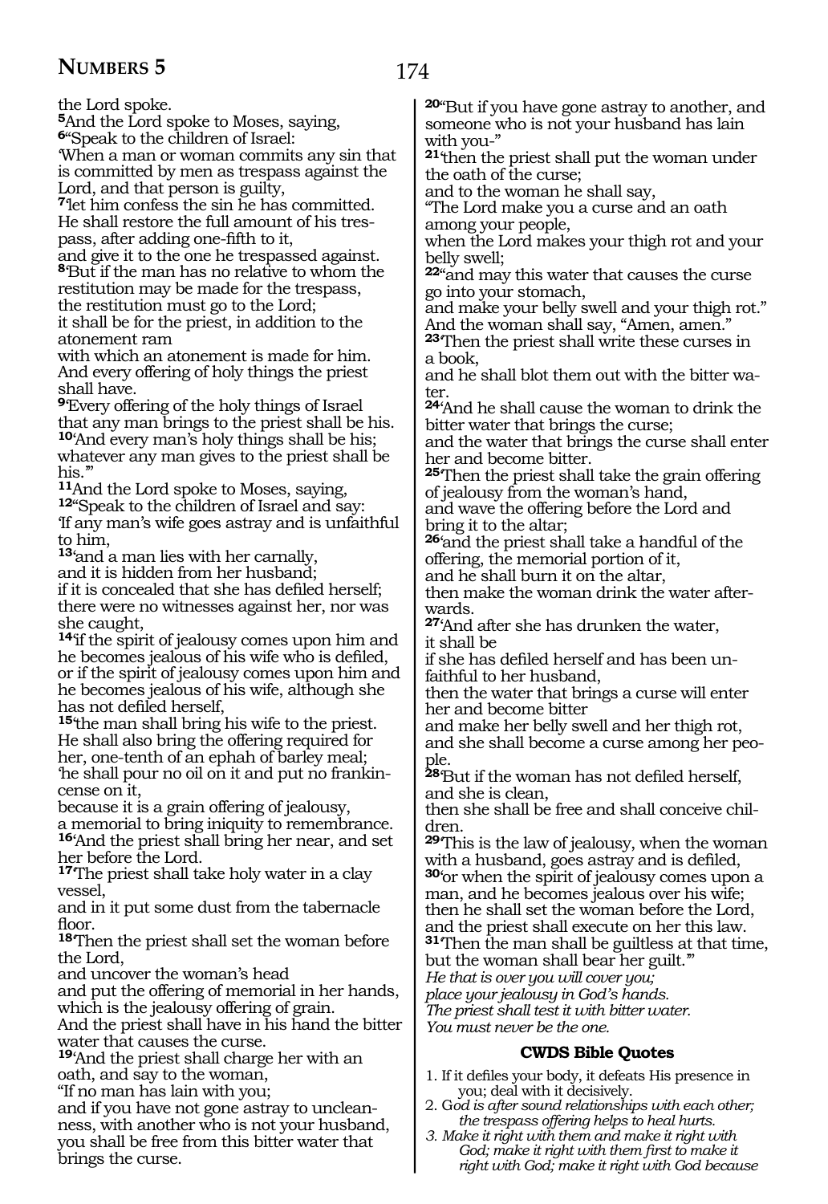the Lord spoke.

**5**And the Lord spoke to Moses, saying,
**6**"Speak to the children of Israel:
'When a man or woman commits any sin that is committed by men as trespass against the Lord, and that person is guilty,
**7**'let him confess the sin he has committed.
He shall restore the full amount of his trespass, after adding one-fifth to it,
and give it to the one he trespassed against.
**8**'But if the man has no relative to whom the restitution may be made for the trespass,
the restitution must go to the Lord;
it shall be for the priest, in addition to the atonement ram
with which an atonement is made for him.
And every offering of holy things the priest shall have.
**9**'Every offering of the holy things of Israel that any man brings to the priest shall be his.
**10**'And every man's holy things shall be his; whatever any man gives to the priest shall be his.'"
**11**And the Lord spoke to Moses, saying,
**12**"Speak to the children of Israel and say:
'If any man's wife goes astray and is unfaithful to him,
**13**'and a man lies with her carnally,
and it is hidden from her husband;
if it is concealed that she has defiled herself;
there were no witnesses against her, nor was she caught,
**14**'if the spirit of jealousy comes upon him and he becomes jealous of his wife who is defiled,
or if the spirit of jealousy comes upon him and he becomes jealous of his wife, although she has not defiled herself,
**15**'the man shall bring his wife to the priest.
He shall also bring the offering required for her, one-tenth of an ephah of barley meal;
'he shall pour no oil on it and put no frankincense on it,
because it is a grain offering of jealousy,
a memorial to bring iniquity to remembrance.
**16**'And the priest shall bring her near, and set her before the Lord.
**17**'The priest shall take holy water in a clay vessel,
and in it put some dust from the tabernacle floor.
**18**'Then the priest shall set the woman before the Lord,
and uncover the woman's head
and put the offering of memorial in her hands, which is the jealousy offering of grain.
And the priest shall have in his hand the bitter water that causes the curse.
**19**'And the priest shall charge her with an oath, and say to the woman,
"If no man has lain with you;
and if you have not gone astray to uncleanness, with another who is not your husband, you shall be free from this bitter water that brings the curse.
**20**"But if you have gone astray to another, and someone who is not your husband has lain with you-"
**21**'then the priest shall put the woman under the oath of the curse;
and to the woman he shall say,
"The Lord make you a curse and an oath among your people,
when the Lord makes your thigh rot and your belly swell;
**22**"and may this water that causes the curse go into your stomach,
and make your belly swell and your thigh rot."
And the woman shall say, "Amen, amen."
**23**'Then the priest shall write these curses in a book,
and he shall blot them out with the bitter water.
**24**'And he shall cause the woman to drink the bitter water that brings the curse;
and the water that brings the curse shall enter her and become bitter.
**25**'Then the priest shall take the grain offering of jealousy from the woman's hand,
and wave the offering before the Lord and bring it to the altar;
**26**'and the priest shall take a handful of the offering, the memorial portion of it,
and he shall burn it on the altar,
then make the woman drink the water afterwards.
**27**'And after she has drunken the water,
it shall be
if she has defiled herself and has been unfaithful to her husband,
then the water that brings a curse will enter her and become bitter
and make her belly swell and her thigh rot,
and she shall become a curse among her people.
**28**'But if the woman has not defiled herself, and she is clean,
then she shall be free and shall conceive children.
**29**'This is the law of jealousy, when the woman with a husband, goes astray and is defiled,
**30**'or when the spirit of jealousy comes upon a man, and he becomes jealous over his wife;
then he shall set the woman before the Lord,
and the priest shall execute on her this law.
**31**'Then the man shall be guiltless at that time,
but the woman shall bear her guilt.'"
*He that is over you will cover you;*
*place your jealousy in God's hands.*
*The priest shall test it with bitter water.*
*You must never be the one.*

### CWDS Bible Quotes

1. If it defiles your body, it defeats His presence in you; deal with it decisively.
2. G*od is after sound relationships with each other; the trespass offering helps to heal hurts.*
3. *Make it right with them and make it right with God; make it right with them first to make it right with God; make it right with God because*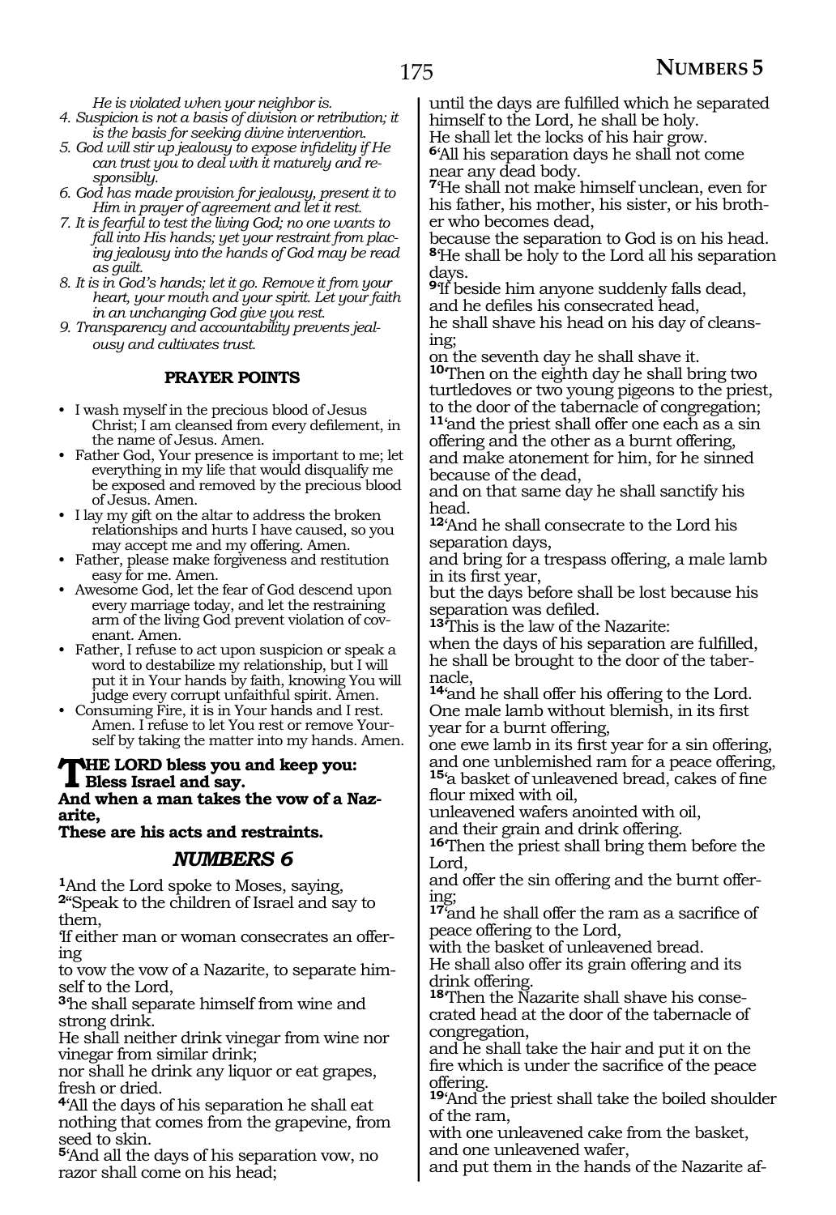*He is violated when your neighbor is.*

4. *Suspicion is not a basis of division or retribution; it is the basis for seeking divine intervention.*
5. *God will stir up jealousy to expose infidelity if He can trust you to deal with it maturely and responsibly.*
6. *God has made provision for jealousy, present it to Him in prayer of agreement and let it rest.*
7. *It is fearful to test the living God; no one wants to fall into His hands; yet your restraint from placing jealousy into the hands of God may be read as guilt.*
8. *It is in God's hands; let it go. Remove it from your heart, your mouth and your spirit. Let your faith in an unchanging God give you rest.*
9. *Transparency and accountability prevents jealousy and cultivates trust.*

### PRAYER POINTS

- I wash myself in the precious blood of Jesus Christ; I am cleansed from every defilement, in the name of Jesus. Amen.
- Father God, Your presence is important to me; let everything in my life that would disqualify me be exposed and removed by the precious blood of Jesus. Amen.
- I lay my gift on the altar to address the broken relationships and hurts I have caused, so you may accept me and my offering. Amen.
- Father, please make forgiveness and restitution easy for me. Amen.
- Awesome God, let the fear of God descend upon every marriage today, and let the restraining arm of the living God prevent violation of covenant. Amen.
- Father, I refuse to act upon suspicion or speak a word to destabilize my relationship, but I will put it in Your hands by faith, knowing You will judge every corrupt unfaithful spirit. Amen.
- Consuming Fire, it is in Your hands and I rest. Amen. I refuse to let You rest or remove Yourself by taking the matter into my hands. Amen.

**THE LORD bless you and keep you:**
**Bless Israel and say.**
**And when a man takes the vow of a Nazarite,**
**These are his acts and restraints.**

## *NUMBERS 6*

[1]And the Lord spoke to Moses, saying,
[2]"Speak to the children of Israel and say to them,
'If either man or woman consecrates an offering
to vow the vow of a Nazarite, to separate himself to the Lord,
[3]he shall separate himself from wine and strong drink.
He shall neither drink vinegar from wine nor vinegar from similar drink;
nor shall he drink any liquor or eat grapes, fresh or dried.
[4]'All the days of his separation he shall eat nothing that comes from the grapevine, from seed to skin.
[5]'And all the days of his separation vow, no razor shall come on his head;
until the days are fulfilled which he separated himself to the Lord, he shall be holy.
He shall let the locks of his hair grow.
[6]'All his separation days he shall not come near any dead body.
[7]'He shall not make himself unclean, even for his father, his mother, his sister, or his brother who becomes dead,
because the separation to God is on his head.
[8]'He shall be holy to the Lord all his separation days.
[9]'If beside him anyone suddenly falls dead, and he defiles his consecrated head,
he shall shave his head on his day of cleansing;
on the seventh day he shall shave it.
[10]'Then on the eighth day he shall bring two turtledoves or two young pigeons to the priest,
to the door of the tabernacle of congregation;
[11]'and the priest shall offer one each as a sin offering and the other as a burnt offering,
and make atonement for him, for he sinned because of the dead,
and on that same day he shall sanctify his head.
[12]'And he shall consecrate to the Lord his separation days,
and bring for a trespass offering, a male lamb in its first year,
but the days before shall be lost because his separation was defiled.
[13]'This is the law of the Nazarite:
when the days of his separation are fulfilled,
he shall be brought to the door of the tabernacle,
[14]'and he shall offer his offering to the Lord.
One male lamb without blemish, in its first year for a burnt offering,
one ewe lamb in its first year for a sin offering,
and one unblemished ram for a peace offering,
[15]'a basket of unleavened bread, cakes of fine flour mixed with oil,
unleavened wafers anointed with oil,
and their grain and drink offering.
[16]'Then the priest shall bring them before the Lord,
and offer the sin offering and the burnt offering;
[17]'and he shall offer the ram as a sacrifice of peace offering to the Lord,
with the basket of unleavened bread.
He shall also offer its grain offering and its drink offering.
[18]'Then the Nazarite shall shave his consecrated head at the door of the tabernacle of congregation,
and he shall take the hair and put it on the fire which is under the sacrifice of the peace offering.
[19]'And the priest shall take the boiled shoulder of the ram,
with one unleavened cake from the basket,
and one unleavened wafer,
and put them in the hands of the Nazarite af-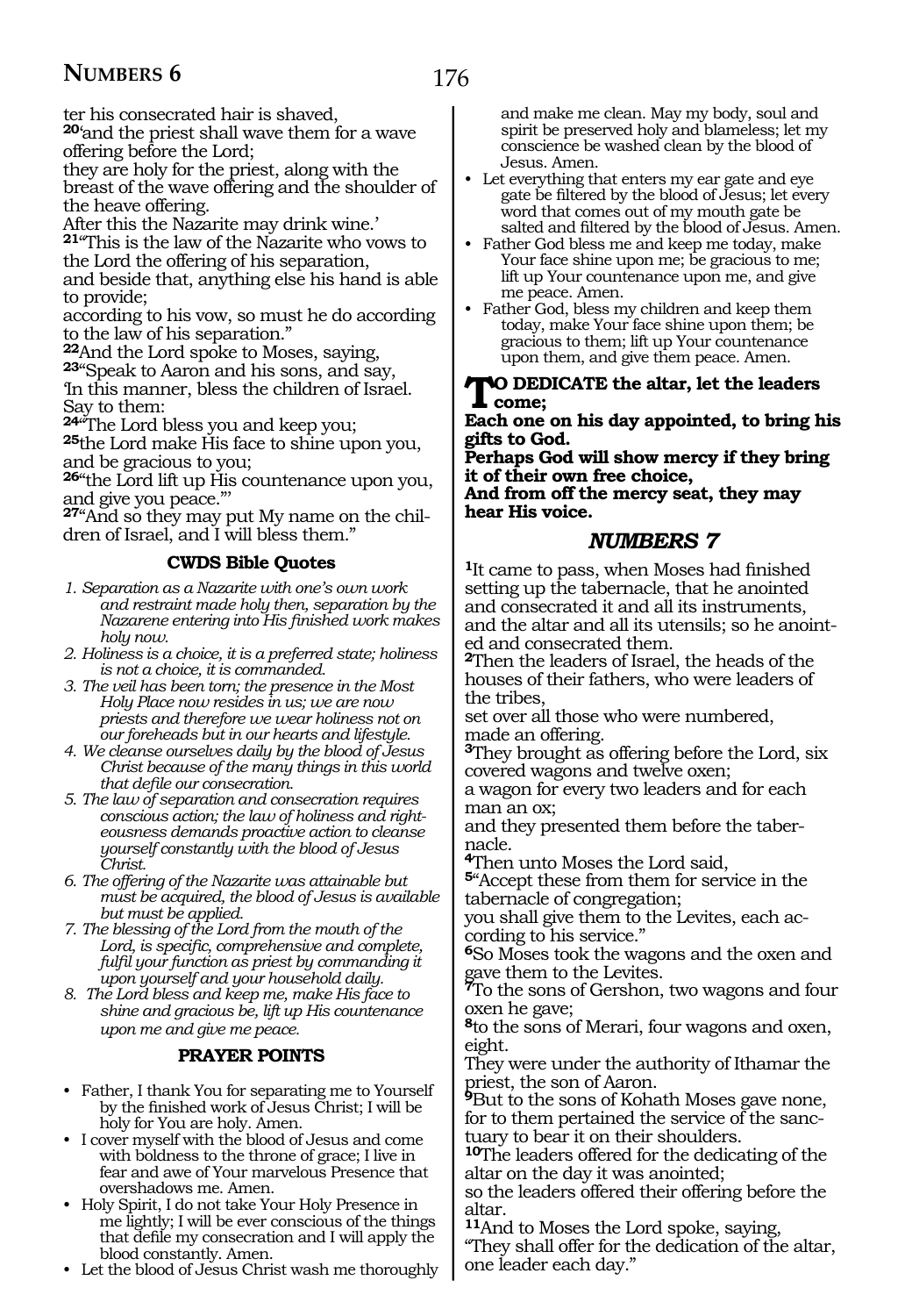ter his consecrated hair is shaved,
**20**'and the priest shall wave them for a wave offering before the Lord;
they are holy for the priest, along with the breast of the wave offering and the shoulder of the heave offering.
After this the Nazarite may drink wine.'
**21**"This is the law of the Nazarite who vows to the Lord the offering of his separation,
and beside that, anything else his hand is able to provide;
according to his vow, so must he do according to the law of his separation."
**22**And the Lord spoke to Moses, saying,
**23**"Speak to Aaron and his sons, and say,
'In this manner, bless the children of Israel. Say to them:
**24**"The Lord bless you and keep you;
**25**the Lord make His face to shine upon you, and be gracious to you;
**26**"the Lord lift up His countenance upon you, and give you peace."'
**27**"And so they may put My name on the children of Israel, and I will bless them."

### CWDS Bible Quotes

1. *Separation as a Nazarite with one's own work and restraint made holy then, separation by the Nazarene entering into His finished work makes holy now.*
2. *Holiness is a choice, it is a preferred state; holiness is not a choice, it is commanded.*
3. *The veil has been torn; the presence in the Most Holy Place now resides in us; we are now priests and therefore we wear holiness not on our foreheads but in our hearts and lifestyle.*
4. *We cleanse ourselves daily by the blood of Jesus Christ because of the many things in this world that defile our consecration.*
5. *The law of separation and consecration requires conscious action; the law of holiness and righteousness demands proactive action to cleanse yourself constantly with the blood of Jesus Christ.*
6. *The offering of the Nazarite was attainable but must be acquired, the blood of Jesus is available but must be applied.*
7. *The blessing of the Lord from the mouth of the Lord, is specific, comprehensive and complete, fulfil your function as priest by commanding it upon yourself and your household daily.*
8. *The Lord bless and keep me, make His face to shine and gracious be, lift up His countenance upon me and give me peace.*

### PRAYER POINTS

- Father, I thank You for separating me to Yourself by the finished work of Jesus Christ; I will be holy for You are holy. Amen.
- I cover myself with the blood of Jesus and come with boldness to the throne of grace; I live in fear and awe of Your marvelous Presence that overshadows me. Amen.
- Holy Spirit, I do not take Your Holy Presence in me lightly; I will be ever conscious of the things that defile my consecration and I will apply the blood constantly. Amen.
- Let the blood of Jesus Christ wash me thoroughly and make me clean. May my body, soul and spirit be preserved holy and blameless; let my conscience be washed clean by the blood of Jesus. Amen.
- Let everything that enters my ear gate and eye gate be filtered by the blood of Jesus; let every word that comes out of my mouth gate be salted and filtered by the blood of Jesus. Amen.
- Father God bless me and keep me today, make Your face shine upon me; be gracious to me; lift up Your countenance upon me, and give me peace. Amen.
- Father God, bless my children and keep them today, make Your face shine upon them; be gracious to them; lift up Your countenance upon them, and give them peace. Amen.

**TO DEDICATE the altar, let the leaders come;**
**Each one on his day appointed, to bring his gifts to God.**
**Perhaps God will show mercy if they bring it of their own free choice,**
**And from off the mercy seat, they may hear His voice.**

## NUMBERS 7

**1**It came to pass, when Moses had finished setting up the tabernacle, that he anointed and consecrated it and all its instruments, and the altar and all its utensils; so he anointed and consecrated them.
**2**Then the leaders of Israel, the heads of the houses of their fathers, who were leaders of the tribes,
set over all those who were numbered, made an offering.
**3**They brought as offering before the Lord, six covered wagons and twelve oxen;
a wagon for every two leaders and for each man an ox;
and they presented them before the tabernacle.
**4**Then unto Moses the Lord said,
**5**"Accept these from them for service in the tabernacle of congregation;
you shall give them to the Levites, each according to his service."
**6**So Moses took the wagons and the oxen and gave them to the Levites.
**7**To the sons of Gershon, two wagons and four oxen he gave;
**8**to the sons of Merari, four wagons and oxen, eight.
They were under the authority of Ithamar the priest, the son of Aaron.
**9**But to the sons of Kohath Moses gave none, for to them pertained the service of the sanctuary to bear it on their shoulders.
**10**The leaders offered for the dedicating of the altar on the day it was anointed;
so the leaders offered their offering before the altar.
**11**And to Moses the Lord spoke, saying,
"They shall offer for the dedication of the altar, one leader each day."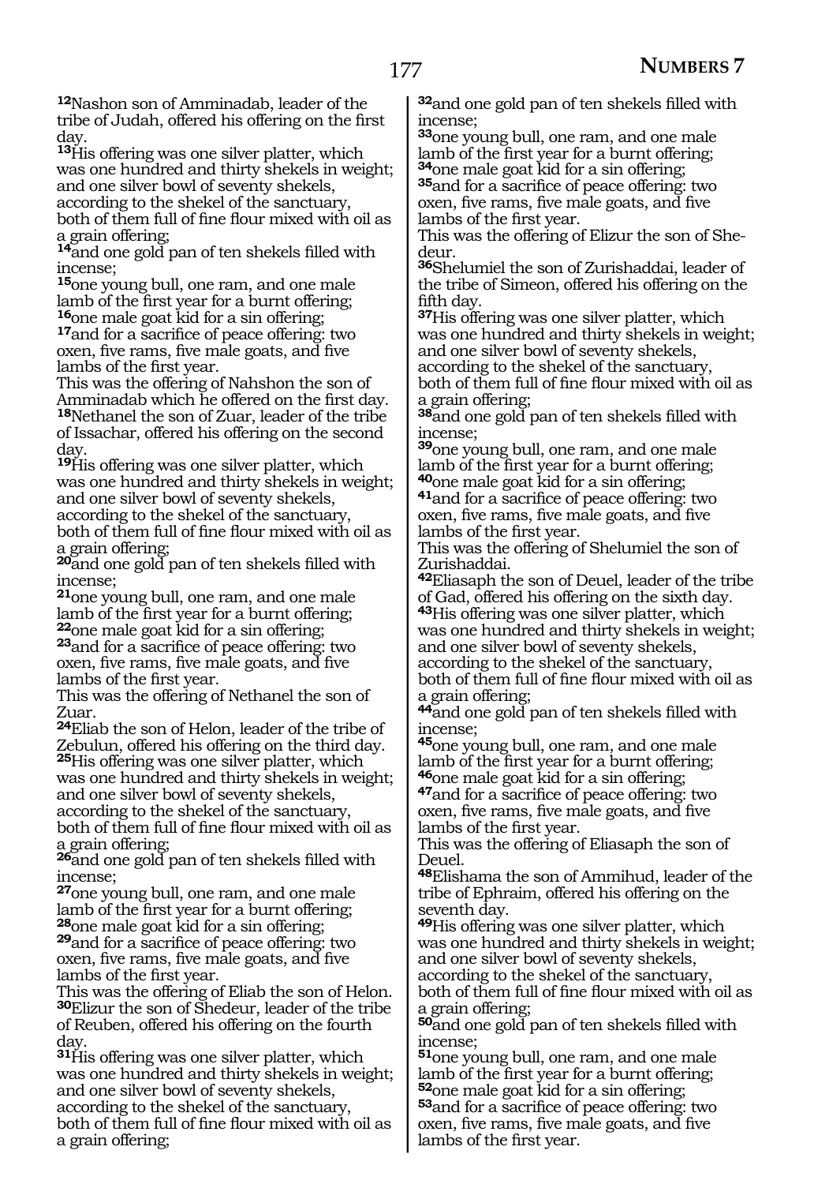[12]Nashon son of Amminadab, leader of the tribe of Judah, offered his offering on the first day.
[13]His offering was one silver platter, which was one hundred and thirty shekels in weight; and one silver bowl of seventy shekels, according to the shekel of the sanctuary, both of them full of fine flour mixed with oil as a grain offering;
[14]and one gold pan of ten shekels filled with incense;
[15]one young bull, one ram, and one male lamb of the first year for a burnt offering;
[16]one male goat kid for a sin offering;
[17]and for a sacrifice of peace offering: two oxen, five rams, five male goats, and five lambs of the first year.
This was the offering of Nahshon the son of Amminadab which he offered on the first day.
[18]Nethanel the son of Zuar, leader of the tribe of Issachar, offered his offering on the second day.
[19]His offering was one silver platter, which was one hundred and thirty shekels in weight; and one silver bowl of seventy shekels, according to the shekel of the sanctuary, both of them full of fine flour mixed with oil as a grain offering;
[20]and one gold pan of ten shekels filled with incense;
[21]one young bull, one ram, and one male lamb of the first year for a burnt offering;
[22]one male goat kid for a sin offering;
[23]and for a sacrifice of peace offering: two oxen, five rams, five male goats, and five lambs of the first year.
This was the offering of Nethanel the son of Zuar.
[24]Eliab the son of Helon, leader of the tribe of Zebulun, offered his offering on the third day.
[25]His offering was one silver platter, which was one hundred and thirty shekels in weight; and one silver bowl of seventy shekels, according to the shekel of the sanctuary, both of them full of fine flour mixed with oil as a grain offering;
[26]and one gold pan of ten shekels filled with incense;
[27]one young bull, one ram, and one male lamb of the first year for a burnt offering;
[28]one male goat kid for a sin offering;
[29]and for a sacrifice of peace offering: two oxen, five rams, five male goats, and five lambs of the first year.
This was the offering of Eliab the son of Helon.
[30]Elizur the son of Shedeur, leader of the tribe of Reuben, offered his offering on the fourth day.
[31]His offering was one silver platter, which was one hundred and thirty shekels in weight; and one silver bowl of seventy shekels, according to the shekel of the sanctuary, both of them full of fine flour mixed with oil as a grain offering;
[32]and one gold pan of ten shekels filled with incense;
[33]one young bull, one ram, and one male lamb of the first year for a burnt offering;
[34]one male goat kid for a sin offering;
[35]and for a sacrifice of peace offering: two oxen, five rams, five male goats, and five lambs of the first year.
This was the offering of Elizur the son of Shedeur.
[36]Shelumiel the son of Zurishaddai, leader of the tribe of Simeon, offered his offering on the fifth day.
[37]His offering was one silver platter, which was one hundred and thirty shekels in weight; and one silver bowl of seventy shekels, according to the shekel of the sanctuary, both of them full of fine flour mixed with oil as a grain offering;
[38]and one gold pan of ten shekels filled with incense;
[39]one young bull, one ram, and one male lamb of the first year for a burnt offering;
[40]one male goat kid for a sin offering;
[41]and for a sacrifice of peace offering: two oxen, five rams, five male goats, and five lambs of the first year.
This was the offering of Shelumiel the son of Zurishaddai.
[42]Eliasaph the son of Deuel, leader of the tribe of Gad, offered his offering on the sixth day.
[43]His offering was one silver platter, which was one hundred and thirty shekels in weight; and one silver bowl of seventy shekels, according to the shekel of the sanctuary, both of them full of fine flour mixed with oil as a grain offering;
[44]and one gold pan of ten shekels filled with incense;
[45]one young bull, one ram, and one male lamb of the first year for a burnt offering;
[46]one male goat kid for a sin offering;
[47]and for a sacrifice of peace offering: two oxen, five rams, five male goats, and five lambs of the first year.
This was the offering of Eliasaph the son of Deuel.
[48]Elishama the son of Ammihud, leader of the tribe of Ephraim, offered his offering on the seventh day.
[49]His offering was one silver platter, which was one hundred and thirty shekels in weight; and one silver bowl of seventy shekels, according to the shekel of the sanctuary, both of them full of fine flour mixed with oil as a grain offering;
[50]and one gold pan of ten shekels filled with incense;
[51]one young bull, one ram, and one male lamb of the first year for a burnt offering;
[52]one male goat kid for a sin offering;
[53]and for a sacrifice of peace offering: two oxen, five rams, five male goats, and five lambs of the first year.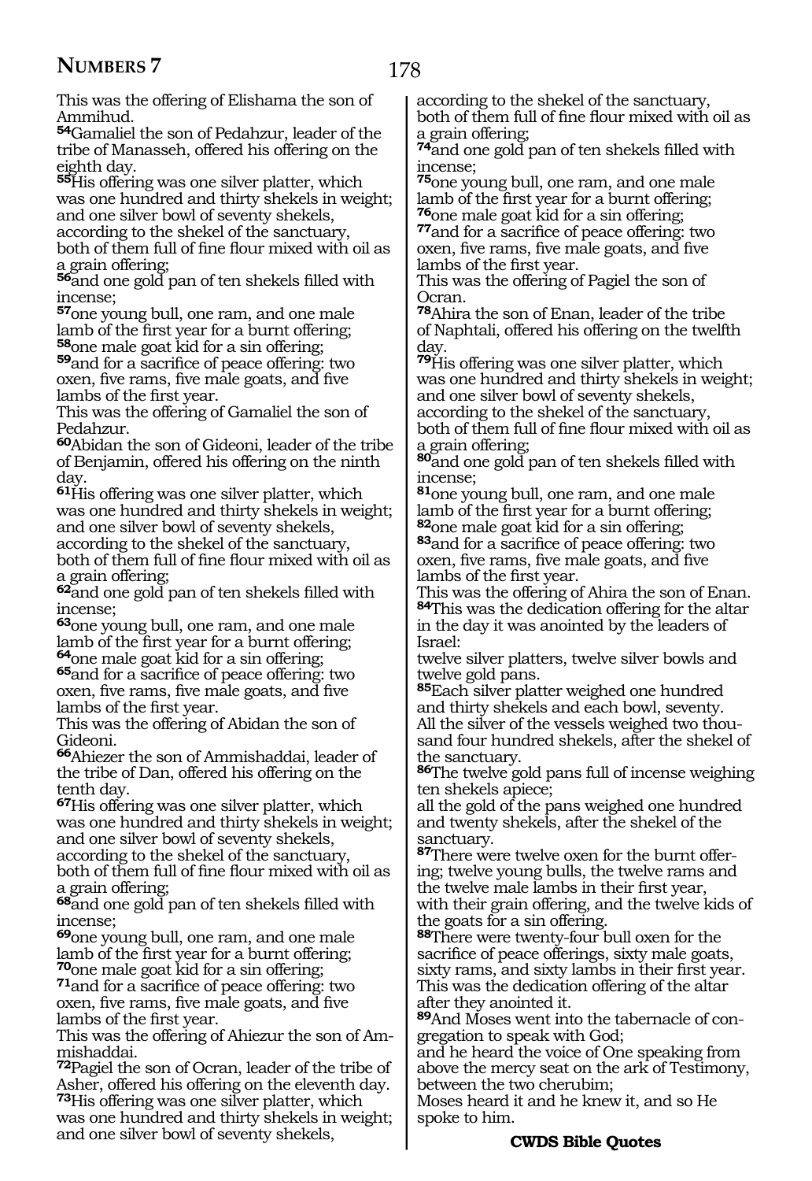This was the offering of Elishama the son of Ammihud.

**54**Gamaliel the son of Pedahzur, leader of the tribe of Manasseh, offered his offering on the eighth day.

**55**His offering was one silver platter, which was one hundred and thirty shekels in weight; and one silver bowl of seventy shekels, according to the shekel of the sanctuary, both of them full of fine flour mixed with oil as a grain offering;

**56**and one gold pan of ten shekels filled with incense;

**57**one young bull, one ram, and one male lamb of the first year for a burnt offering;

**58**one male goat kid for a sin offering;

**59**and for a sacrifice of peace offering: two oxen, five rams, five male goats, and five lambs of the first year.

This was the offering of Gamaliel the son of Pedahzur.

**60**Abidan the son of Gideoni, leader of the tribe of Benjamin, offered his offering on the ninth day.

**61**His offering was one silver platter, which was one hundred and thirty shekels in weight; and one silver bowl of seventy shekels, according to the shekel of the sanctuary, both of them full of fine flour mixed with oil as a grain offering;

**62**and one gold pan of ten shekels filled with incense;

**63**one young bull, one ram, and one male lamb of the first year for a burnt offering;

**64**one male goat kid for a sin offering;

**65**and for a sacrifice of peace offering: two oxen, five rams, five male goats, and five lambs of the first year.

This was the offering of Abidan the son of Gideoni.

**66**Ahiezer the son of Ammishaddai, leader of the tribe of Dan, offered his offering on the tenth day.

**67**His offering was one silver platter, which was one hundred and thirty shekels in weight; and one silver bowl of seventy shekels, according to the shekel of the sanctuary, both of them full of fine flour mixed with oil as a grain offering;

**68**and one gold pan of ten shekels filled with incense;

**69**one young bull, one ram, and one male lamb of the first year for a burnt offering;

**70**one male goat kid for a sin offering;

**71**and for a sacrifice of peace offering: two oxen, five rams, five male goats, and five lambs of the first year.

This was the offering of Ahiezur the son of Ammishaddai.

**72**Pagiel the son of Ocran, leader of the tribe of Asher, offered his offering on the eleventh day.

**73**His offering was one silver platter, which was one hundred and thirty shekels in weight; and one silver bowl of seventy shekels, according to the shekel of the sanctuary, both of them full of fine flour mixed with oil as a grain offering;

**74**and one gold pan of ten shekels filled with incense;

**75**one young bull, one ram, and one male lamb of the first year for a burnt offering;

**76**one male goat kid for a sin offering;

**77**and for a sacrifice of peace offering: two oxen, five rams, five male goats, and five lambs of the first year.

This was the offering of Pagiel the son of Ocran.

**78**Ahira the son of Enan, leader of the tribe of Naphtali, offered his offering on the twelfth day.

**79**His offering was one silver platter, which was one hundred and thirty shekels in weight; and one silver bowl of seventy shekels, according to the shekel of the sanctuary, both of them full of fine flour mixed with oil as a grain offering;

**80**and one gold pan of ten shekels filled with incense;

**81**one young bull, one ram, and one male lamb of the first year for a burnt offering;

**82**one male goat kid for a sin offering;

**83**and for a sacrifice of peace offering: two oxen, five rams, five male goats, and five lambs of the first year.

This was the offering of Ahira the son of Enan.

**84**This was the dedication offering for the altar in the day it was anointed by the leaders of Israel:
twelve silver platters, twelve silver bowls and twelve gold pans.

**85**Each silver platter weighed one hundred and thirty shekels and each bowl, seventy. All the silver of the vessels weighed two thousand four hundred shekels, after the shekel of the sanctuary.

**86**The twelve gold pans full of incense weighing ten shekels apiece;
all the gold of the pans weighed one hundred and twenty shekels, after the shekel of the sanctuary.

**87**There were twelve oxen for the burnt offering; twelve young bulls, the twelve rams and the twelve male lambs in their first year, with their grain offering, and the twelve kids of the goats for a sin offering.

**88**There were twenty-four bull oxen for the sacrifice of peace offerings, sixty male goats, sixty rams, and sixty lambs in their first year. This was the dedication offering of the altar after they anointed it.

**89**And Moses went into the tabernacle of congregation to speak with God;
and he heard the voice of One speaking from above the mercy seat on the ark of Testimony, between the two cherubim;
Moses heard it and he knew it, and so He spoke to him.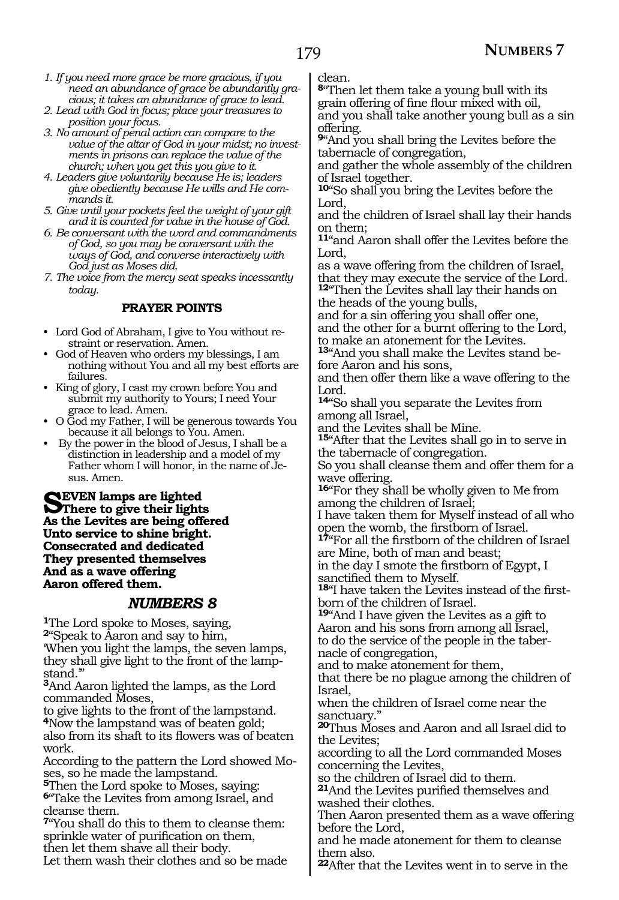1. *If you need more grace be more gracious, if you need an abundance of grace be abundantly gracious; it takes an abundance of grace to lead.*
2. *Lead with God in focus; place your treasures to position your focus.*
3. *No amount of penal action can compare to the value of the altar of God in your midst; no investments in prisons can replace the value of the church; when you get this you give to it.*
4. *Leaders give voluntarily because He is; leaders give obediently because He wills and He commands it.*
5. *Give until your pockets feel the weight of your gift and it is counted for value in the house of God.*
6. *Be conversant with the word and commandments of God, so you may be conversant with the ways of God, and converse interactively with God just as Moses did.*
7. *The voice from the mercy seat speaks incessantly today.*

### PRAYER POINTS

- Lord God of Abraham, I give to You without restraint or reservation. Amen.
- God of Heaven who orders my blessings, I am nothing without You and all my best efforts are failures.
- King of glory, I cast my crown before You and submit my authority to Yours; I need Your grace to lead. Amen.
- O God my Father, I will be generous towards You because it all belongs to You. Amen.
- By the power in the blood of Jesus, I shall be a distinction in leadership and a model of my Father whom I will honor, in the name of Jesus. Amen.

**SEVEN lamps are lighted**
**There to give their lights**
**As the Levites are being offered**
**Unto service to shine bright.**
**Consecrated and dedicated**
**They presented themselves**
**And as a wave offering**
**Aaron offered them.**

## *NUMBERS 8*

**1**The Lord spoke to Moses, saying,
**2**"Speak to Aaron and say to him,
'When you light the lamps, the seven lamps, they shall give light to the front of the lampstand.'"
**3**And Aaron lighted the lamps, as the Lord commanded Moses,
to give lights to the front of the lampstand.
**4**Now the lampstand was of beaten gold;
also from its shaft to its flowers was of beaten work.
According to the pattern the Lord showed Moses, so he made the lampstand.
**5**Then the Lord spoke to Moses, saying:
**6**"Take the Levites from among Israel, and cleanse them.
**7**"You shall do this to them to cleanse them:
sprinkle water of purification on them,
then let them shave all their body.
Let them wash their clothes and so be made clean.
**8**"Then let them take a young bull with its grain offering of fine flour mixed with oil,
and you shall take another young bull as a sin offering.
**9**"And you shall bring the Levites before the tabernacle of congregation,
and gather the whole assembly of the children of Israel together.
**10**"So shall you bring the Levites before the Lord,
and the children of Israel shall lay their hands on them;
**11**"and Aaron shall offer the Levites before the Lord,
as a wave offering from the children of Israel,
that they may execute the service of the Lord.
**12**"Then the Levites shall lay their hands on the heads of the young bulls,
and for a sin offering you shall offer one,
and the other for a burnt offering to the Lord,
to make an atonement for the Levites.
**13**"And you shall make the Levites stand before Aaron and his sons,
and then offer them like a wave offering to the Lord.
**14**"So shall you separate the Levites from among all Israel,
and the Levites shall be Mine.
**15**"After that the Levites shall go in to serve in the tabernacle of congregation.
So you shall cleanse them and offer them for a wave offering.
**16**"For they shall be wholly given to Me from among the children of Israel;
I have taken them for Myself instead of all who open the womb, the firstborn of Israel.
**17**"For all the firstborn of the children of Israel are Mine, both of man and beast;
in the day I smote the firstborn of Egypt, I sanctified them to Myself.
**18**"I have taken the Levites instead of the firstborn of the children of Israel.
**19**"And I have given the Levites as a gift to Aaron and his sons from among all Israel,
to do the service of the people in the tabernacle of congregation,
and to make atonement for them,
that there be no plague among the children of Israel,
when the children of Israel come near the sanctuary."
**20**Thus Moses and Aaron and all Israel did to the Levites;
according to all the Lord commanded Moses concerning the Levites,
so the children of Israel did to them.
**21**And the Levites purified themselves and washed their clothes.
Then Aaron presented them as a wave offering before the Lord,
and he made atonement for them to cleanse them also.
**22**After that the Levites went in to serve in the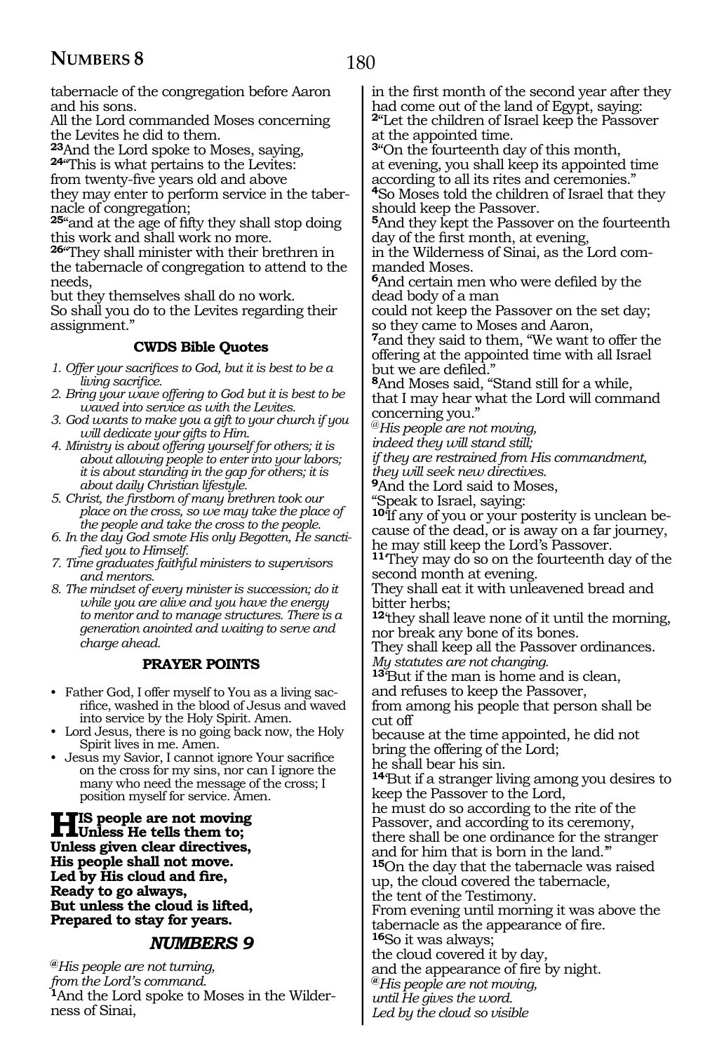tabernacle of the congregation before Aaron and his sons.
All the Lord commanded Moses concerning the Levites he did to them.
**23**And the Lord spoke to Moses, saying,
**24**"This is what pertains to the Levites:
from twenty-five years old and above
they may enter to perform service in the tabernacle of congregation;
**25**"and at the age of fifty they shall stop doing this work and shall work no more.
**26**"They shall minister with their brethren in the tabernacle of congregation to attend to the needs,
but they themselves shall do no work.
So shall you do to the Levites regarding their assignment."

### CWDS Bible Quotes

1. *Offer your sacrifices to God, but it is best to be a living sacrifice.*
2. *Bring your wave offering to God but it is best to be waved into service as with the Levites.*
3. *God wants to make you a gift to your church if you will dedicate your gifts to Him.*
4. *Ministry is about offering yourself for others; it is about allowing people to enter into your labors; it is about standing in the gap for others; it is about daily Christian lifestyle.*
5. *Christ, the firstborn of many brethren took our place on the cross, so we may take the place of the people and take the cross to the people.*
6. *In the day God smote His only Begotten, He sanctified you to Himself.*
7. *Time graduates faithful ministers to supervisors and mentors.*
8. *The mindset of every minister is succession; do it while you are alive and you have the energy to mentor and to manage structures. There is a generation anointed and waiting to serve and charge ahead.*

### PRAYER POINTS

- Father God, I offer myself to You as a living sacrifice, washed in the blood of Jesus and waved into service by the Holy Spirit. Amen.
- Lord Jesus, there is no going back now, the Holy Spirit lives in me. Amen.
- Jesus my Savior, I cannot ignore Your sacrifice on the cross for my sins, nor can I ignore the many who need the message of the cross; I position myself for service. Amen.

**HIS people are not moving
Unless He tells them to;
Unless given clear directives,
His people shall not move.
Led by His cloud and fire,
Ready to go always,
But unless the cloud is lifted,
Prepared to stay for years.**

## *NUMBERS 9*

*@His people are not turning,
from the Lord's command.*
**1**And the Lord spoke to Moses in the Wilderness of Sinai,
in the first month of the second year after they had come out of the land of Egypt, saying:
**2**"Let the children of Israel keep the Passover at the appointed time.
**3**"On the fourteenth day of this month,
at evening, you shall keep its appointed time according to all its rites and ceremonies."
**4**So Moses told the children of Israel that they should keep the Passover.
**5**And they kept the Passover on the fourteenth day of the first month, at evening,
in the Wilderness of Sinai, as the Lord commanded Moses.
**6**And certain men who were defiled by the dead body of a man
could not keep the Passover on the set day;
so they came to Moses and Aaron,
**7**and they said to them, "We want to offer the offering at the appointed time with all Israel
but we are defiled."
**8**And Moses said, "Stand still for a while,
that I may hear what the Lord will command concerning you."
*@His people are not moving,
indeed they will stand still;
if they are restrained from His commandment,
they will seek new directives.*
**9**And the Lord said to Moses,
"Speak to Israel, saying:
**10**'If any of you or your posterity is unclean because of the dead, or is away on a far journey,
he may still keep the Lord's Passover.
**11**'They may do so on the fourteenth day of the second month at evening.
They shall eat it with unleavened bread and bitter herbs;
**12**'they shall leave none of it until the morning,
nor break any bone of its bones.
They shall keep all the Passover ordinances.
*My statutes are not changing.*
**13**'But if the man is home and is clean,
and refuses to keep the Passover,
from among his people that person shall be cut off
because at the time appointed, he did not bring the offering of the Lord;
he shall bear his sin.
**14**'But if a stranger living among you desires to keep the Passover to the Lord,
he must do so according to the rite of the Passover, and according to its ceremony,
there shall be one ordinance for the stranger and for him that is born in the land.'"
**15**On the day that the tabernacle was raised up, the cloud covered the tabernacle,
the tent of the Testimony.
From evening until morning it was above the tabernacle as the appearance of fire.
**16**So it was always;
the cloud covered it by day,
and the appearance of fire by night.
*@His people are not moving,
until He gives the word.
Led by the cloud so visible*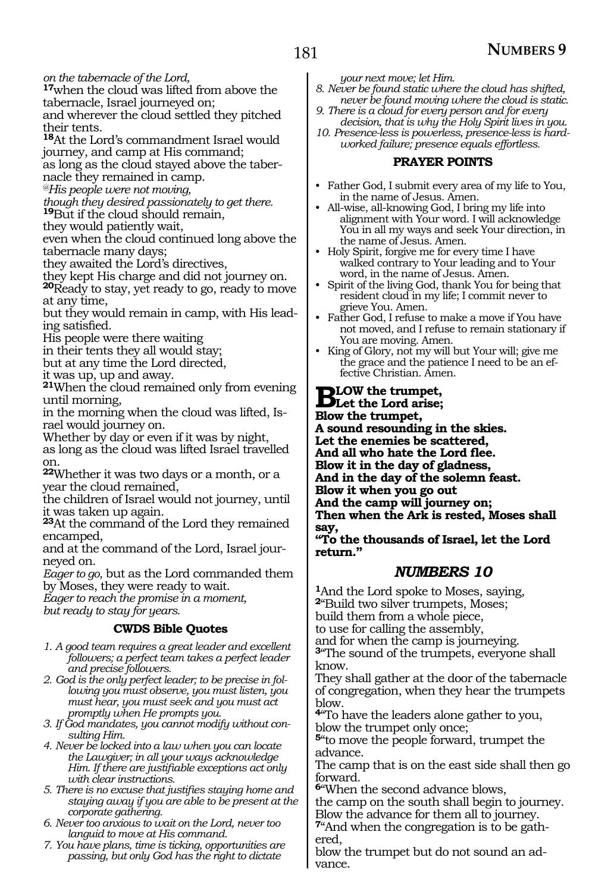*on the tabernacle of the Lord,*
**17**when the cloud was lifted from above the tabernacle, Israel journeyed on;
and wherever the cloud settled they pitched their tents.
**18**At the Lord's commandment Israel would journey, and camp at His command;
as long as the cloud stayed above the tabernacle they remained in camp.
*@His people were not moving,*
*though they desired passionately to get there.*
**19**But if the cloud should remain,
they would patiently wait,
even when the cloud continued long above the tabernacle many days;
they awaited the Lord's directives,
they kept His charge and did not journey on.
**20**Ready to stay, yet ready to go, ready to move at any time,
but they would remain in camp, with His leading satisfied.
His people were there waiting
in their tents they all would stay;
but at any time the Lord directed,
it was up, up and away.
**21**When the cloud remained only from evening until morning,
in the morning when the cloud was lifted, Israel would journey on.
Whether by day or even if it was by night,
as long as the cloud was lifted Israel travelled on.
**22**Whether it was two days or a month, or a year the cloud remained,
the children of Israel would not journey, until it was taken up again.
**23**At the command of the Lord they remained encamped,
and at the command of the Lord, Israel journeyed on.
*Eager to go*, but as the Lord commanded them by Moses, they were ready to wait.
*Eager to reach the promise in a moment,*
*but ready to stay for years.*

### CWDS Bible Quotes

1. *A good team requires a great leader and excellent followers; a perfect team takes a perfect leader and precise followers.*
2. *God is the only perfect leader; to be precise in following you must observe, you must listen, you must hear, you must seek and you must act promptly when He prompts you.*
3. *If God mandates, you cannot modify without consulting Him.*
4. *Never be locked into a law when you can locate the Lawgiver; in all your ways acknowledge Him. If there are justifiable exceptions act only with clear instructions.*
5. *There is no excuse that justifies staying home and staying away if you are able to be present at the corporate gathering.*
6. *Never too anxious to wait on the Lord, never too languid to move at His command.*
7. *You have plans, time is ticking, opportunities are passing, but only God has the right to dictate your next move; let Him.*
8. *Never be found static where the cloud has shifted, never be found moving where the cloud is static.*
9. *There is a cloud for every person and for every decision, that is why the Holy Spirit lives in you.*
10. *Presence-less is powerless, presence-less is hard-worked failure; presence equals effortless.*

### PRAYER POINTS

- Father God, I submit every area of my life to You, in the name of Jesus. Amen.
- All-wise, all-knowing God, I bring my life into alignment with Your word. I will acknowledge You in all my ways and seek Your direction, in the name of Jesus. Amen.
- Holy Spirit, forgive me for every time I have walked contrary to Your leading and to Your word, in the name of Jesus. Amen.
- Spirit of the living God, thank You for being that resident cloud in my life; I commit never to grieve You. Amen.
- Father God, I refuse to make a move if You have not moved, and I refuse to remain stationary if You are moving. Amen.
- King of Glory, not my will but Your will; give me the grace and the patience I need to be an effective Christian. Amen.

**BLOW the trumpet,**
**Let the Lord arise;**
**Blow the trumpet,**
**A sound resounding in the skies.**
**Let the enemies be scattered,**
**And all who hate the Lord flee.**
**Blow it in the day of gladness,**
**And in the day of the solemn feast.**
**Blow it when you go out**
**And the camp will journey on;**
**Then when the Ark is rested, Moses shall say,**
**"To the thousands of Israel, let the Lord return."**

## NUMBERS 10

**1**And the Lord spoke to Moses, saying,
**2**"Build two silver trumpets, Moses;
build them from a whole piece,
to use for calling the assembly,
and for when the camp is journeying.
**3**"The sound of the trumpets, everyone shall know.
They shall gather at the door of the tabernacle of congregation, when they hear the trumpets blow.
**4**"To have the leaders alone gather to you,
blow the trumpet only once;
**5**"to move the people forward, trumpet the advance.
The camp that is on the east side shall then go forward.
**6**"When the second advance blows,
the camp on the south shall begin to journey.
Blow the advance for them all to journey.
**7**"And when the congregation is to be gathered,
blow the trumpet but do not sound an advance.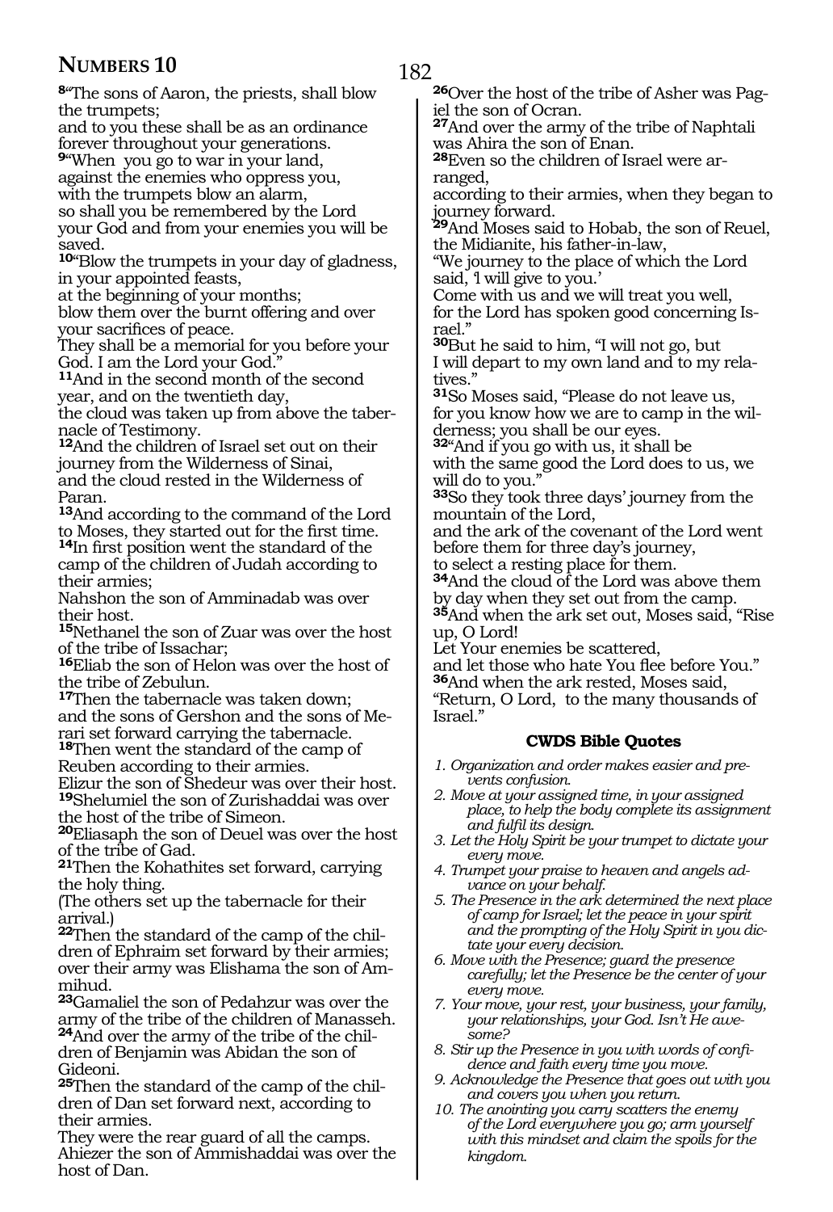## Numbers 10

**8**"The sons of Aaron, the priests, shall blow the trumpets;
and to you these shall be as an ordinance forever throughout your generations.
**9**"When you go to war in your land,
against the enemies who oppress you,
with the trumpets blow an alarm,
so shall you be remembered by the Lord your God and from your enemies you will be saved.
**10**"Blow the trumpets in your day of gladness,
in your appointed feasts,
at the beginning of your months;
blow them over the burnt offering and over your sacrifices of peace.
They shall be a memorial for you before your God. I am the Lord your God."
**11**And in the second month of the second year, and on the twentieth day,
the cloud was taken up from above the tabernacle of Testimony.
**12**And the children of Israel set out on their journey from the Wilderness of Sinai,
and the cloud rested in the Wilderness of Paran.
**13**And according to the command of the Lord to Moses, they started out for the first time.
**14**In first position went the standard of the camp of the children of Judah according to their armies;
Nahshon the son of Amminadab was over their host.
**15**Nethanel the son of Zuar was over the host of the tribe of Issachar;
**16**Eliab the son of Helon was over the host of the tribe of Zebulun.
**17**Then the tabernacle was taken down;
and the sons of Gershon and the sons of Merari set forward carrying the tabernacle.
**18**Then went the standard of the camp of Reuben according to their armies.
Elizur the son of Shedeur was over their host.
**19**Shelumiel the son of Zurishaddai was over the host of the tribe of Simeon.
**20**Eliasaph the son of Deuel was over the host of the tribe of Gad.
**21**Then the Kohathites set forward, carrying the holy thing.
(The others set up the tabernacle for their arrival.)
**22**Then the standard of the camp of the children of Ephraim set forward by their armies;
over their army was Elishama the son of Ammihud.
**23**Gamaliel the son of Pedahzur was over the army of the tribe of the children of Manasseh.
**24**And over the army of the tribe of the children of Benjamin was Abidan the son of Gideoni.
**25**Then the standard of the camp of the children of Dan set forward next, according to their armies.
They were the rear guard of all the camps.
Ahiezer the son of Ammishaddai was over the host of Dan.
**26**Over the host of the tribe of Asher was Pagiel the son of Ocran.
**27**And over the army of the tribe of Naphtali was Ahira the son of Enan.
**28**Even so the children of Israel were arranged,
according to their armies, when they began to journey forward.
**29**And Moses said to Hobab, the son of Reuel, the Midianite, his father-in-law,
"We journey to the place of which the Lord said, 'I will give to you.'
Come with us and we will treat you well,
for the Lord has spoken good concerning Israel."
**30**But he said to him, "I will not go, but
I will depart to my own land and to my relatives."
**31**So Moses said, "Please do not leave us,
for you know how we are to camp in the wilderness; you shall be our eyes.
**32**"And if you go with us, it shall be
with the same good the Lord does to us, we will do to you."
**33**So they took three days' journey from the mountain of the Lord,
and the ark of the covenant of the Lord went before them for three day's journey,
to select a resting place for them.
**34**And the cloud of the Lord was above them by day when they set out from the camp.
**35**And when the ark set out, Moses said, "Rise up, O Lord!
Let Your enemies be scattered,
and let those who hate You flee before You."
**36**And when the ark rested, Moses said,
"Return, O Lord, to the many thousands of Israel."

### CWDS Bible Quotes

*1. Organization and order makes easier and prevents confusion.*
*2. Move at your assigned time, in your assigned place, to help the body complete its assignment and fulfil its design.*
*3. Let the Holy Spirit be your trumpet to dictate your every move.*
*4. Trumpet your praise to heaven and angels advance on your behalf.*
*5. The Presence in the ark determined the next place of camp for Israel; let the peace in your spirit and the prompting of the Holy Spirit in you dictate your every decision.*
*6. Move with the Presence; guard the presence carefully; let the Presence be the center of your every move.*
*7. Your move, your rest, your business, your family, your relationships, your God. Isn't He awesome?*
*8. Stir up the Presence in you with words of confidence and faith every time you move.*
*9. Acknowledge the Presence that goes out with you and covers you when you return.*
*10. The anointing you carry scatters the enemy of the Lord everywhere you go; arm yourself with this mindset and claim the spoils for the kingdom.*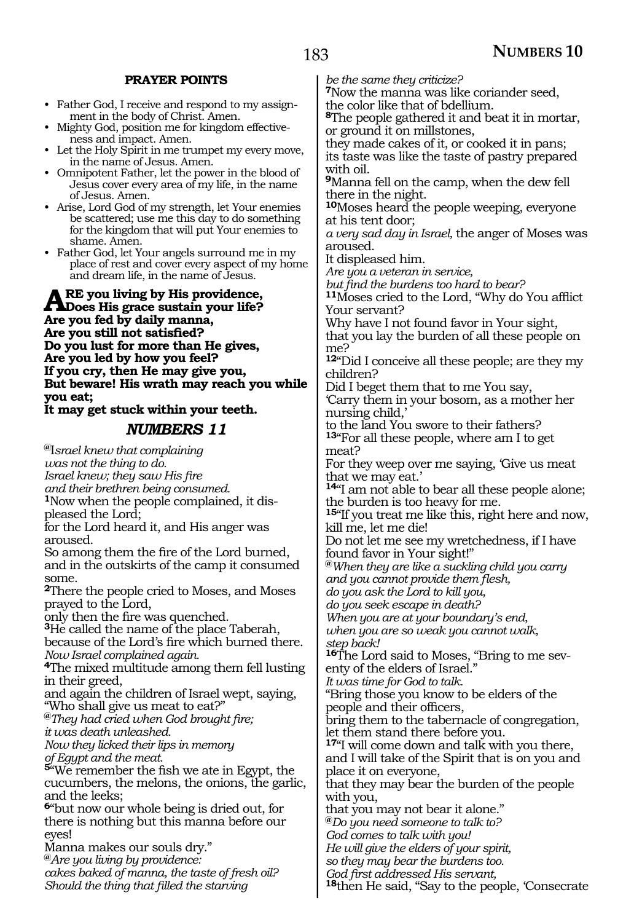**PRAYER POINTS**

- Father God, I receive and respond to my assignment in the body of Christ. Amen.
- Mighty God, position me for kingdom effectiveness and impact. Amen.
- Let the Holy Spirit in me trumpet my every move, in the name of Jesus. Amen.
- Omnipotent Father, let the power in the blood of Jesus cover every area of my life, in the name of Jesus. Amen.
- Arise, Lord God of my strength, let Your enemies be scattered; use me this day to do something for the kingdom that will put Your enemies to shame. Amen.
- Father God, let Your angels surround me in my place of rest and cover every aspect of my home and dream life, in the name of Jesus.

**ARE you living by His providence,**
**Does His grace sustain your life?**
**Are you fed by daily manna,**
**Are you still not satisfied?**
**Do you lust for more than He gives,**
**Are you led by how you feel?**
**If you cry, then He may give you,**
**But beware! His wrath may reach you while you eat;**
**It may get stuck within your teeth.**

## *NUMBERS 11*

@*Israel knew that complaining*
*was not the thing to do.*
*Israel knew; they saw His fire*
*and their brethren being consumed.*

**1**Now when the people complained, it displeased the Lord;
for the Lord heard it, and His anger was aroused.
So among them the fire of the Lord burned, and in the outskirts of the camp it consumed some.

**2**There the people cried to Moses, and Moses prayed to the Lord,
only then the fire was quenched.

**3**He called the name of the place Taberah, because of the Lord's fire which burned there.
*Now Israel complained again.*

**4**The mixed multitude among them fell lusting in their greed,
and again the children of Israel wept, saying, "Who shall give us meat to eat?"

@*They had cried when God brought fire;*
*it was death unleashed.*
*Now they licked their lips in memory*
*of Egypt and the meat.*

**5**"We remember the fish we ate in Egypt, the cucumbers, the melons, the onions, the garlic, and the leeks;

**6**"but now our whole being is dried out, for there is nothing but this manna before our eyes!
Manna makes our souls dry."

@*Are you living by providence:*
*cakes baked of manna, the taste of fresh oil?*
*Should the thing that filled the starving*
*be the same they criticize?*

**7**Now the manna was like coriander seed,
the color like that of bdellium.

**8**The people gathered it and beat it in mortar, or ground it on millstones,
they made cakes of it, or cooked it in pans;
its taste was like the taste of pastry prepared with oil.

**9**Manna fell on the camp, when the dew fell there in the night.

**10**Moses heard the people weeping, everyone at his tent door;
*a very sad day in Israel,* the anger of Moses was aroused.
It displeased him.
*Are you a veteran in service,*
*but find the burdens too hard to bear?*

**11**Moses cried to the Lord, "Why do You afflict Your servant?
Why have I not found favor in Your sight,
that you lay the burden of all these people on me?

**12**"Did I conceive all these people; are they my children?
Did I beget them that to me You say,
'Carry them in your bosom, as a mother her nursing child,'
to the land You swore to their fathers?

**13**"For all these people, where am I to get meat?
For they weep over me saying, 'Give us meat that we may eat.'

**14**"I am not able to bear all these people alone;
the burden is too heavy for me.

**15**"If you treat me like this, right here and now, kill me, let me die!
Do not let me see my wretchedness, if I have found favor in Your sight!"

@*When they are like a suckling child you carry*
*and you cannot provide them flesh,*
*do you ask the Lord to kill you,*
*do you seek escape in death?*
*When you are at your boundary's end,*
*when you are so weak you cannot walk,*
*step back!*

**16**The Lord said to Moses, "Bring to me seventy of the elders of Israel."
*It was time for God to talk.*
"Bring those you know to be elders of the people and their officers,
bring them to the tabernacle of congregation,
let them stand there before you.

**17**"I will come down and talk with you there,
and I will take of the Spirit that is on you and place it on everyone,
that they may bear the burden of the people with you,
that you may not bear it alone."

@*Do you need someone to talk to?*
*God comes to talk with you!*
*He will give the elders of your spirit,*
*so they may bear the burdens too.*
*God first addressed His servant,*

**18**then He said, "Say to the people, 'Consecrate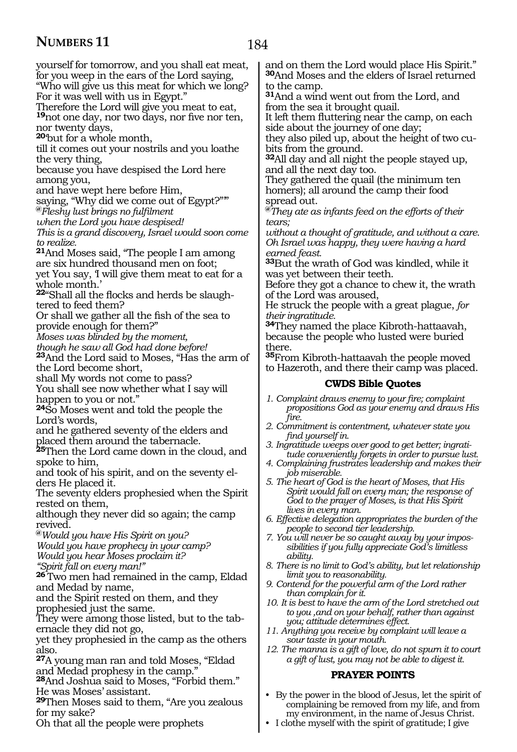yourself for tomorrow, and you shall eat meat, for you weep in the ears of the Lord saying, "Who will give us this meat for which we long? For it was well with us in Egypt."
Therefore the Lord will give you meat to eat,
**19**not one day, nor two days, nor five nor ten, nor twenty days,
**20**'but for a whole month,
till it comes out your nostrils and you loathe the very thing,
because you have despised the Lord here among you,
and have wept here before Him,
saying, "Why did we come out of Egypt?""'
*@Fleshy lust brings no fulfilment*
*when the Lord you have despised!*
*This is a grand discovery, Israel would soon come to realize.*
**21**And Moses said, "The people I am among are six hundred thousand men on foot;
yet You say, 'I will give them meat to eat for a whole month.'
**22**"Shall all the flocks and herds be slaughtered to feed them?
Or shall we gather all the fish of the sea to provide enough for them?"
*Moses was blinded by the moment,*
*though he saw all God had done before!*
**23**And the Lord said to Moses, "Has the arm of the Lord become short,
shall My words not come to pass?
You shall see now whether what I say will happen to you or not."
**24**So Moses went and told the people the Lord's words,
and he gathered seventy of the elders and placed them around the tabernacle.
**25**Then the Lord came down in the cloud, and spoke to him,
and took of his spirit, and on the seventy elders He placed it.
The seventy elders prophesied when the Spirit rested on them,
although they never did so again; the camp revived.
*@Would you have His Spirit on you?*
*Would you have prophecy in your camp?*
*Would you hear Moses proclaim it?*
*"Spirit fall on every man!"*
**26** Two men had remained in the camp, Eldad and Medad by name,
and the Spirit rested on them, and they prophesied just the same.
They were among those listed, but to the tabernacle they did not go,
yet they prophesied in the camp as the others also.
**27**A young man ran and told Moses, "Eldad and Medad prophesy in the camp."
**28**And Joshua said to Moses, "Forbid them."
He was Moses' assistant.
**29**Then Moses said to them, "Are you zealous for my sake?
Oh that all the people were prophets
and on them the Lord would place His Spirit."
**30**And Moses and the elders of Israel returned to the camp.
**31**And a wind went out from the Lord, and from the sea it brought quail.
It left them fluttering near the camp, on each side about the journey of one day;
they also piled up, about the height of two cubits from the ground.
**32**All day and all night the people stayed up, and all the next day too.
They gathered the quail (the minimum ten homers); all around the camp their food spread out.
*@They ate as infants feed on the efforts of their tears;*
*without a thought of gratitude, and without a care.*
*Oh Israel was happy, they were having a hard earned feast.*
**33**But the wrath of God was kindled, while it was yet between their teeth.
Before they got a chance to chew it, the wrath of the Lord was aroused,
He struck the people with a great plague, *for their ingratitude.*
**34**They named the place Kibroth-hattaavah, because the people who lusted were buried there.
**35**From Kibroth-hattaavah the people moved to Hazeroth, and there their camp was placed.

### CWDS Bible Quotes

1. *Complaint draws enemy to your fire; complaint propositions God as your enemy and draws His fire.*
2. *Commitment is contentment, whatever state you find yourself in.*
3. *Ingratitude weeps over good to get better; ingratitude conveniently forgets in order to pursue lust.*
4. *Complaining frustrates leadership and makes their job miserable.*
5. *The heart of God is the heart of Moses, that His Spirit would fall on every man; the response of God to the prayer of Moses, is that His Spirit lives in every man.*
6. *Effective delegation appropriates the burden of the people to second tier leadership.*
7. *You will never be so caught away by your impossibilities if you fully appreciate God's limitless ability.*
8. *There is no limit to God's ability, but let relationship limit you to reasonability.*
9. *Contend for the powerful arm of the Lord rather than complain for it.*
10. *It is best to have the arm of the Lord stretched out to you ,and on your behalf, rather than against you; attitude determines effect.*
11. *Anything you receive by complaint will leave a sour taste in your mouth.*
12. *The manna is a gift of love, do not spurn it to court a gift of lust, you may not be able to digest it.*

### PRAYER POINTS

- By the power in the blood of Jesus, let the spirit of complaining be removed from my life, and from my environment, in the name of Jesus Christ.
- I clothe myself with the spirit of gratitude; I give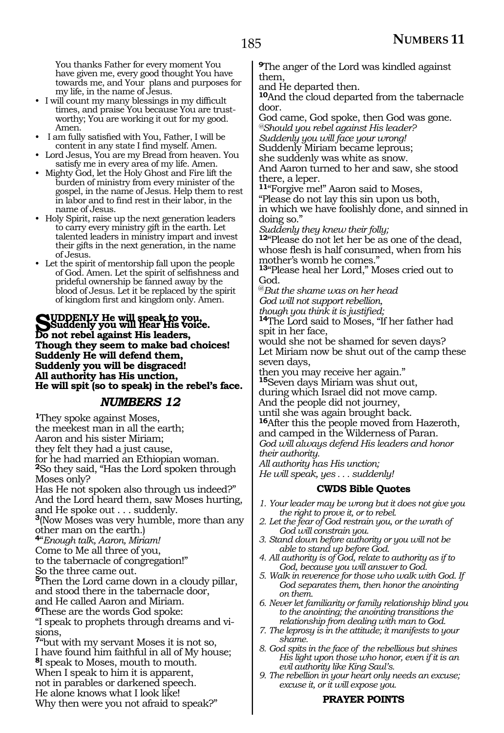You thanks Father for every moment You have given me, every good thought You have towards me, and Your plans and purposes for my life, in the name of Jesus.

- I will count my many blessings in my difficult times, and praise You because You are trustworthy; You are working it out for my good. Amen.
- I am fully satisfied with You, Father, I will be content in any state I find myself. Amen.
- Lord Jesus, You are my Bread from heaven. You satisfy me in every area of my life. Amen.
- Mighty God, let the Holy Ghost and Fire lift the burden of ministry from every minister of the gospel, in the name of Jesus. Help them to rest in labor and to find rest in their labor, in the name of Jesus.
- Holy Spirit, raise up the next generation leaders to carry every ministry gift in the earth. Let talented leaders in ministry impart and invest their gifts in the next generation, in the name of Jesus.
- Let the spirit of mentorship fall upon the people of God. Amen. Let the spirit of selfishness and prideful ownership be fanned away by the blood of Jesus. Let it be replaced by the spirit of kingdom first and kingdom only. Amen.

**SUDDENLY He will speak to you,**
**Suddenly you will hear His voice.**
**Do not rebel against His leaders,**
**Though they seem to make bad choices!**
**Suddenly He will defend them,**
**Suddenly you will be disgraced!**
**All authority has His unction,**
**He will spit (so to speak) in the rebel's face.**

## *NUMBERS 12*

**1**They spoke against Moses,
the meekest man in all the earth;
Aaron and his sister Miriam;
they felt they had a just cause,
for he had married an Ethiopian woman.
**2**So they said, "Has the Lord spoken through Moses only?
Has He not spoken also through us indeed?"
And the Lord heard them, saw Moses hurting,
and He spoke out . . . suddenly.
**3**(Now Moses was very humble, more than any other man on the earth.)
**4**"*Enough talk, Aaron, Miriam!*
Come to Me all three of you,
to the tabernacle of congregation!"
So the three came out.
**5**Then the Lord came down in a cloudy pillar,
and stood there in the tabernacle door,
and He called Aaron and Miriam.
**6**These are the words God spoke:
"I speak to prophets through dreams and visions,
**7**"but with my servant Moses it is not so,
I have found him faithful in all of My house;
**8**I speak to Moses, mouth to mouth.
When I speak to him it is apparent,
not in parables or darkened speech.
He alone knows what I look like!
Why then were you not afraid to speak?"
**9**The anger of the Lord was kindled against them,
and He departed then.
**10**And the cloud departed from the tabernacle door.
God came, God spoke, then God was gone.
*@Should you rebel against His leader?*
*Suddenly you will face your wrong!*
Suddenly Miriam became leprous;
she suddenly was white as snow.
And Aaron turned to her and saw, she stood there, a leper.
**11**"Forgive me!" Aaron said to Moses,
"Please do not lay this sin upon us both,
in which we have foolishly done, and sinned in doing so."
*Suddenly they knew their folly;*
**12**"Please do not let her be as one of the dead,
whose flesh is half consumed, when from his mother's womb he comes."
**13**"Please heal her Lord," Moses cried out to God.
*@But the shame was on her head*
*God will not support rebellion,*
*though you think it is justified;*
**14**The Lord said to Moses, "If her father had spit in her face,
would she not be shamed for seven days?
Let Miriam now be shut out of the camp these seven days,
then you may receive her again."
**15**Seven days Miriam was shut out,
during which Israel did not move camp.
And the people did not journey,
until she was again brought back.
**16**After this the people moved from Hazeroth,
and camped in the Wilderness of Paran.
*God will always defend His leaders and honor their authority.*
*All authority has His unction;*
*He will speak, yes . . . suddenly!*

### CWDS Bible Quotes

1. *Your leader may be wrong but it does not give you the right to prove it, or to rebel.*
2. *Let the fear of God restrain you, or the wrath of God will constrain you.*
3. *Stand down before authority or you will not be able to stand up before God.*
4. *All authority is of God, relate to authority as if to God, because you will answer to God.*
5. *Walk in reverence for those who walk with God. If God separates them, then honor the anointing on them.*
6. *Never let familiarity or family relationship blind you to the anointing; the anointing transitions the relationship from dealing with man to God.*
7. *The leprosy is in the attitude; it manifests to your shame.*
8. *God spits in the face of the rebellious but shines His light upon those who honor, even if it is an evil authority like King Saul's.*
9. *The rebellion in your heart only needs an excuse; excuse it, or it will expose you.*

### PRAYER POINTS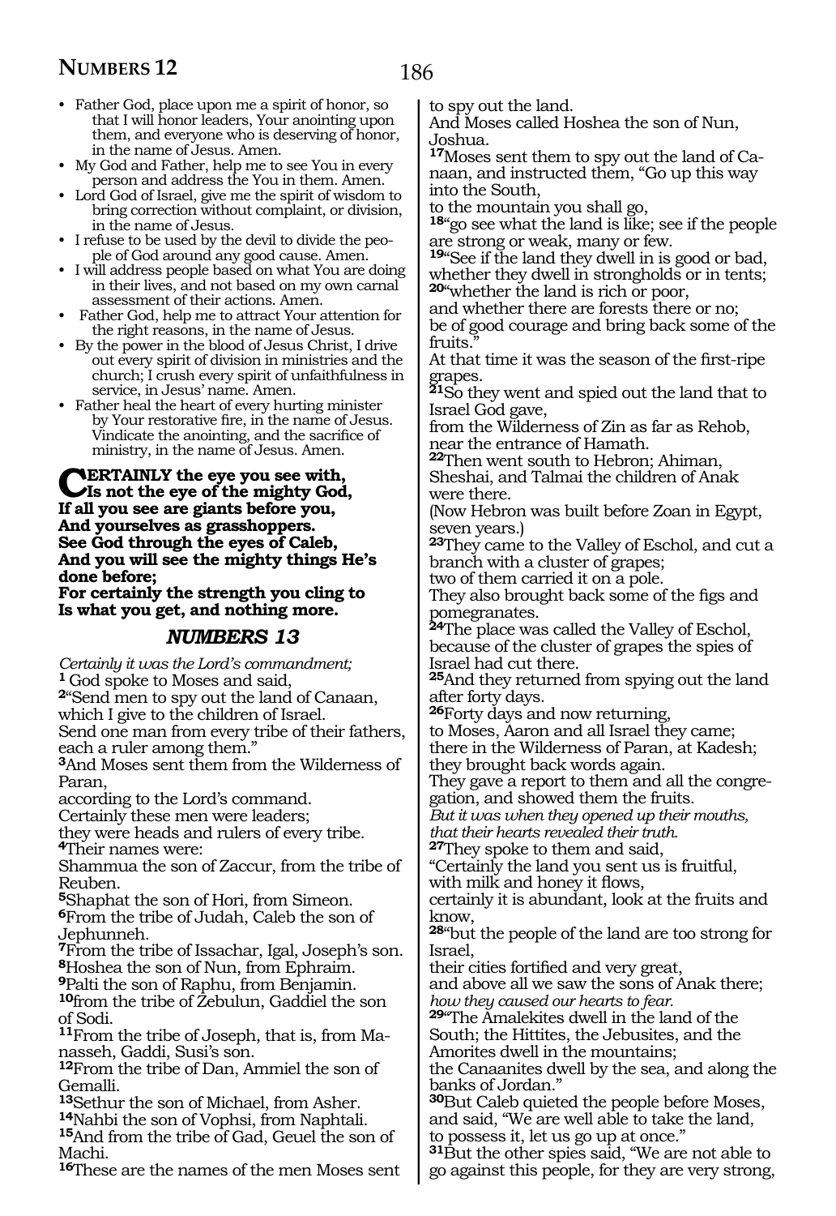- Father God, place upon me a spirit of honor, so that I will honor leaders, Your anointing upon them, and everyone who is deserving of honor, in the name of Jesus. Amen.
- My God and Father, help me to see You in every person and address the You in them. Amen.
- Lord God of Israel, give me the spirit of wisdom to bring correction without complaint, or division, in the name of Jesus.
- I refuse to be used by the devil to divide the people of God around any good cause. Amen.
- I will address people based on what You are doing in their lives, and not based on my own carnal assessment of their actions. Amen.
- Father God, help me to attract Your attention for the right reasons, in the name of Jesus.
- By the power in the blood of Jesus Christ, I drive out every spirit of division in ministries and the church; I crush every spirit of unfaithfulness in service, in Jesus' name. Amen.
- Father heal the heart of every hurting minister by Your restorative fire, in the name of Jesus. Vindicate the anointing, and the sacrifice of ministry, in the name of Jesus. Amen.

**CERTAINLY the eye you see with,**
**Is not the eye of the mighty God,**
**If all you see are giants before you,**
**And yourselves as grasshoppers.**
**See God through the eyes of Caleb,**
**And you will see the mighty things He's done before;**
**For certainly the strength you cling to**
**Is what you get, and nothing more.**

## *NUMBERS 13*

*Certainly it was the Lord's commandment;*
**1** God spoke to Moses and said,
**2**"Send men to spy out the land of Canaan,
which I give to the children of Israel.
Send one man from every tribe of their fathers,
each a ruler among them."
**3**And Moses sent them from the Wilderness of Paran,
according to the Lord's command.
Certainly these men were leaders;
they were heads and rulers of every tribe.
**4**Their names were:
Shammua the son of Zaccur, from the tribe of Reuben.
**5**Shaphat the son of Hori, from Simeon.
**6**From the tribe of Judah, Caleb the son of Jephunneh.
**7**From the tribe of Issachar, Igal, Joseph's son.
**8**Hoshea the son of Nun, from Ephraim.
**9**Palti the son of Raphu, from Benjamin.
**10**from the tribe of Zebulun, Gaddiel the son of Sodi.
**11**From the tribe of Joseph, that is, from Manasseh, Gaddi, Susi's son.
**12**From the tribe of Dan, Ammiel the son of Gemalli.
**13**Sethur the son of Michael, from Asher.
**14**Nahbi the son of Vophsi, from Naphtali.
**15**And from the tribe of Gad, Geuel the son of Machi.
**16**These are the names of the men Moses sent to spy out the land.
And Moses called Hoshea the son of Nun, Joshua.
**17**Moses sent them to spy out the land of Canaan, and instructed them, "Go up this way into the South,
to the mountain you shall go,
**18**"go see what the land is like; see if the people are strong or weak, many or few.
**19**"See if the land they dwell in is good or bad, whether they dwell in strongholds or in tents;
**20**"whether the land is rich or poor,
and whether there are forests there or no;
be of good courage and bring back some of the fruits."
At that time it was the season of the first-ripe grapes.
**21**So they went and spied out the land that to Israel God gave,
from the Wilderness of Zin as far as Rehob,
near the entrance of Hamath.
**22**Then went south to Hebron; Ahiman, Sheshai, and Talmai the children of Anak were there.
(Now Hebron was built before Zoan in Egypt, seven years.)
**23**They came to the Valley of Eschol, and cut a branch with a cluster of grapes;
two of them carried it on a pole.
They also brought back some of the figs and pomegranates.
**24**The place was called the Valley of Eschol, because of the cluster of grapes the spies of Israel had cut there.
**25**And they returned from spying out the land after forty days.
**26**Forty days and now returning,
to Moses, Aaron and all Israel they came;
there in the Wilderness of Paran, at Kadesh;
they brought back words again.
They gave a report to them and all the congregation, and showed them the fruits.
*But it was when they opened up their mouths,*
*that their hearts revealed their truth.*
**27**They spoke to them and said,
"Certainly the land you sent us is fruitful,
with milk and honey it flows,
certainly it is abundant, look at the fruits and know,
**28**"but the people of the land are too strong for Israel,
their cities fortified and very great,
and above all we saw the sons of Anak there;
*how they caused our hearts to fear.*
**29**"The Amalekites dwell in the land of the South; the Hittites, the Jebusites, and the Amorites dwell in the mountains;
the Canaanites dwell by the sea, and along the banks of Jordan."
**30**But Caleb quieted the people before Moses,
and said, "We are well able to take the land,
to possess it, let us go up at once."
**31**But the other spies said, "We are not able to go against this people, for they are very strong,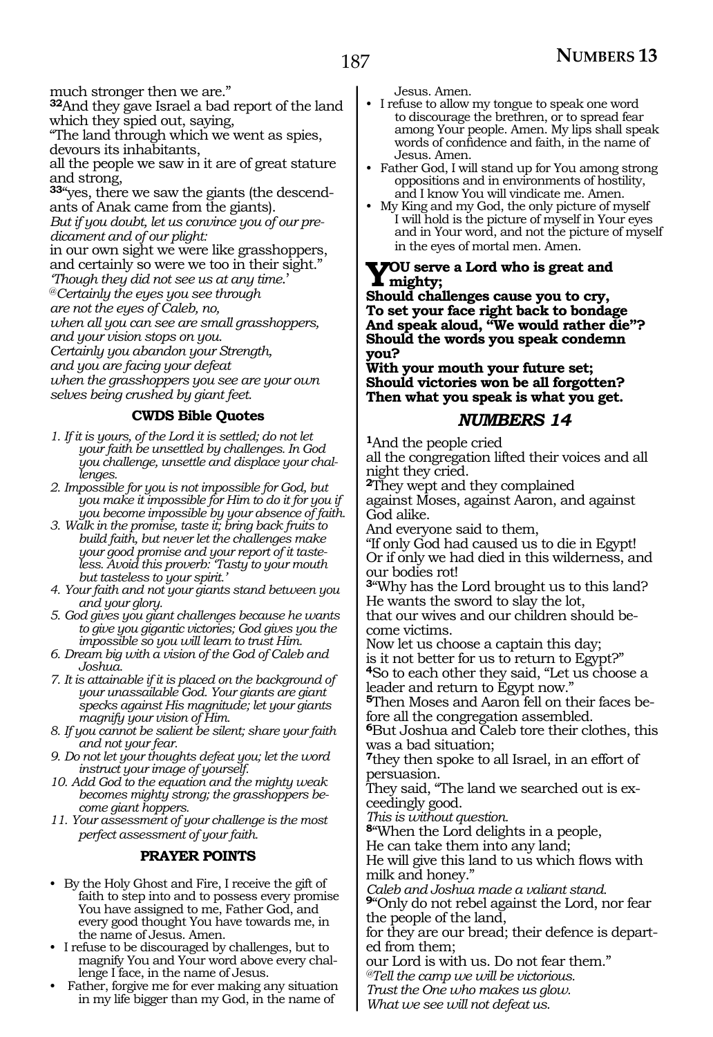much stronger then we are."

**32**And they gave Israel a bad report of the land which they spied out, saying,

"The land through which we went as spies, devours its inhabitants,

all the people we saw in it are of great stature and strong,

**33**"yes, there we saw the giants (the descendants of Anak came from the giants).

*But if you doubt, let us convince you of our predicament and of our plight:*

in our own sight we were like grasshoppers, and certainly so were we too in their sight."

*'Though they did not see us at any time.'*

*@Certainly the eyes you see through*
*are not the eyes of Caleb, no,*
*when all you can see are small grasshoppers,*
*and your vision stops on you.*
*Certainly you abandon your Strength,*
*and you are facing your defeat*
*when the grasshoppers you see are your own selves being crushed by giant feet.*

### CWDS Bible Quotes

*1. If it is yours, of the Lord it is settled; do not let your faith be unsettled by challenges. In God you challenge, unsettle and displace your challenges.*

*2. Impossible for you is not impossible for God, but you make it impossible for Him to do it for you if you become impossible by your absence of faith.*

*3. Walk in the promise, taste it; bring back fruits to build faith, but never let the challenges make your good promise and your report of it tasteless. Avoid this proverb: 'Tasty to your mouth but tasteless to your spirit.'*

*4. Your faith and not your giants stand between you and your glory.*

*5. God gives you giant challenges because he wants to give you gigantic victories; God gives you the impossible so you will learn to trust Him.*

*6. Dream big with a vision of the God of Caleb and Joshua.*

*7. It is attainable if it is placed on the background of your unassailable God. Your giants are giant specks against His magnitude; let your giants magnify your vision of Him.*

*8. If you cannot be salient be silent; share your faith and not your fear.*

*9. Do not let your thoughts defeat you; let the word instruct your image of yourself.*

*10. Add God to the equation and the mighty weak becomes mighty strong; the grasshoppers become giant hoppers.*

*11. Your assessment of your challenge is the most perfect assessment of your faith.*

### PRAYER POINTS

- By the Holy Ghost and Fire, I receive the gift of faith to step into and to possess every promise You have assigned to me, Father God, and every good thought You have towards me, in the name of Jesus. Amen.
- I refuse to be discouraged by challenges, but to magnify You and Your word above every challenge I face, in the name of Jesus.
- Father, forgive me for ever making any situation in my life bigger than my God, in the name of Jesus. Amen.
- I refuse to allow my tongue to speak one word to discourage the brethren, or to spread fear among Your people. Amen. My lips shall speak words of confidence and faith, in the name of Jesus. Amen.
- Father God, I will stand up for You among strong oppositions and in environments of hostility, and I know You will vindicate me. Amen.
- My King and my God, the only picture of myself I will hold is the picture of myself in Your eyes and in Your word, and not the picture of myself in the eyes of mortal men. Amen.

**YOU serve a Lord who is great and mighty;**
**Should challenges cause you to cry,**
**To set your face right back to bondage**
**And speak aloud, "We would rather die"?**
**Should the words you speak condemn you?**
**With your mouth your future set;**
**Should victories won be all forgotten?**
**Then what you speak is what you get.**

## NUMBERS 14

**1**And the people cried

all the congregation lifted their voices and all night they cried.

**2**They wept and they complained

against Moses, against Aaron, and against God alike.

And everyone said to them,

"If only God had caused us to die in Egypt!

Or if only we had died in this wilderness, and our bodies rot!

**3**"Why has the Lord brought us to this land?

He wants the sword to slay the lot,

that our wives and our children should become victims.

Now let us choose a captain this day;

is it not better for us to return to Egypt?"

**4**So to each other they said, "Let us choose a leader and return to Egypt now."

**5**Then Moses and Aaron fell on their faces before all the congregation assembled.

**6**But Joshua and Caleb tore their clothes, this was a bad situation;

**7**they then spoke to all Israel, in an effort of persuasion.

They said, "The land we searched out is exceedingly good.

*This is without question.*

**8**"When the Lord delights in a people,

He can take them into any land;

He will give this land to us which flows with milk and honey."

*Caleb and Joshua made a valiant stand.*

**9**"Only do not rebel against the Lord, nor fear the people of the land,

for they are our bread; their defence is departed from them;

our Lord is with us. Do not fear them."

*@Tell the camp we will be victorious.*
*Trust the One who makes us glow.*
*What we see will not defeat us.*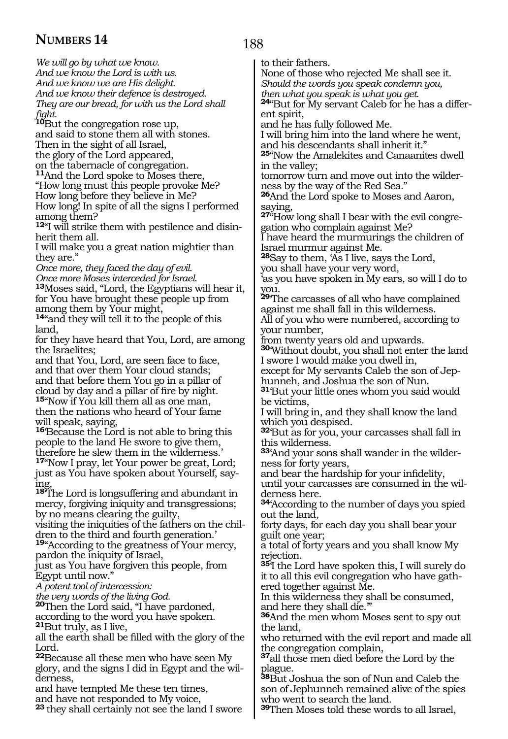*We will go by what we know.*
*And we know the Lord is with us.*
*And we know we are His delight.*
*And we know their defence is destroyed.*
*They are our bread, for with us the Lord shall fight.*

**10**But the congregation rose up,
and said to stone them all with stones.
Then in the sight of all Israel,
the glory of the Lord appeared,
on the tabernacle of congregation.

**11**And the Lord spoke to Moses there,
"How long must this people provoke Me?
How long before they believe in Me?
How long! In spite of all the signs I performed among them?

**12**"I will strike them with pestilence and disinherit them all.
I will make you a great nation mightier than they are."

*Once more, they faced the day of evil.*
*Once more Moses interceded for Israel.*

**13**Moses said, "Lord, the Egyptians will hear it,
for You have brought these people up from among them by Your might,

**14**"and they will tell it to the people of this land,
for they have heard that You, Lord, are among the Israelites;
and that You, Lord, are seen face to face,
and that over them Your cloud stands;
and that before them You go in a pillar of cloud by day and a pillar of fire by night.

**15**"Now if You kill them all as one man,
then the nations who heard of Your fame
will speak, saying,

**16**'Because the Lord is not able to bring this people to the land He swore to give them,
therefore he slew them in the wilderness.'

**17**"Now I pray, let Your power be great, Lord;
just as You have spoken about Yourself, saying,

**18**'The Lord is longsuffering and abundant in mercy, forgiving iniquity and transgressions;
by no means clearing the guilty,
visiting the iniquities of the fathers on the children to the third and fourth generation.'

**19**"According to the greatness of Your mercy,
pardon the iniquity of Israel,
just as You have forgiven this people, from Egypt until now."

*A potent tool of intercession:*
*the very words of the living God.*

**20**Then the Lord said, "I have pardoned,
according to the word you have spoken.

**21**But truly, as I live,
all the earth shall be filled with the glory of the Lord.

**22**Because all these men who have seen My glory, and the signs I did in Egypt and the wilderness,
and have tempted Me these ten times,
and have not responded to My voice,

**23** they shall certainly not see the land I swore to their fathers.
None of those who rejected Me shall see it.

*Should the words you speak condemn you,*
*then what you speak is what you get.*

**24**"But for My servant Caleb for he has a different spirit,
and he has fully followed Me.
I will bring him into the land where he went,
and his descendants shall inherit it."

**25**"Now the Amalekites and Canaanites dwell in the valley;
tomorrow turn and move out into the wilderness by the way of the Red Sea."

**26**And the Lord spoke to Moses and Aaron, saying,

**27**"How long shall I bear with the evil congregation who complain against Me?
I have heard the murmurings the children of Israel murmur against Me.

**28**Say to them, 'As I live, says the Lord,
you shall have your very word,
'as you have spoken in My ears, so will I do to you.

**29**'The carcasses of all who have complained against me shall fall in this wilderness.
All of you who were numbered, according to your number,
from twenty years old and upwards.

**30**'Without doubt, you shall not enter the land I swore I would make you dwell in,
except for My servants Caleb the son of Jephunneh, and Joshua the son of Nun.

**31**'But your little ones whom you said would be victims,
I will bring in, and they shall know the land which you despised.

**32**'But as for you, your carcasses shall fall in this wilderness.

**33**'And your sons shall wander in the wilderness for forty years,
and bear the hardship for your infidelity,
until your carcasses are consumed in the wilderness here.

**34**'According to the number of days you spied out the land,
forty days, for each day you shall bear your guilt one year;
a total of forty years and you shall know My rejection.

**35**'I the Lord have spoken this, I will surely do it to all this evil congregation who have gathered together against Me.
In this wilderness they shall be consumed,
and here they shall die.'"

**36**And the men whom Moses sent to spy out the land,
who returned with the evil report and made all the congregation complain,

**37**all those men died before the Lord by the plague.

**38**But Joshua the son of Nun and Caleb the son of Jephunneh remained alive of the spies who went to search the land.

**39**Then Moses told these words to all Israel,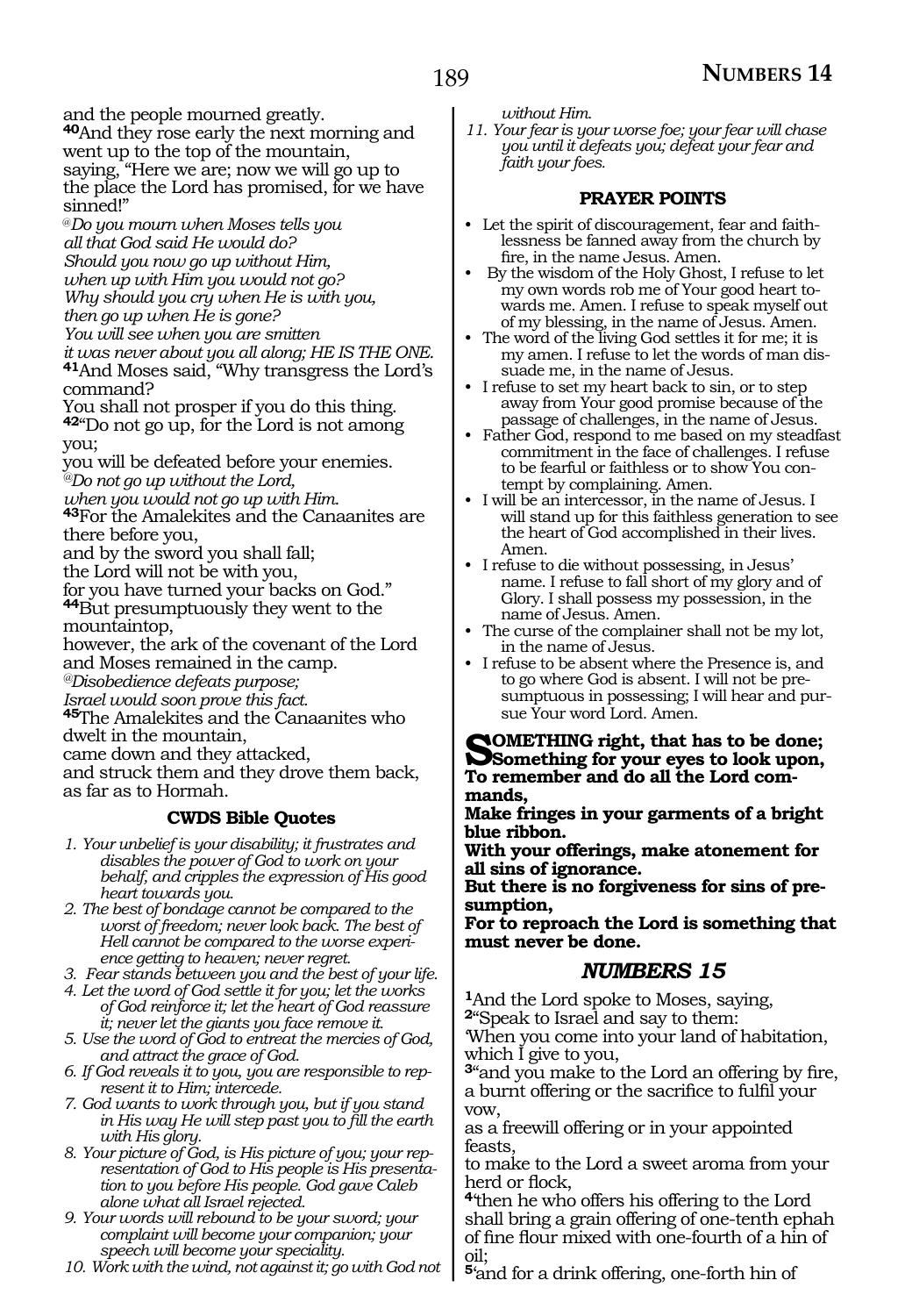and the people mourned greatly.

**40**And they rose early the next morning and went up to the top of the mountain,
saying, "Here we are; now we will go up to the place the Lord has promised, for we have sinned!"

*@Do you mourn when Moses tells you*
*all that God said He would do?*
*Should you now go up without Him,*
*when up with Him you would not go?*
*Why should you cry when He is with you,*
*then go up when He is gone?*
*You will see when you are smitten*
*it was never about you all along; HE IS THE ONE.*

**41**And Moses said, "Why transgress the Lord's command?
You shall not prosper if you do this thing.

**42**"Do not go up, for the Lord is not among you;
you will be defeated before your enemies.

*@Do not go up without the Lord,*
*when you would not go up with Him.*

**43**For the Amalekites and the Canaanites are there before you,
and by the sword you shall fall;
the Lord will not be with you,
for you have turned your backs on God."

**44**But presumptuously they went to the mountaintop,
however, the ark of the covenant of the Lord and Moses remained in the camp.

*@Disobedience defeats purpose;*
*Israel would soon prove this fact.*

**45**The Amalekites and the Canaanites who dwelt in the mountain,
came down and they attacked,
and struck them and they drove them back, as far as to Hormah.

### CWDS Bible Quotes

1. *Your unbelief is your disability; it frustrates and disables the power of God to work on your behalf, and cripples the expression of His good heart towards you.*
2. *The best of bondage cannot be compared to the worst of freedom; never look back. The best of Hell cannot be compared to the worse experience getting to heaven; never regret.*
3. *Fear stands between you and the best of your life.*
4. *Let the word of God settle it for you; let the works of God reinforce it; let the heart of God reassure it; never let the giants you face remove it.*
5. *Use the word of God to entreat the mercies of God, and attract the grace of God.*
6. *If God reveals it to you, you are responsible to represent it to Him; intercede.*
7. *God wants to work through you, but if you stand in His way He will step past you to fill the earth with His glory.*
8. *Your picture of God, is His picture of you; your representation of God to His people is His presentation to you before His people. God gave Caleb alone what all Israel rejected.*
9. *Your words will rebound to be your sword; your complaint will become your companion; your speech will become your speciality.*
10. *Work with the wind, not against it; go with God not without Him.*
11. *Your fear is your worse foe; your fear will chase you until it defeats you; defeat your fear and faith your foes.*

### PRAYER POINTS

- Let the spirit of discouragement, fear and faithlessness be fanned away from the church by fire, in the name Jesus. Amen.
- By the wisdom of the Holy Ghost, I refuse to let my own words rob me of Your good heart towards me. Amen. I refuse to speak myself out of my blessing, in the name of Jesus. Amen.
- The word of the living God settles it for me; it is my amen. I refuse to let the words of man dissuade me, in the name of Jesus.
- I refuse to set my heart back to sin, or to step away from Your good promise because of the passage of challenges, in the name of Jesus.
- Father God, respond to me based on my steadfast commitment in the face of challenges. I refuse to be fearful or faithless or to show You contempt by complaining. Amen.
- I will be an intercessor, in the name of Jesus. I will stand up for this faithless generation to see the heart of God accomplished in their lives. Amen.
- I refuse to die without possessing, in Jesus' name. I refuse to fall short of my glory and of Glory. I shall possess my possession, in the name of Jesus. Amen.
- The curse of the complainer shall not be my lot, in the name of Jesus.
- I refuse to be absent where the Presence is, and to go where God is absent. I will not be presumptuous in possessing; I will hear and pursue Your word Lord. Amen.

**SOMETHING right, that has to be done;**
**Something for your eyes to look upon,**
**To remember and do all the Lord commands,**
**Make fringes in your garments of a bright blue ribbon.**
**With your offerings, make atonement for all sins of ignorance.**
**But there is no forgiveness for sins of presumption,**
**For to reproach the Lord is something that must never be done.**

## *NUMBERS 15*

**1**And the Lord spoke to Moses, saying,

**2**"Speak to Israel and say to them:
'When you come into your land of habitation, which I give to you,

**3**"and you make to the Lord an offering by fire, a burnt offering or the sacrifice to fulfil your vow,
as a freewill offering or in your appointed feasts,
to make to the Lord a sweet aroma from your herd or flock,

**4**'then he who offers his offering to the Lord shall bring a grain offering of one-tenth ephah of fine flour mixed with one-fourth of a hin of oil;

**5**'and for a drink offering, one-forth hin of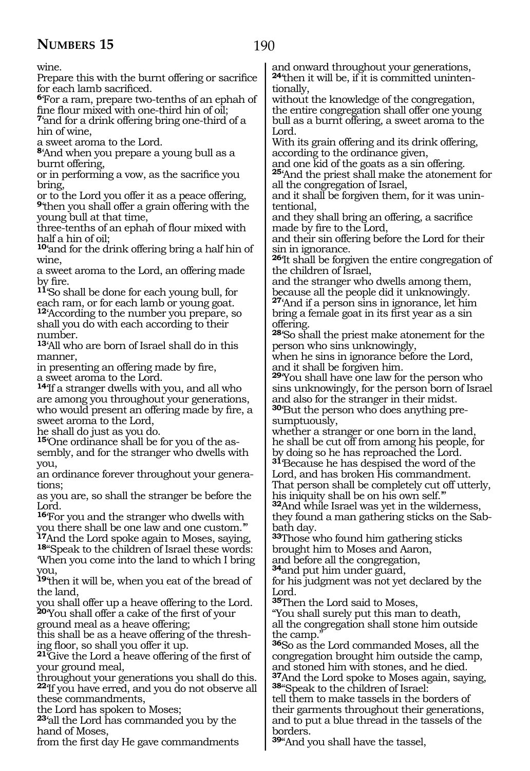wine.
Prepare this with the burnt offering or sacrifice for each lamb sacrificed.
[6]'For a ram, prepare two-tenths of an ephah of fine flour mixed with one-third hin of oil;
[7]'and for a drink offering bring one-third of a hin of wine,
a sweet aroma to the Lord.
[8]'And when you prepare a young bull as a burnt offering,
or in performing a vow, as the sacrifice you bring,
or to the Lord you offer it as a peace offering,
[9]'then you shall offer a grain offering with the young bull at that time,
three-tenths of an ephah of flour mixed with half a hin of oil;
[10]'and for the drink offering bring a half hin of wine,
a sweet aroma to the Lord, an offering made by fire.
[11]'So shall be done for each young bull, for each ram, or for each lamb or young goat.
[12]'According to the number you prepare, so shall you do with each according to their number.
[13]'All who are born of Israel shall do in this manner,
in presenting an offering made by fire,
a sweet aroma to the Lord.
[14]'If a stranger dwells with you, and all who are among you throughout your generations, who would present an offering made by fire, a sweet aroma to the Lord,
he shall do just as you do.
[15]'One ordinance shall be for you of the assembly, and for the stranger who dwells with you,
an ordinance forever throughout your generations;
as you are, so shall the stranger be before the Lord.
[16]'For you and the stranger who dwells with you there shall be one law and one custom.'"
[17]And the Lord spoke again to Moses, saying,
[18]"Speak to the children of Israel these words:
'When you come into the land to which I bring you,
[19]'then it will be, when you eat of the bread of the land,
you shall offer up a heave offering to the Lord.
[20]'You shall offer a cake of the first of your ground meal as a heave offering;
this shall be as a heave offering of the threshing floor, so shall you offer it up.
[21]'Give the Lord a heave offering of the first of your ground meal,
throughout your generations you shall do this.
[22]'If you have erred, and you do not observe all these commandments,
the Lord has spoken to Moses;
[23]'all the Lord has commanded you by the hand of Moses,
from the first day He gave commandments
and onward throughout your generations,
[24]'then it will be, if it is committed unintentionally,
without the knowledge of the congregation,
the entire congregation shall offer one young bull as a burnt offering, a sweet aroma to the Lord.
With its grain offering and its drink offering,
according to the ordinance given,
and one kid of the goats as a sin offering.
[25]'And the priest shall make the atonement for all the congregation of Israel,
and it shall be forgiven them, for it was unintentional,
and they shall bring an offering, a sacrifice made by fire to the Lord,
and their sin offering before the Lord for their sin in ignorance.
[26]'It shall be forgiven the entire congregation of the children of Israel,
and the stranger who dwells among them,
because all the people did it unknowingly.
[27]'And if a person sins in ignorance, let him bring a female goat in its first year as a sin offering.
[28]'So shall the priest make atonement for the person who sins unknowingly,
when he sins in ignorance before the Lord,
and it shall be forgiven him.
[29]'You shall have one law for the person who sins unknowingly, for the person born of Israel and also for the stranger in their midst.
[30]'But the person who does anything presumptuously,
whether a stranger or one born in the land,
he shall be cut off from among his people, for by doing so he has reproached the Lord.
[31]'Because he has despised the word of the Lord, and has broken His commandment.
That person shall be completely cut off utterly,
his iniquity shall be on his own self.'"
[32]And while Israel was yet in the wilderness, they found a man gathering sticks on the Sabbath day.
[33]Those who found him gathering sticks brought him to Moses and Aaron,
and before all the congregation,
[34]and put him under guard,
for his judgment was not yet declared by the Lord.
[35]Then the Lord said to Moses,
"You shall surely put this man to death,
all the congregation shall stone him outside the camp."
[36]So as the Lord commanded Moses, all the congregation brought him outside the camp,
and stoned him with stones, and he died.
[37]And the Lord spoke to Moses again, saying,
[38]"Speak to the children of Israel:
tell them to make tassels in the borders of their garments throughout their generations,
and to put a blue thread in the tassels of the borders.
[39]"And you shall have the tassel,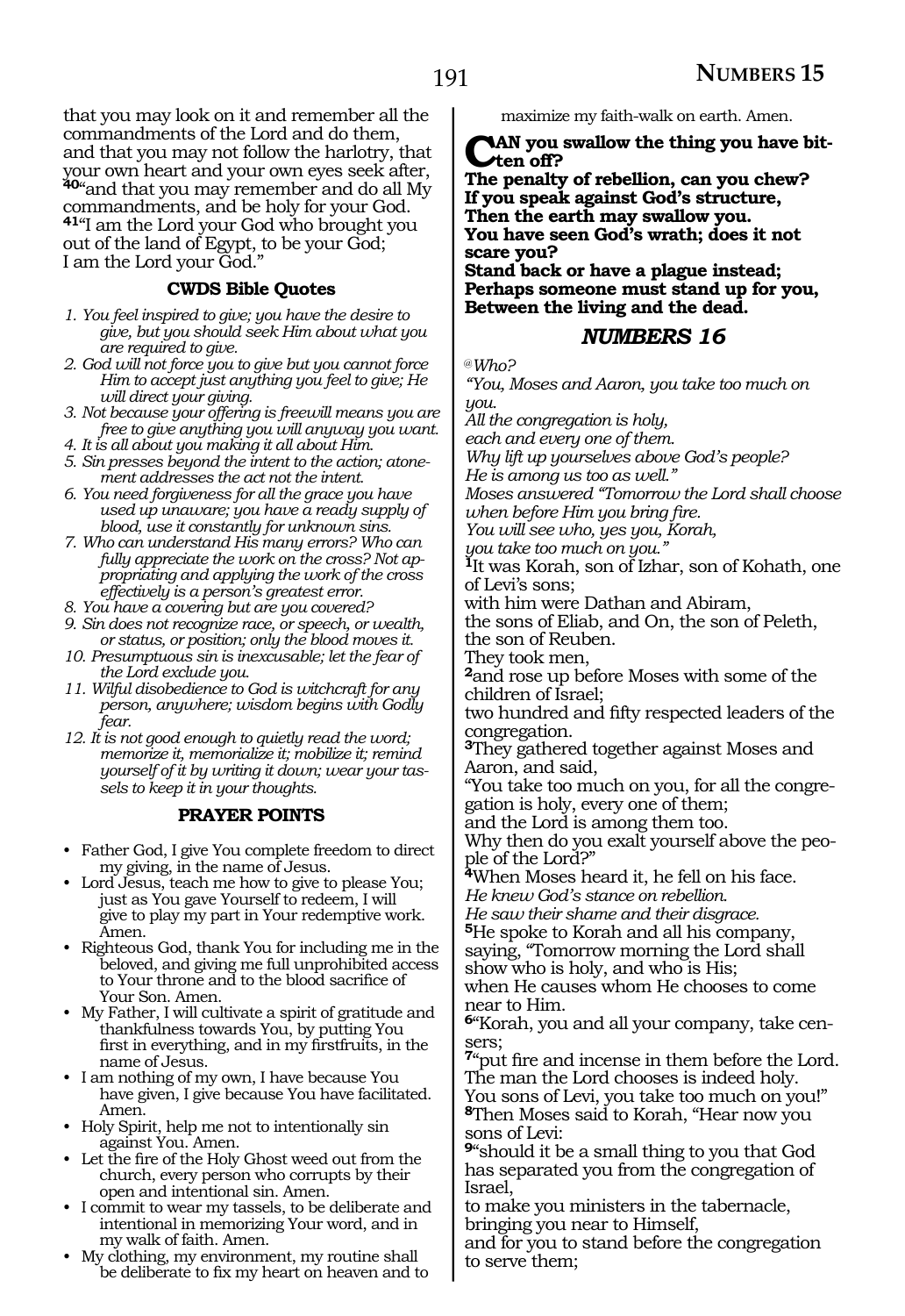that you may look on it and remember all the commandments of the Lord and do them, and that you may not follow the harlotry, that your own heart and your own eyes seek after, **40**"and that you may remember and do all My commandments, and be holy for your God. **41**"I am the Lord your God who brought you out of the land of Egypt, to be your God; I am the Lord your God."

### CWDS Bible Quotes

*1. You feel inspired to give; you have the desire to give, but you should seek Him about what you are required to give.*
*2. God will not force you to give but you cannot force Him to accept just anything you feel to give; He will direct your giving.*
*3. Not because your offering is freewill means you are free to give anything you will anyway you want.*
*4. It is all about you making it all about Him.*
*5. Sin presses beyond the intent to the action; atonement addresses the act not the intent.*
*6. You need forgiveness for all the grace you have used up unaware; you have a ready supply of blood, use it constantly for unknown sins.*
*7. Who can understand His many errors? Who can fully appreciate the work on the cross? Not appropriating and applying the work of the cross effectively is a person's greatest error.*
*8. You have a covering but are you covered?*
*9. Sin does not recognize race, or speech, or wealth, or status, or position; only the blood moves it.*
*10. Presumptuous sin is inexcusable; let the fear of the Lord exclude you.*
*11. Wilful disobedience to God is witchcraft for any person, anywhere; wisdom begins with Godly fear.*
*12. It is not good enough to quietly read the word; memorize it, memorialize it; mobilize it; remind yourself of it by writing it down; wear your tassels to keep it in your thoughts.*

### PRAYER POINTS

- Father God, I give You complete freedom to direct my giving, in the name of Jesus.
- Lord Jesus, teach me how to give to please You; just as You gave Yourself to redeem, I will give to play my part in Your redemptive work. Amen.
- Righteous God, thank You for including me in the beloved, and giving me full unprohibited access to Your throne and to the blood sacrifice of Your Son. Amen.
- My Father, I will cultivate a spirit of gratitude and thankfulness towards You, by putting You first in everything, and in my firstfruits, in the name of Jesus.
- I am nothing of my own, I have because You have given, I give because You have facilitated. Amen.
- Holy Spirit, help me not to intentionally sin against You. Amen.
- Let the fire of the Holy Ghost weed out from the church, every person who corrupts by their open and intentional sin. Amen.
- I commit to wear my tassels, to be deliberate and intentional in memorizing Your word, and in my walk of faith. Amen.
- My clothing, my environment, my routine shall be deliberate to fix my heart on heaven and to maximize my faith-walk on earth. Amen.

**CAN you swallow the thing you have bitten off?**
**The penalty of rebellion, can you chew?**
**If you speak against God's structure,**
**Then the earth may swallow you.**
**You have seen God's wrath; does it not scare you?**
**Stand back or have a plague instead;**
**Perhaps someone must stand up for you,**
**Between the living and the dead.**

## *NUMBERS 16*

*@Who?*
*"You, Moses and Aaron, you take too much on you.*
*All the congregation is holy,*
*each and every one of them.*
*Why lift up yourselves above God's people?*
*He is among us too as well."*
*Moses answered "Tomorrow the Lord shall choose when before Him you bring fire.*
*You will see who, yes you, Korah,*
*you take too much on you."*

**1**It was Korah, son of Izhar, son of Kohath, one of Levi's sons;
with him were Dathan and Abiram,
the sons of Eliab, and On, the son of Peleth, the son of Reuben.
They took men,
**2**and rose up before Moses with some of the children of Israel;
two hundred and fifty respected leaders of the congregation.
**3**They gathered together against Moses and Aaron, and said,
"You take too much on you, for all the congregation is holy, every one of them;
and the Lord is among them too.
Why then do you exalt yourself above the people of the Lord?"
**4**When Moses heard it, he fell on his face.
*He knew God's stance on rebellion.*
*He saw their shame and their disgrace.*
**5**He spoke to Korah and all his company, saying, "Tomorrow morning the Lord shall show who is holy, and who is His;
when He causes whom He chooses to come near to Him.
**6**"Korah, you and all your company, take censers;
**7**"put fire and incense in them before the Lord.
The man the Lord chooses is indeed holy.
You sons of Levi, you take too much on you!"
**8**Then Moses said to Korah, "Hear now you sons of Levi:
**9**"should it be a small thing to you that God has separated you from the congregation of Israel,
to make you ministers in the tabernacle, bringing you near to Himself,
and for you to stand before the congregation to serve them;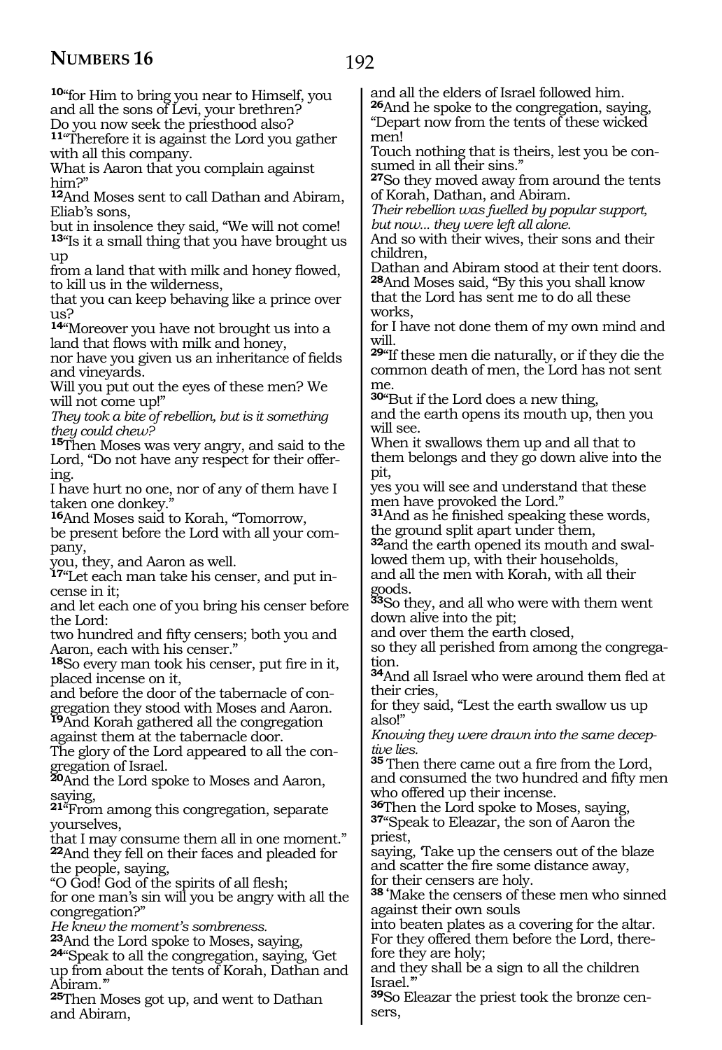[10]"for Him to bring you near to Himself, you and all the sons of Levi, your brethren?
Do you now seek the priesthood also?
[11]"Therefore it is against the Lord you gather with all this company.
What is Aaron that you complain against him?"
[12]And Moses sent to call Dathan and Abiram, Eliab's sons,
but in insolence they said, "We will not come!
[13]"Is it a small thing that you have brought us up
from a land that with milk and honey flowed, to kill us in the wilderness,
that you can keep behaving like a prince over us?
[14]"Moreover you have not brought us into a land that flows with milk and honey,
nor have you given us an inheritance of fields and vineyards.
Will you put out the eyes of these men? We will not come up!"
*They took a bite of rebellion, but is it something they could chew?*
[15]Then Moses was very angry, and said to the Lord, "Do not have any respect for their offering.
I have hurt no one, nor of any of them have I taken one donkey."
[16]And Moses said to Korah, "Tomorrow,
be present before the Lord with all your company,
you, they, and Aaron as well.
[17]"Let each man take his censer, and put incense in it;
and let each one of you bring his censer before the Lord:
two hundred and fifty censers; both you and Aaron, each with his censer."
[18]So every man took his censer, put fire in it, placed incense on it,
and before the door of the tabernacle of congregation they stood with Moses and Aaron.
[19]And Korah gathered all the congregation against them at the tabernacle door.
The glory of the Lord appeared to all the congregation of Israel.
[20]And the Lord spoke to Moses and Aaron, saying,
[21]"From among this congregation, separate yourselves,
that I may consume them all in one moment."
[22]And they fell on their faces and pleaded for the people, saying,
"O God! God of the spirits of all flesh;
for one man's sin will you be angry with all the congregation?"
*He knew the moment's sombreness.*
[23]And the Lord spoke to Moses, saying,
[24]"Speak to all the congregation, saying, 'Get up from about the tents of Korah, Dathan and Abiram.'"
[25]Then Moses got up, and went to Dathan and Abiram,
and all the elders of Israel followed him.
[26]And he spoke to the congregation, saying, "Depart now from the tents of these wicked men!
Touch nothing that is theirs, lest you be consumed in all their sins."
[27]So they moved away from around the tents of Korah, Dathan, and Abiram.
*Their rebellion was fuelled by popular support, but now... they were left all alone.*
And so with their wives, their sons and their children,
Dathan and Abiram stood at their tent doors.
[28]And Moses said, "By this you shall know that the Lord has sent me to do all these works,
for I have not done them of my own mind and will.
[29]"If these men die naturally, or if they die the common death of men, the Lord has not sent me.
[30]"But if the Lord does a new thing,
and the earth opens its mouth up, then you will see.
When it swallows them up and all that to them belongs and they go down alive into the pit,
yes you will see and understand that these men have provoked the Lord."
[31]And as he finished speaking these words, the ground split apart under them,
[32]and the earth opened its mouth and swallowed them up, with their households,
and all the men with Korah, with all their goods.
[33]So they, and all who were with them went down alive into the pit;
and over them the earth closed,
so they all perished from among the congregation.
[34]And all Israel who were around them fled at their cries,
for they said, "Lest the earth swallow us up also!"
*Knowing they were drawn into the same deceptive lies.*
[35] Then there came out a fire from the Lord, and consumed the two hundred and fifty men who offered up their incense.
[36]Then the Lord spoke to Moses, saying,
[37]"Speak to Eleazar, the son of Aaron the priest,
saying, 'Take up the censers out of the blaze and scatter the fire some distance away,
for their censers are holy.
[38] 'Make the censers of these men who sinned against their own souls
into beaten plates as a covering for the altar.
For they offered them before the Lord, therefore they are holy;
and they shall be a sign to all the children Israel.'"
[39]So Eleazar the priest took the bronze censers,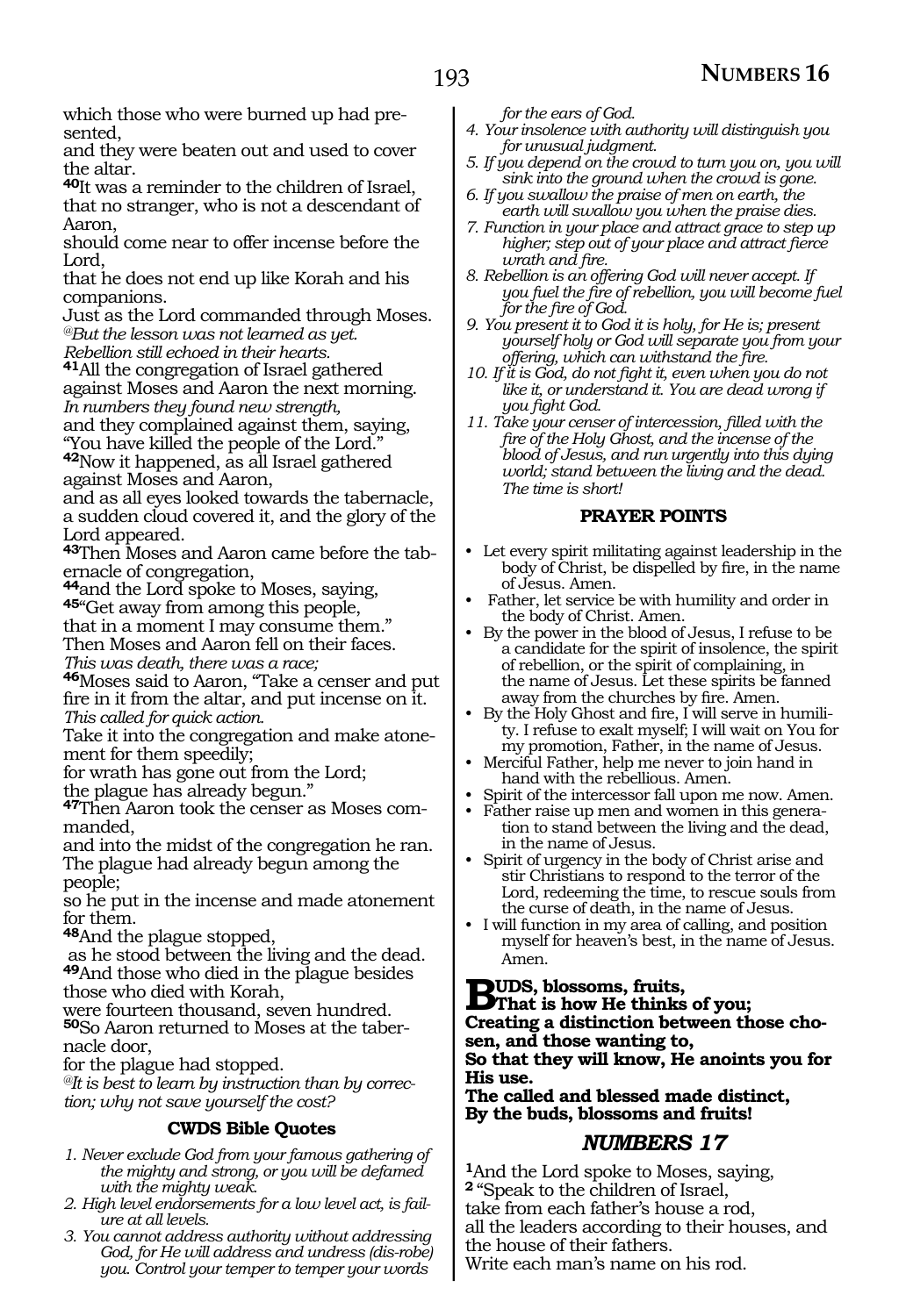which those who were burned up had presented,

and they were beaten out and used to cover the altar.

**40**It was a reminder to the children of Israel, that no stranger, who is not a descendant of Aaron,

should come near to offer incense before the Lord,

that he does not end up like Korah and his companions.

Just as the Lord commanded through Moses.

*@But the lesson was not learned as yet.*
*Rebellion still echoed in their hearts.*

**41**All the congregation of Israel gathered against Moses and Aaron the next morning.

*In numbers they found new strength,*

and they complained against them, saying, "You have killed the people of the Lord."

**42**Now it happened, as all Israel gathered against Moses and Aaron,

and as all eyes looked towards the tabernacle, a sudden cloud covered it, and the glory of the Lord appeared.

**43**Then Moses and Aaron came before the tabernacle of congregation,

**44**and the Lord spoke to Moses, saying,

**45**"Get away from among this people,

that in a moment I may consume them."

Then Moses and Aaron fell on their faces.

*This was death, there was a race;*

**46**Moses said to Aaron, "Take a censer and put fire in it from the altar, and put incense on it.

*This called for quick action.*

Take it into the congregation and make atonement for them speedily;

for wrath has gone out from the Lord;

the plague has already begun."

**47**Then Aaron took the censer as Moses commanded,

and into the midst of the congregation he ran.

The plague had already begun among the people;

so he put in the incense and made atonement for them.

**48**And the plague stopped,

as he stood between the living and the dead.

**49**And those who died in the plague besides those who died with Korah,

were fourteen thousand, seven hundred.

**50**So Aaron returned to Moses at the tabernacle door,

for the plague had stopped.

*@It is best to learn by instruction than by correction; why not save yourself the cost?*

### CWDS Bible Quotes

1. *Never exclude God from your famous gathering of the mighty and strong, or you will be defamed with the mighty weak.*
2. *High level endorsements for a low level act, is failure at all levels.*
3. *You cannot address authority without addressing God, for He will address and undress (dis-robe) you. Control your temper to temper your words for the ears of God.*
4. *Your insolence with authority will distinguish you for unusual judgment.*
5. *If you depend on the crowd to turn you on, you will sink into the ground when the crowd is gone.*
6. *If you swallow the praise of men on earth, the earth will swallow you when the praise dies.*
7. *Function in your place and attract grace to step up higher; step out of your place and attract fierce wrath and fire.*
8. *Rebellion is an offering God will never accept. If you fuel the fire of rebellion, you will become fuel for the fire of God.*
9. *You present it to God it is holy, for He is; present yourself holy or God will separate you from your offering, which can withstand the fire.*
10. *If it is God, do not fight it, even when you do not like it, or understand it. You are dead wrong if you fight God.*
11. *Take your censer of intercession, filled with the fire of the Holy Ghost, and the incense of the blood of Jesus, and run urgently into this dying world; stand between the living and the dead. The time is short!*

### PRAYER POINTS

- Let every spirit militating against leadership in the body of Christ, be dispelled by fire, in the name of Jesus. Amen.
- Father, let service be with humility and order in the body of Christ. Amen.
- By the power in the blood of Jesus, I refuse to be a candidate for the spirit of insolence, the spirit of rebellion, or the spirit of complaining, in the name of Jesus. Let these spirits be fanned away from the churches by fire. Amen.
- By the Holy Ghost and fire, I will serve in humility. I refuse to exalt myself; I will wait on You for my promotion, Father, in the name of Jesus.
- Merciful Father, help me never to join hand in hand with the rebellious. Amen.
- Spirit of the intercessor fall upon me now. Amen.
- Father raise up men and women in this generation to stand between the living and the dead, in the name of Jesus.
- Spirit of urgency in the body of Christ arise and stir Christians to respond to the terror of the Lord, redeeming the time, to rescue souls from the curse of death, in the name of Jesus.
- I will function in my area of calling, and position myself for heaven's best, in the name of Jesus. Amen.

**Buds, blossoms, fruits,**
**That is how He thinks of you;**
**Creating a distinction between those chosen, and those wanting to,**
**So that they will know, He anoints you for His use.**
**The called and blessed made distinct,**
**By the buds, blossoms and fruits!**

## *NUMBERS 17*

**1**And the Lord spoke to Moses, saying,

**2** "Speak to the children of Israel,

take from each father's house a rod,

all the leaders according to their houses, and the house of their fathers.

Write each man's name on his rod.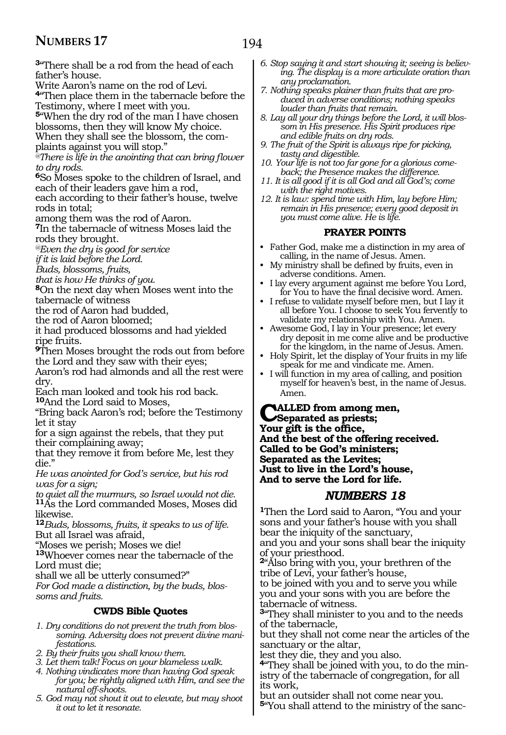**3**"There shall be a rod from the head of each father's house.
Write Aaron's name on the rod of Levi.
**4**"Then place them in the tabernacle before the Testimony, where I meet with you.
**5**"When the dry rod of the man I have chosen blossoms, then they will know My choice.
When they shall see the blossom, the complaints against you will stop."
*@There is life in the anointing that can bring flower to dry rods.*
**6**So Moses spoke to the children of Israel, and each of their leaders gave him a rod,
each according to their father's house, twelve rods in total;
among them was the rod of Aaron.
**7**In the tabernacle of witness Moses laid the rods they brought.
*@Even the dry is good for service*
*if it is laid before the Lord.*
*Buds, blossoms, fruits,*
*that is how He thinks of you.*
**8**On the next day when Moses went into the tabernacle of witness
the rod of Aaron had budded,
the rod of Aaron bloomed;
it had produced blossoms and had yielded ripe fruits.
**9**Then Moses brought the rods out from before the Lord and they saw with their eyes;
Aaron's rod had almonds and all the rest were dry.
Each man looked and took his rod back.
**10**And the Lord said to Moses,
"Bring back Aaron's rod; before the Testimony let it stay
for a sign against the rebels, that they put their complaining away;
that they remove it from before Me, lest they die."
*He was anointed for God's service, but his rod was for a sign;*
*to quiet all the murmurs, so Israel would not die.*
**11**As the Lord commanded Moses, Moses did likewise.
**12***Buds, blossoms, fruits, it speaks to us of life.*
But all Israel was afraid,
"Moses we perish; Moses we die!
**13**Whoever comes near the tabernacle of the Lord must die;
shall we all be utterly consumed?"
*For God made a distinction, by the buds, blossoms and fruits.*

### CWDS Bible Quotes

1. *Dry conditions do not prevent the truth from blossoming. Adversity does not prevent divine manifestations.*
2. *By their fruits you shall know them.*
3. *Let them talk! Focus on your blameless walk.*
4. *Nothing vindicates more than having God speak for you; be rightly aligned with Him, and see the natural off-shoots.*
5. *God may not shout it out to elevate, but may shoot it out to let it resonate.*
6. *Stop saying it and start showing it; seeing is believing. The display is a more articulate oration than any proclamation.*
7. *Nothing speaks plainer than fruits that are produced in adverse conditions; nothing speaks louder than fruits that remain.*
8. *Lay all your dry things before the Lord, it will blossom in His presence. His Spirit produces ripe and edible fruits on dry rods.*
9. *The fruit of the Spirit is always ripe for picking, tasty and digestible.*
10. *Your life is not too far gone for a glorious comeback; the Presence makes the difference.*
11. *It is all good if it is all God and all God's; come with the right motives.*
12. *It is law: spend time with Him, lay before Him; remain in His presence; every good deposit in you must come alive. He is life.*

### PRAYER POINTS

- Father God, make me a distinction in my area of calling, in the name of Jesus. Amen.
- My ministry shall be defined by fruits, even in adverse conditions. Amen.
- I lay every argument against me before You Lord, for You to have the final decisive word. Amen.
- I refuse to validate myself before men, but I lay it all before You. I choose to seek You fervently to validate my relationship with You. Amen.
- Awesome God, I lay in Your presence; let every dry deposit in me come alive and be productive for the kingdom, in the name of Jesus. Amen.
- Holy Spirit, let the display of Your fruits in my life speak for me and vindicate me. Amen.
- I will function in my area of calling, and position myself for heaven's best, in the name of Jesus. Amen.

**Called from among men,**
**Separated as priests;**
**Your gift is the office,**
**And the best of the offering received.**
**Called to be God's ministers;**
**Separated as the Levites;**
**Just to live in the Lord's house,**
**And to serve the Lord for life.**

## NUMBERS 18

**1**Then the Lord said to Aaron, "You and your sons and your father's house with you shall bear the iniquity of the sanctuary,
and you and your sons shall bear the iniquity of your priesthood.
**2**"Also bring with you, your brethren of the tribe of Levi, your father's house,
to be joined with you and to serve you while you and your sons with you are before the tabernacle of witness.
**3**"They shall minister to you and to the needs of the tabernacle,
but they shall not come near the articles of the sanctuary or the altar,
lest they die, they and you also.
**4**"They shall be joined with you, to do the ministry of the tabernacle of congregation, for all its work,
but an outsider shall not come near you.
**5**"You shall attend to the ministry of the sanc-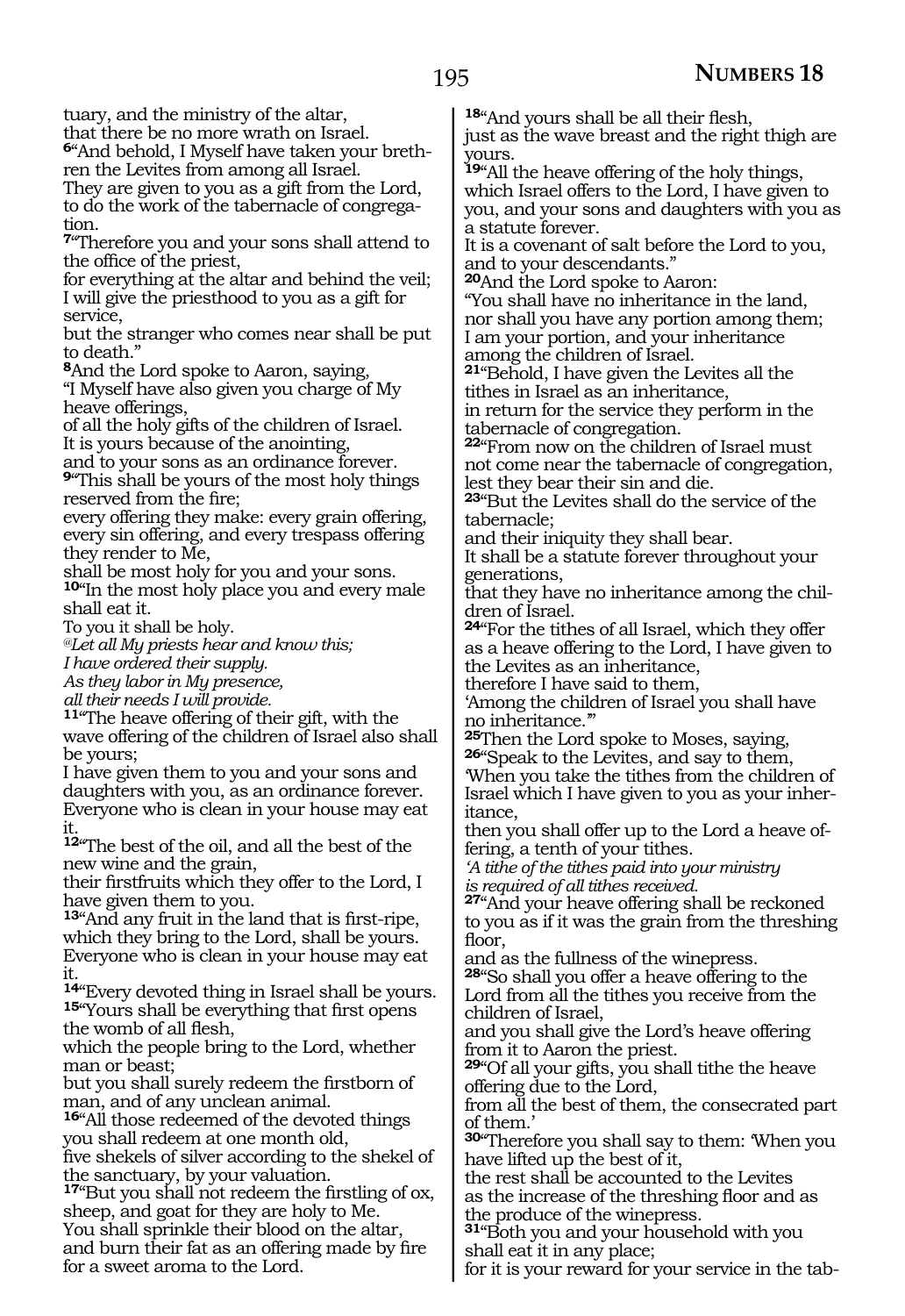tuary, and the ministry of the altar,
that there be no more wrath on Israel.

**6**"And behold, I Myself have taken your brethren the Levites from among all Israel.
They are given to you as a gift from the Lord,
to do the work of the tabernacle of congregation.

**7**"Therefore you and your sons shall attend to the office of the priest,
for everything at the altar and behind the veil;
I will give the priesthood to you as a gift for service,
but the stranger who comes near shall be put to death."

**8**And the Lord spoke to Aaron, saying,
"I Myself have also given you charge of My heave offerings,
of all the holy gifts of the children of Israel.
It is yours because of the anointing,
and to your sons as an ordinance forever.

**9**"This shall be yours of the most holy things reserved from the fire;
every offering they make: every grain offering, every sin offering, and every trespass offering they render to Me,
shall be most holy for you and your sons.

**10**"In the most holy place you and every male shall eat it.
To you it shall be holy.

*@Let all My priests hear and know this;*
*I have ordered their supply.*
*As they labor in My presence,*
*all their needs I will provide.*

**11**"The heave offering of their gift, with the wave offering of the children of Israel also shall be yours;
I have given them to you and your sons and daughters with you, as an ordinance forever.
Everyone who is clean in your house may eat it.

**12**"The best of the oil, and all the best of the new wine and the grain,
their firstfruits which they offer to the Lord, I have given them to you.

**13**"And any fruit in the land that is first-ripe, which they bring to the Lord, shall be yours.
Everyone who is clean in your house may eat it.

**14**"Every devoted thing in Israel shall be yours.

**15**"Yours shall be everything that first opens the womb of all flesh,
which the people bring to the Lord, whether man or beast;
but you shall surely redeem the firstborn of man, and of any unclean animal.

**16**"All those redeemed of the devoted things you shall redeem at one month old,
five shekels of silver according to the shekel of the sanctuary, by your valuation.

**17**"But you shall not redeem the firstling of ox, sheep, and goat for they are holy to Me.
You shall sprinkle their blood on the altar,
and burn their fat as an offering made by fire for a sweet aroma to the Lord.

**18**"And yours shall be all their flesh,
just as the wave breast and the right thigh are yours.

**19**"All the heave offering of the holy things,
which Israel offers to the Lord, I have given to you, and your sons and daughters with you as a statute forever.
It is a covenant of salt before the Lord to you, and to your descendants."

**20**And the Lord spoke to Aaron:
"You shall have no inheritance in the land,
nor shall you have any portion among them;
I am your portion, and your inheritance among the children of Israel.

**21**"Behold, I have given the Levites all the tithes in Israel as an inheritance,
in return for the service they perform in the tabernacle of congregation.

**22**"From now on the children of Israel must not come near the tabernacle of congregation,
lest they bear their sin and die.

**23**"But the Levites shall do the service of the tabernacle;
and their iniquity they shall bear.
It shall be a statute forever throughout your generations,
that they have no inheritance among the children of Israel.

**24**"For the tithes of all Israel, which they offer as a heave offering to the Lord, I have given to the Levites as an inheritance,
therefore I have said to them,
'Among the children of Israel you shall have no inheritance.'"

**25**Then the Lord spoke to Moses, saying,

**26**"Speak to the Levites, and say to them,
'When you take the tithes from the children of Israel which I have given to you as your inheritance,
then you shall offer up to the Lord a heave offering, a tenth of your tithes.

*'A tithe of the tithes paid into your ministry*
*is required of all tithes received.*

**27**"And your heave offering shall be reckoned to you as if it was the grain from the threshing floor,
and as the fullness of the winepress.

**28**"So shall you offer a heave offering to the Lord from all the tithes you receive from the children of Israel,
and you shall give the Lord's heave offering from it to Aaron the priest.

**29**"Of all your gifts, you shall tithe the heave offering due to the Lord,
from all the best of them, the consecrated part of them.'

**30**"Therefore you shall say to them: 'When you have lifted up the best of it,
the rest shall be accounted to the Levites
as the increase of the threshing floor and as the produce of the winepress.

**31**"Both you and your household with you shall eat it in any place;
for it is your reward for your service in the tab-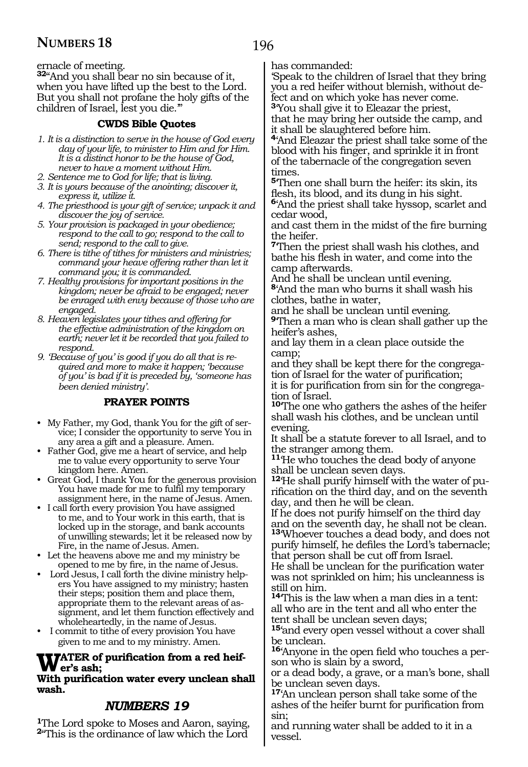ernacle of meeting.

**32**"And you shall bear no sin because of it, when you have lifted up the best to the Lord. But you shall not profane the holy gifts of the children of Israel, lest you die.'"

### CWDS Bible Quotes

1. *It is a distinction to serve in the house of God every day of your life, to minister to Him and for Him. It is a distinct honor to be the house of God, never to have a moment without Him.*
2. *Sentence me to God for life; that is living.*
3. *It is yours because of the anointing; discover it, express it, utilize it.*
4. *The priesthood is your gift of service; unpack it and discover the joy of service.*
5. *Your provision is packaged in your obedience; respond to the call to go; respond to the call to send; respond to the call to give.*
6. *There is tithe of tithes for ministers and ministries; command your heave offering rather than let it command you; it is commanded.*
7. *Healthy provisions for important positions in the kingdom; never be afraid to be engaged; never be enraged with envy because of those who are engaged.*
8. *Heaven legislates your tithes and offering for the effective administration of the kingdom on earth; never let it be recorded that you failed to respond.*
9. *'Because of you' is good if you do all that is required and more to make it happen; 'because of you' is bad if it is preceded by, 'someone has been denied ministry'.*

### PRAYER POINTS

- My Father, my God, thank You for the gift of service; I consider the opportunity to serve You in any area a gift and a pleasure. Amen.
- Father God, give me a heart of service, and help me to value every opportunity to serve Your kingdom here. Amen.
- Great God, I thank You for the generous provision You have made for me to fulfil my temporary assignment here, in the name of Jesus. Amen.
- I call forth every provision You have assigned to me, and to Your work in this earth, that is locked up in the storage, and bank accounts of unwilling stewards; let it be released now by Fire, in the name of Jesus. Amen.
- Let the heavens above me and my ministry be opened to me by fire, in the name of Jesus.
- Lord Jesus, I call forth the divine ministry helpers You have assigned to my ministry; hasten their steps; position them and place them, appropriate them to the relevant areas of assignment, and let them function effectively and wholeheartedly, in the name of Jesus.
- I commit to tithe of every provision You have given to me and to my ministry. Amen.

**WATER of purification from a red heifer's ash;**
**With purification water every unclean shall wash.**

## *NUMBERS 19*

**1**The Lord spoke to Moses and Aaron, saying, **2**"This is the ordinance of law which the Lord has commanded:

'Speak to the children of Israel that they bring you a red heifer without blemish, without defect and on which yoke has never come.

**3**'You shall give it to Eleazar the priest, that he may bring her outside the camp, and it shall be slaughtered before him.

**4**'And Eleazar the priest shall take some of the blood with his finger, and sprinkle it in front of the tabernacle of the congregation seven times.

**5**'Then one shall burn the heifer: its skin, its flesh, its blood, and its dung in his sight.

**6**'And the priest shall take hyssop, scarlet and cedar wood,
and cast them in the midst of the fire burning the heifer.

**7**'Then the priest shall wash his clothes, and bathe his flesh in water, and come into the camp afterwards.
And he shall be unclean until evening.

**8**'And the man who burns it shall wash his clothes, bathe in water,
and he shall be unclean until evening.

**9**'Then a man who is clean shall gather up the heifer's ashes,
and lay them in a clean place outside the camp;
and they shall be kept there for the congregation of Israel for the water of purification;
it is for purification from sin for the congregation of Israel.

**10**'The one who gathers the ashes of the heifer shall wash his clothes, and be unclean until evening.
It shall be a statute forever to all Israel, and to the stranger among them.

**11**'He who touches the dead body of anyone shall be unclean seven days.

**12**'He shall purify himself with the water of purification on the third day, and on the seventh day, and then he will be clean.
If he does not purify himself on the third day and on the seventh day, he shall not be clean.

**13**'Whoever touches a dead body, and does not purify himself, he defiles the Lord's tabernacle; that person shall be cut off from Israel.
He shall be unclean for the purification water was not sprinkled on him; his uncleanness is still on him.

**14**'This is the law when a man dies in a tent: all who are in the tent and all who enter the tent shall be unclean seven days;

**15**'and every open vessel without a cover shall be unclean.

**16**'Anyone in the open field who touches a person who is slain by a sword,
or a dead body, a grave, or a man's bone, shall be unclean seven days.

**17**'An unclean person shall take some of the ashes of the heifer burnt for purification from sin;
and running water shall be added to it in a vessel.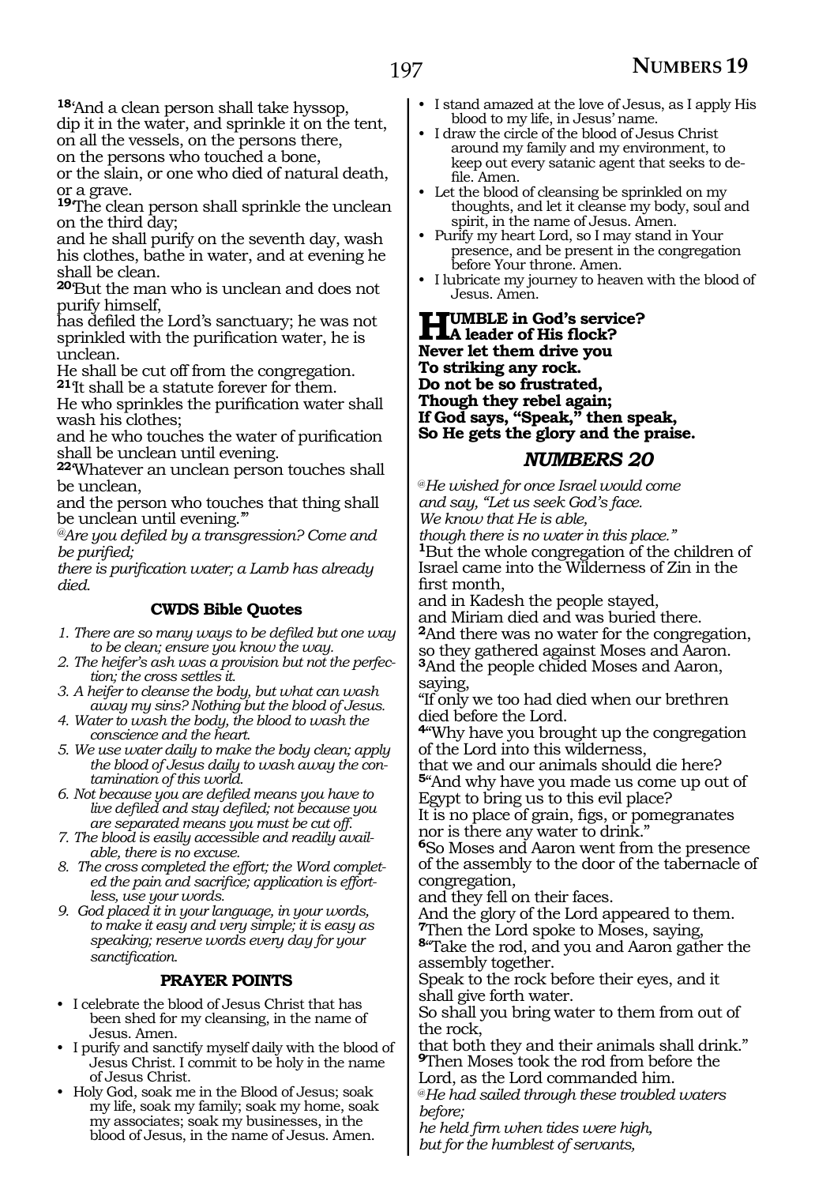**18**'And a clean person shall take hyssop,
dip it in the water, and sprinkle it on the tent,
on all the vessels, on the persons there,
on the persons who touched a bone,
or the slain, or one who died of natural death,
or a grave.
**19**'The clean person shall sprinkle the unclean on the third day;
and he shall purify on the seventh day, wash his clothes, bathe in water, and at evening he shall be clean.
**20**'But the man who is unclean and does not purify himself,
has defiled the Lord's sanctuary; he was not sprinkled with the purification water, he is unclean.
He shall be cut off from the congregation.
**21**'It shall be a statute forever for them.
He who sprinkles the purification water shall wash his clothes;
and he who touches the water of purification shall be unclean until evening.
**22**'Whatever an unclean person touches shall be unclean,
and the person who touches that thing shall be unclean until evening.'"

*@Are you defiled by a transgression? Come and be purified;*
*there is purification water; a Lamb has already died.*

### CWDS Bible Quotes

1. *There are so many ways to be defiled but one way to be clean; ensure you know the way.*
2. *The heifer's ash was a provision but not the perfection; the cross settles it.*
3. *A heifer to cleanse the body, but what can wash away my sins? Nothing but the blood of Jesus.*
4. *Water to wash the body, the blood to wash the conscience and the heart.*
5. *We use water daily to make the body clean; apply the blood of Jesus daily to wash away the contamination of this world.*
6. *Not because you are defiled means you have to live defiled and stay defiled; not because you are separated means you must be cut off.*
7. *The blood is easily accessible and readily available, there is no excuse.*
8. *The cross completed the effort; the Word completed the pain and sacrifice; application is effortless, use your words.*
9. *God placed it in your language, in your words, to make it easy and very simple; it is easy as speaking; reserve words every day for your sanctification.*

### PRAYER POINTS

- I celebrate the blood of Jesus Christ that has been shed for my cleansing, in the name of Jesus. Amen.
- I purify and sanctify myself daily with the blood of Jesus Christ. I commit to be holy in the name of Jesus Christ.
- Holy God, soak me in the Blood of Jesus; soak my life, soak my family; soak my home, soak my associates; soak my businesses, in the blood of Jesus, in the name of Jesus. Amen.
- I stand amazed at the love of Jesus, as I apply His blood to my life, in Jesus' name.
- I draw the circle of the blood of Jesus Christ around my family and my environment, to keep out every satanic agent that seeks to defile. Amen.
- Let the blood of cleansing be sprinkled on my thoughts, and let it cleanse my body, soul and spirit, in the name of Jesus. Amen.
- Purify my heart Lord, so I may stand in Your presence, and be present in the congregation before Your throne. Amen.
- I lubricate my journey to heaven with the blood of Jesus. Amen.

**HUMBLE in God's service?**
**A leader of His flock?**
**Never let them drive you**
**To striking any rock.**
**Do not be so frustrated,**
**Though they rebel again;**
**If God says, "Speak," then speak,**
**So He gets the glory and the praise.**

## *NUMBERS 20*

*@He wished for once Israel would come*
*and say, "Let us seek God's face.*
*We know that He is able,*
*though there is no water in this place."*

**1**But the whole congregation of the children of Israel came into the Wilderness of Zin in the first month,
and in Kadesh the people stayed,
and Miriam died and was buried there.
**2**And there was no water for the congregation, so they gathered against Moses and Aaron.
**3**And the people chided Moses and Aaron, saying,
"If only we too had died when our brethren died before the Lord.
**4**"Why have you brought up the congregation of the Lord into this wilderness,
that we and our animals should die here?
**5**"And why have you made us come up out of Egypt to bring us to this evil place?
It is no place of grain, figs, or pomegranates nor is there any water to drink."
**6**So Moses and Aaron went from the presence of the assembly to the door of the tabernacle of congregation,
and they fell on their faces.
And the glory of the Lord appeared to them.
**7**Then the Lord spoke to Moses, saying,
**8**"Take the rod, and you and Aaron gather the assembly together.
Speak to the rock before their eyes, and it shall give forth water.
So shall you bring water to them from out of the rock,
that both they and their animals shall drink."
**9**Then Moses took the rod from before the Lord, as the Lord commanded him.

*@He had sailed through these troubled waters before;*
*he held firm when tides were high,*
*but for the humblest of servants,*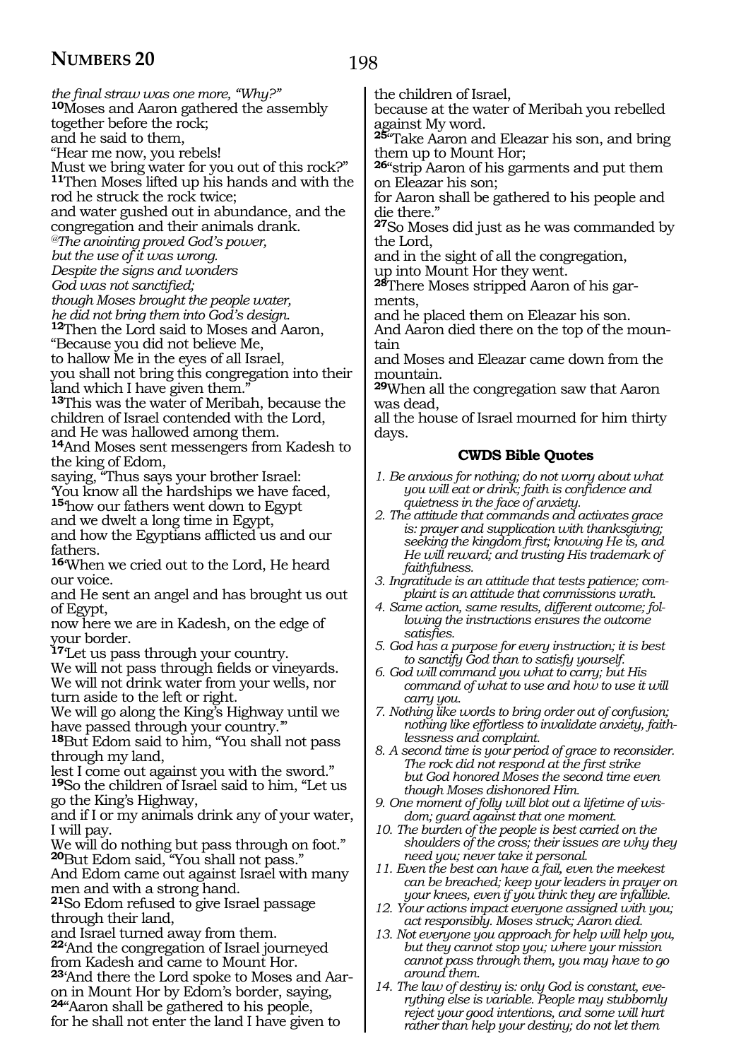*the final straw was one more, "Why?"*
**10**Moses and Aaron gathered the assembly together before the rock;
and he said to them,
"Hear me now, you rebels!
Must we bring water for you out of this rock?"
**11**Then Moses lifted up his hands and with the rod he struck the rock twice;
and water gushed out in abundance, and the congregation and their animals drank.
*@The anointing proved God's power,*
*but the use of it was wrong.*
*Despite the signs and wonders*
*God was not sanctified;*
*though Moses brought the people water,*
*he did not bring them into God's design.*
**12**Then the Lord said to Moses and Aaron,
"Because you did not believe Me,
to hallow Me in the eyes of all Israel,
you shall not bring this congregation into their land which I have given them."
**13**This was the water of Meribah, because the children of Israel contended with the Lord,
and He was hallowed among them.
**14**And Moses sent messengers from Kadesh to the king of Edom,
saying, "Thus says your brother Israel:
'You know all the hardships we have faced,
**15**'how our fathers went down to Egypt
and we dwelt a long time in Egypt,
and how the Egyptians afflicted us and our fathers.
**16**'When we cried out to the Lord, He heard our voice.
and He sent an angel and has brought us out of Egypt,
now here we are in Kadesh, on the edge of your border.
**17**'Let us pass through your country.
We will not pass through fields or vineyards.
We will not drink water from your wells, nor turn aside to the left or right.
We will go along the King's Highway until we have passed through your country.'"
**18**But Edom said to him, "You shall not pass through my land,
lest I come out against you with the sword."
**19**So the children of Israel said to him, "Let us go the King's Highway,
and if I or my animals drink any of your water, I will pay.
We will do nothing but pass through on foot."
**20**But Edom said, "You shall not pass."
And Edom came out against Israel with many men and with a strong hand.
**21**So Edom refused to give Israel passage through their land,
and Israel turned away from them.
**22**'And the congregation of Israel journeyed from Kadesh and came to Mount Hor.
**23**'And there the Lord spoke to Moses and Aaron in Mount Hor by Edom's border, saying,
**24**"Aaron shall be gathered to his people,
for he shall not enter the land I have given to the children of Israel,
because at the water of Meribah you rebelled against My word.
**25**"Take Aaron and Eleazar his son, and bring them up to Mount Hor;
**26**"strip Aaron of his garments and put them on Eleazar his son;
for Aaron shall be gathered to his people and die there."
**27**So Moses did just as he was commanded by the Lord,
and in the sight of all the congregation,
up into Mount Hor they went.
**28**There Moses stripped Aaron of his garments,
and he placed them on Eleazar his son.
And Aaron died there on the top of the mountain
and Moses and Eleazar came down from the mountain.
**29**When all the congregation saw that Aaron was dead,
all the house of Israel mourned for him thirty days.

### CWDS Bible Quotes

1. *Be anxious for nothing; do not worry about what you will eat or drink; faith is confidence and quietness in the face of anxiety.*
2. *The attitude that commands and activates grace is: prayer and supplication with thanksgiving; seeking the kingdom first; knowing He is, and He will reward; and trusting His trademark of faithfulness.*
3. *Ingratitude is an attitude that tests patience; complaint is an attitude that commissions wrath.*
4. *Same action, same results, different outcome; following the instructions ensures the outcome satisfies.*
5. *God has a purpose for every instruction; it is best to sanctify God than to satisfy yourself.*
6. *God will command you what to carry; but His command of what to use and how to use it will carry you.*
7. *Nothing like words to bring order out of confusion; nothing like effortless to invalidate anxiety, faithlessness and complaint.*
8. *A second time is your period of grace to reconsider. The rock did not respond at the first strike but God honored Moses the second time even though Moses dishonored Him.*
9. *One moment of folly will blot out a lifetime of wisdom; guard against that one moment.*
10. *The burden of the people is best carried on the shoulders of the cross; their issues are why they need you; never take it personal.*
11. *Even the best can have a fail, even the meekest can be breached; keep your leaders in prayer on your knees, even if you think they are infallible.*
12. *Your actions impact everyone assigned with you; act responsibly. Moses struck; Aaron died.*
13. *Not everyone you approach for help will help you, but they cannot stop you; where your mission cannot pass through them, you may have to go around them.*
14. *The law of destiny is: only God is constant, everything else is variable. People may stubbornly reject your good intentions, and some will hurt rather than help your destiny; do not let them*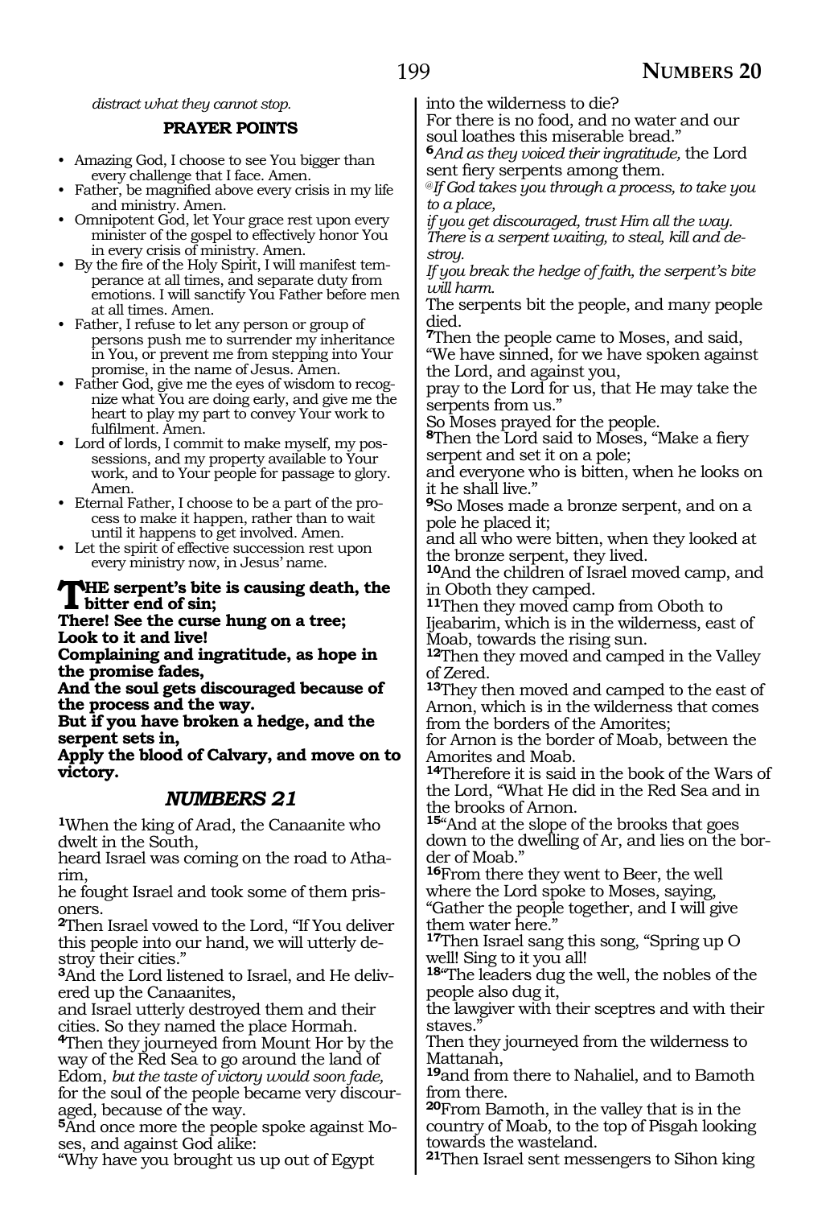*distract what they cannot stop.*

**PRAYER POINTS**

- Amazing God, I choose to see You bigger than every challenge that I face. Amen.
- Father, be magnified above every crisis in my life and ministry. Amen.
- Omnipotent God, let Your grace rest upon every minister of the gospel to effectively honor You in every crisis of ministry. Amen.
- By the fire of the Holy Spirit, I will manifest temperance at all times, and separate duty from emotions. I will sanctify You Father before men at all times. Amen.
- Father, I refuse to let any person or group of persons push me to surrender my inheritance in You, or prevent me from stepping into Your promise, in the name of Jesus. Amen.
- Father God, give me the eyes of wisdom to recognize what You are doing early, and give me the heart to play my part to convey Your work to fulfilment. Amen.
- Lord of lords, I commit to make myself, my possessions, and my property available to Your work, and to Your people for passage to glory. Amen.
- Eternal Father, I choose to be a part of the process to make it happen, rather than to wait until it happens to get involved. Amen.
- Let the spirit of effective succession rest upon every ministry now, in Jesus' name.

**THE serpent's bite is causing death, the bitter end of sin;**
**There! See the curse hung on a tree;**
**Look to it and live!**
**Complaining and ingratitude, as hope in the promise fades,**
**And the soul gets discouraged because of the process and the way.**
**But if you have broken a hedge, and the serpent sets in,**
**Apply the blood of Calvary, and move on to victory.**

## *NUMBERS 21*

**1**When the king of Arad, the Canaanite who dwelt in the South,
heard Israel was coming on the road to Atharim,
he fought Israel and took some of them prisoners.
**2**Then Israel vowed to the Lord, "If You deliver this people into our hand, we will utterly destroy their cities."
**3**And the Lord listened to Israel, and He delivered up the Canaanites,
and Israel utterly destroyed them and their cities. So they named the place Hormah.
**4**Then they journeyed from Mount Hor by the way of the Red Sea to go around the land of Edom, *but the taste of victory would soon fade,* for the soul of the people became very discouraged, because of the way.
**5**And once more the people spoke against Moses, and against God alike:
"Why have you brought us up out of Egypt into the wilderness to die?
For there is no food, and no water and our soul loathes this miserable bread."
**6***And as they voiced their ingratitude,* the Lord sent fiery serpents among them.
*@If God takes you through a process, to take you to a place,*
*if you get discouraged, trust Him all the way.*
*There is a serpent waiting, to steal, kill and destroy.*
*If you break the hedge of faith, the serpent's bite will harm.*
The serpents bit the people, and many people died.
**7**Then the people came to Moses, and said, "We have sinned, for we have spoken against the Lord, and against you,
pray to the Lord for us, that He may take the serpents from us."
So Moses prayed for the people.
**8**Then the Lord said to Moses, "Make a fiery serpent and set it on a pole;
and everyone who is bitten, when he looks on it he shall live."
**9**So Moses made a bronze serpent, and on a pole he placed it;
and all who were bitten, when they looked at the bronze serpent, they lived.
**10**And the children of Israel moved camp, and in Oboth they camped.
**11**Then they moved camp from Oboth to Ijeabarim, which is in the wilderness, east of Moab, towards the rising sun.
**12**Then they moved and camped in the Valley of Zered.
**13**They then moved and camped to the east of Arnon, which is in the wilderness that comes from the borders of the Amorites;
for Arnon is the border of Moab, between the Amorites and Moab.
**14**Therefore it is said in the book of the Wars of the Lord, "What He did in the Red Sea and in the brooks of Arnon.
**15**"And at the slope of the brooks that goes down to the dwelling of Ar, and lies on the border of Moab."
**16**From there they went to Beer, the well where the Lord spoke to Moses, saying, "Gather the people together, and I will give them water here."
**17**Then Israel sang this song, "Spring up O well! Sing to it you all!
**18**"The leaders dug the well, the nobles of the people also dug it,
the lawgiver with their sceptres and with their staves."
Then they journeyed from the wilderness to Mattanah,
**19**and from there to Nahaliel, and to Bamoth from there.
**20**From Bamoth, in the valley that is in the country of Moab, to the top of Pisgah looking towards the wasteland.
**21**Then Israel sent messengers to Sihon king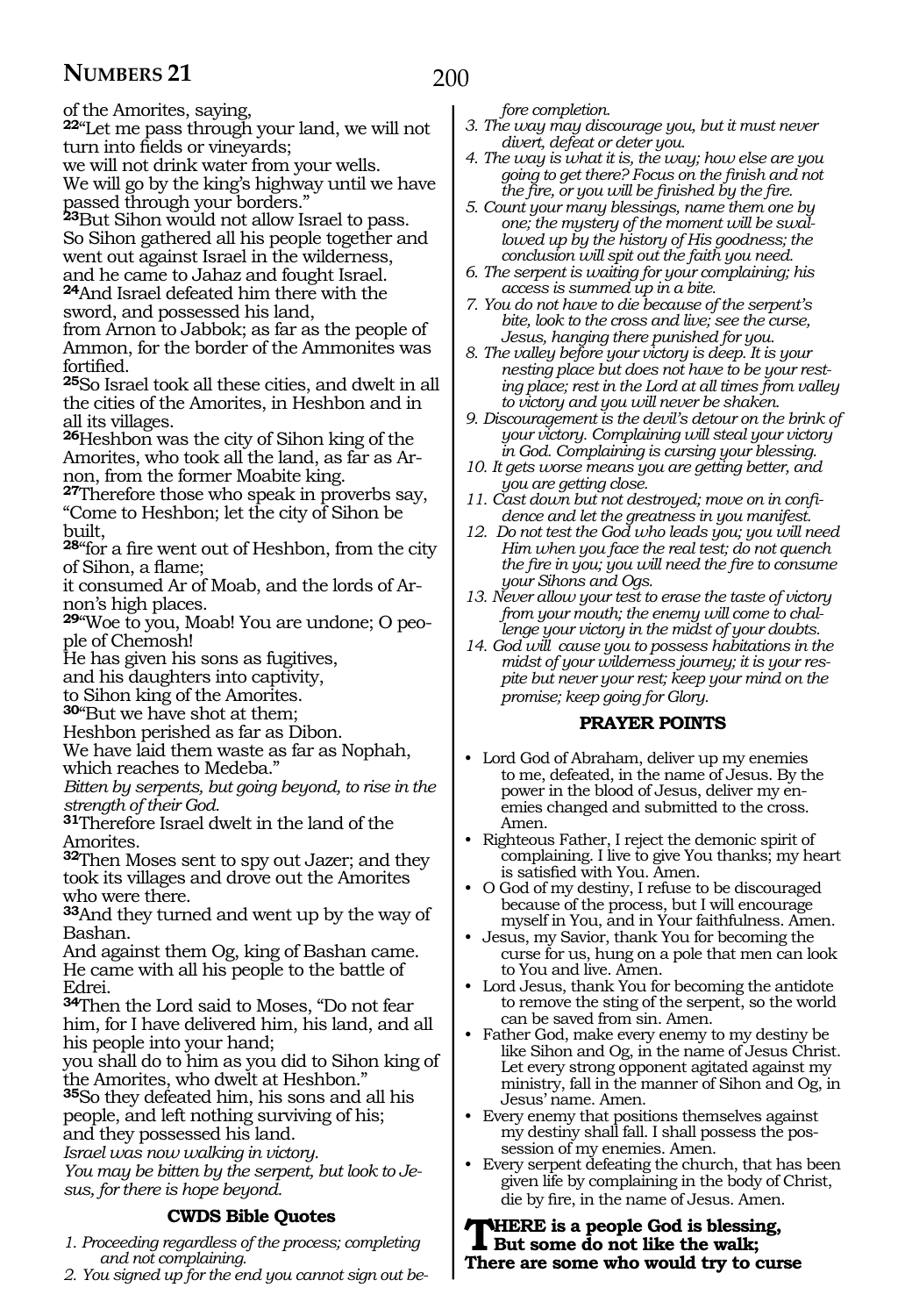of the Amorites, saying,

**22**"Let me pass through your land, we will not turn into fields or vineyards;
we will not drink water from your wells.
We will go by the king's highway until we have passed through your borders."

**23**But Sihon would not allow Israel to pass.
So Sihon gathered all his people together and went out against Israel in the wilderness, and he came to Jahaz and fought Israel.

**24**And Israel defeated him there with the sword, and possessed his land,
from Arnon to Jabbok; as far as the people of Ammon, for the border of the Ammonites was fortified.

**25**So Israel took all these cities, and dwelt in all the cities of the Amorites, in Heshbon and in all its villages.

**26**Heshbon was the city of Sihon king of the Amorites, who took all the land, as far as Arnon, from the former Moabite king.

**27**Therefore those who speak in proverbs say,
"Come to Heshbon; let the city of Sihon be built,

**28**"for a fire went out of Heshbon, from the city of Sihon, a flame;
it consumed Ar of Moab, and the lords of Arnon's high places.

**29**"Woe to you, Moab! You are undone; O people of Chemosh!
He has given his sons as fugitives,
and his daughters into captivity,
to Sihon king of the Amorites.

**30**"But we have shot at them;
Heshbon perished as far as Dibon.
We have laid them waste as far as Nophah,
which reaches to Medeba."

*Bitten by serpents, but going beyond, to rise in the strength of their God.*

**31**Therefore Israel dwelt in the land of the Amorites.

**32**Then Moses sent to spy out Jazer; and they took its villages and drove out the Amorites who were there.

**33**And they turned and went up by the way of Bashan.
And against them Og, king of Bashan came.
He came with all his people to the battle of Edrei.

**34**Then the Lord said to Moses, "Do not fear him, for I have delivered him, his land, and all his people into your hand;
you shall do to him as you did to Sihon king of the Amorites, who dwelt at Heshbon."

**35**So they defeated him, his sons and all his people, and left nothing surviving of his;
and they possessed his land.

*Israel was now walking in victory.*
*You may be bitten by the serpent, but look to Jesus, for there is hope beyond.*

### CWDS Bible Quotes

1. *Proceeding regardless of the process; completing and not complaining.*
2. *You signed up for the end you cannot sign out before completion.*
3. *The way may discourage you, but it must never divert, defeat or deter you.*
4. *The way is what it is, the way; how else are you going to get there? Focus on the finish and not the fire, or you will be finished by the fire.*
5. *Count your many blessings, name them one by one; the mystery of the moment will be swallowed up by the history of His goodness; the conclusion will spit out the faith you need.*
6. *The serpent is waiting for your complaining; his access is summed up in a bite.*
7. *You do not have to die because of the serpent's bite, look to the cross and live; see the curse, Jesus, hanging there punished for you.*
8. *The valley before your victory is deep. It is your nesting place but does not have to be your resting place; rest in the Lord at all times from valley to victory and you will never be shaken.*
9. *Discouragement is the devil's detour on the brink of your victory. Complaining will steal your victory in God. Complaining is cursing your blessing.*
10. *It gets worse means you are getting better, and you are getting close.*
11. *Cast down but not destroyed; move on in confidence and let the greatness in you manifest.*
12. *Do not test the God who leads you; you will need Him when you face the real test; do not quench the fire in you; you will need the fire to consume your Sihons and Ogs.*
13. *Never allow your test to erase the taste of victory from your mouth; the enemy will come to challenge your victory in the midst of your doubts.*
14. *God will cause you to possess habitations in the midst of your wilderness journey; it is your respite but never your rest; keep your mind on the promise; keep going for Glory.*

### PRAYER POINTS

- Lord God of Abraham, deliver up my enemies to me, defeated, in the name of Jesus. By the power in the blood of Jesus, deliver my enemies changed and submitted to the cross. Amen.
- Righteous Father, I reject the demonic spirit of complaining. I live to give You thanks; my heart is satisfied with You. Amen.
- O God of my destiny, I refuse to be discouraged because of the process, but I will encourage myself in You, and in Your faithfulness. Amen.
- Jesus, my Savior, thank You for becoming the curse for us, hung on a pole that men can look to You and live. Amen.
- Lord Jesus, thank You for becoming the antidote to remove the sting of the serpent, so the world can be saved from sin. Amen.
- Father God, make every enemy to my destiny be like Sihon and Og, in the name of Jesus Christ. Let every strong opponent agitated against my ministry, fall in the manner of Sihon and Og, in Jesus' name. Amen.
- Every enemy that positions themselves against my destiny shall fall. I shall possess the possession of my enemies. Amen.
- Every serpent defeating the church, that has been given life by complaining in the body of Christ, die by fire, in the name of Jesus. Amen.

**THERE is a people God is blessing,**
**But some do not like the walk;**
**There are some who would try to curse**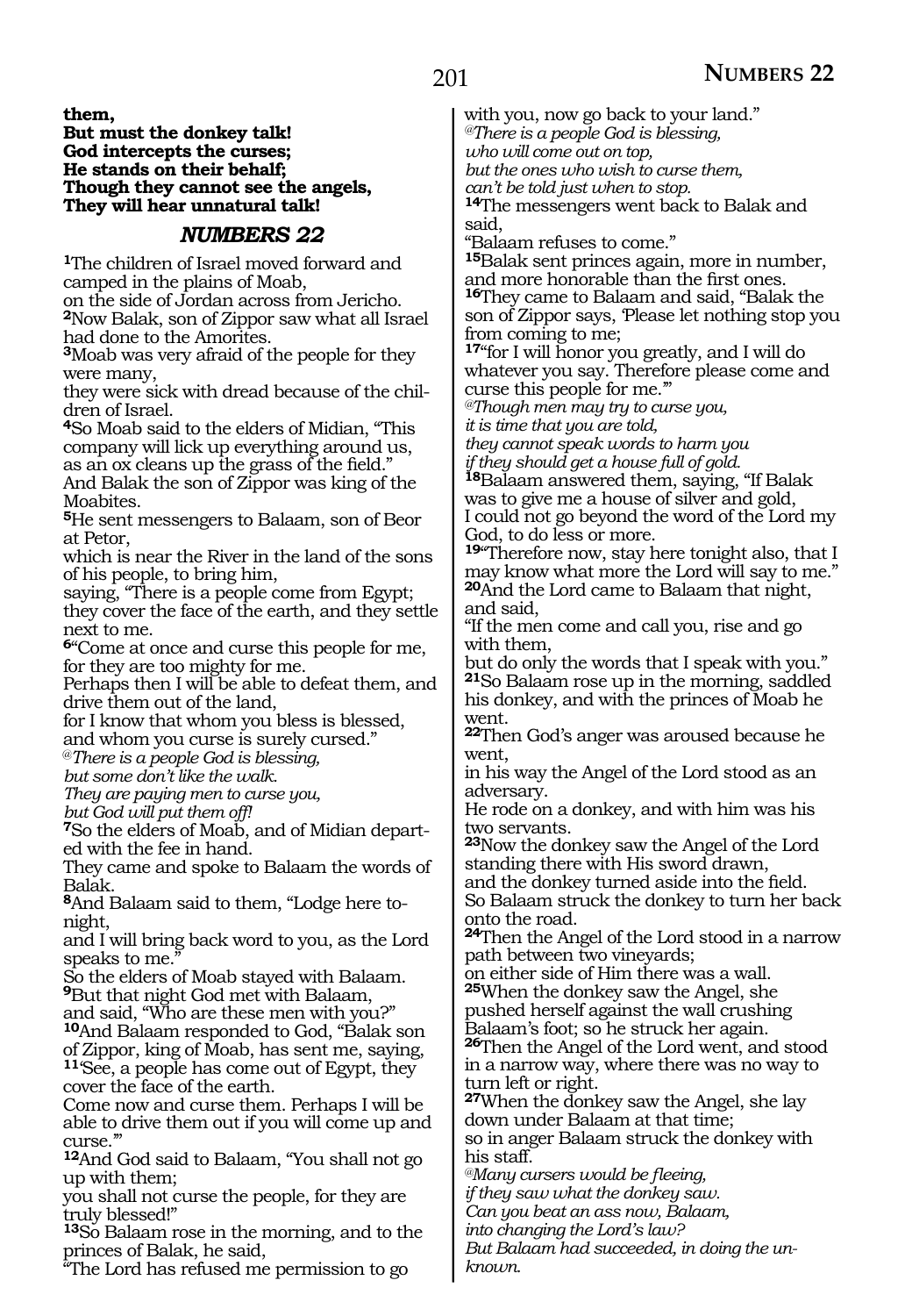**them,**
**But must the donkey talk!**
**God intercepts the curses;**
**He stands on their behalf;**
**Though they cannot see the angels,**
**They will hear unnatural talk!**

## *NUMBERS 22*

**1**The children of Israel moved forward and camped in the plains of Moab,
on the side of Jordan across from Jericho.
**2**Now Balak, son of Zippor saw what all Israel had done to the Amorites.
**3**Moab was very afraid of the people for they were many,
they were sick with dread because of the children of Israel.
**4**So Moab said to the elders of Midian, "This company will lick up everything around us,
as an ox cleans up the grass of the field."
And Balak the son of Zippor was king of the Moabites.
**5**He sent messengers to Balaam, son of Beor at Petor,
which is near the River in the land of the sons of his people, to bring him,
saying, "There is a people come from Egypt;
they cover the face of the earth, and they settle next to me.
**6**"Come at once and curse this people for me,
for they are too mighty for me.
Perhaps then I will be able to defeat them, and drive them out of the land,
for I know that whom you bless is blessed,
and whom you curse is surely cursed."
*@There is a people God is blessing,*
*but some don't like the walk.*
*They are paying men to curse you,*
*but God will put them off!*
**7**So the elders of Moab, and of Midian departed with the fee in hand.
They came and spoke to Balaam the words of Balak.
**8**And Balaam said to them, "Lodge here tonight,
and I will bring back word to you, as the Lord speaks to me."
So the elders of Moab stayed with Balaam.
**9**But that night God met with Balaam,
and said, "Who are these men with you?"
**10**And Balaam responded to God, "Balak son of Zippor, king of Moab, has sent me, saying,
**11**'See, a people has come out of Egypt, they cover the face of the earth.
Come now and curse them. Perhaps I will be able to drive them out if you will come up and curse.'"
**12**And God said to Balaam, "You shall not go up with them;
you shall not curse the people, for they are truly blessed!"
**13**So Balaam rose in the morning, and to the princes of Balak, he said,
"The Lord has refused me permission to go with you, now go back to your land."
*@There is a people God is blessing,*
*who will come out on top,*
*but the ones who wish to curse them,*
*can't be told just when to stop.*
**14**The messengers went back to Balak and said,
"Balaam refuses to come."
**15**Balak sent princes again, more in number, and more honorable than the first ones.
**16**They came to Balaam and said, "Balak the son of Zippor says, 'Please let nothing stop you from coming to me;
**17**"for I will honor you greatly, and I will do whatever you say. Therefore please come and curse this people for me.'"
*@Though men may try to curse you,*
*it is time that you are told,*
*they cannot speak words to harm you*
*if they should get a house full of gold.*
**18**Balaam answered them, saying, "If Balak was to give me a house of silver and gold,
I could not go beyond the word of the Lord my God, to do less or more.
**19**"Therefore now, stay here tonight also, that I may know what more the Lord will say to me."
**20**And the Lord came to Balaam that night, and said,
"If the men come and call you, rise and go with them,
but do only the words that I speak with you."
**21**So Balaam rose up in the morning, saddled his donkey, and with the princes of Moab he went.
**22**Then God's anger was aroused because he went,
in his way the Angel of the Lord stood as an adversary.
He rode on a donkey, and with him was his two servants.
**23**Now the donkey saw the Angel of the Lord standing there with His sword drawn,
and the donkey turned aside into the field.
So Balaam struck the donkey to turn her back onto the road.
**24**Then the Angel of the Lord stood in a narrow path between two vineyards;
on either side of Him there was a wall.
**25**When the donkey saw the Angel, she pushed herself against the wall crushing Balaam's foot; so he struck her again.
**26**Then the Angel of the Lord went, and stood in a narrow way, where there was no way to turn left or right.
**27**When the donkey saw the Angel, she lay down under Balaam at that time;
so in anger Balaam struck the donkey with his staff.
*@Many cursers would be fleeing,*
*if they saw what the donkey saw.*
*Can you beat an ass now, Balaam,*
*into changing the Lord's law?*
*But Balaam had succeeded, in doing the unknown.*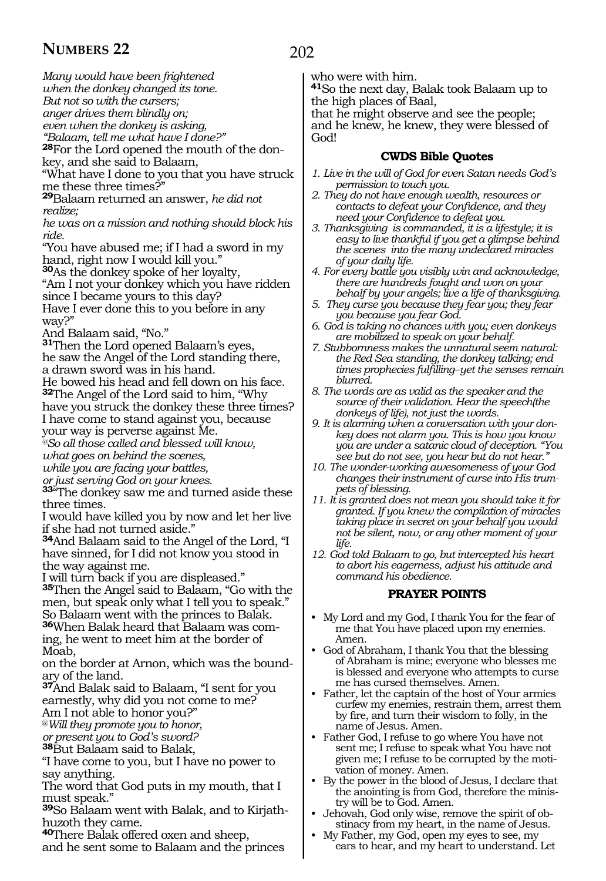*Many would have been frightened*
*when the donkey changed its tone.*
*But not so with the cursers;*
*anger drives them blindly on;*
*even when the donkey is asking,*
*"Balaam, tell me what have I done?"*

**28**For the Lord opened the mouth of the donkey, and she said to Balaam,
"What have I done to you that you have struck me these three times?"

**29**Balaam returned an answer, *he did not realize;*
*he was on a mission and nothing should block his ride.*
"You have abused me; if I had a sword in my hand, right now I would kill you."

**30**As the donkey spoke of her loyalty,
"Am I not your donkey which you have ridden since I became yours to this day?
Have I ever done this to you before in any way?"
And Balaam said, "No."

**31**Then the Lord opened Balaam's eyes,
he saw the Angel of the Lord standing there,
a drawn sword was in his hand.
He bowed his head and fell down on his face.

**32**The Angel of the Lord said to him, "Why have you struck the donkey these three times?
I have come to stand against you, because your way is perverse against Me.
@*So all those called and blessed will know,*
*what goes on behind the scenes,*
*while you are facing your battles,*
*or just serving God on your knees.*

**33**"The donkey saw me and turned aside these three times.
I would have killed you by now and let her live if she had not turned aside."

**34**And Balaam said to the Angel of the Lord, "I have sinned, for I did not know you stood in the way against me.
I will turn back if you are displeased."

**35**Then the Angel said to Balaam, "Go with the men, but speak only what I tell you to speak."
So Balaam went with the princes to Balak.

**36**When Balak heard that Balaam was coming, he went to meet him at the border of Moab,
on the border at Arnon, which was the boundary of the land.

**37**And Balak said to Balaam, "I sent for you earnestly, why did you not come to me?
Am I not able to honor you?"
@*Will they promote you to honor,*
*or present you to God's sword?*

**38**But Balaam said to Balak,
"I have come to you, but I have no power to say anything.
The word that God puts in my mouth, that I must speak."

**39**So Balaam went with Balak, and to Kirjath-huzoth they came.

**40**There Balak offered oxen and sheep,
and he sent some to Balaam and the princes who were with him.

**41**So the next day, Balak took Balaam up to the high places of Baal,
that he might observe and see the people;
and he knew, he knew, they were blessed of God!

### CWDS Bible Quotes

1. *Live in the will of God for even Satan needs God's permission to touch you.*
2. *They do not have enough wealth, resources or contacts to defeat your Confidence, and they need your Confidence to defeat you.*
3. *Thanksgiving is commanded, it is a lifestyle; it is easy to live thankful if you get a glimpse behind the scenes into the many undeclared miracles of your daily life.*
4. *For every battle you visibly win and acknowledge, there are hundreds fought and won on your behalf by your angels; live a life of thanksgiving.*
5. *They curse you because they fear you; they fear you because you fear God.*
6. *God is taking no chances with you; even donkeys are mobilized to speak on your behalf.*
7. *Stubbornness makes the unnatural seem natural: the Red Sea standing, the donkey talking; end times prophecies fulfilling–yet the senses remain blurred.*
8. *The words are as valid as the speaker and the source of their validation. Hear the speech(the donkeys of life), not just the words.*
9. *It is alarming when a conversation with your donkey does not alarm you. This is how you know you are under a satanic cloud of deception. "You see but do not see, you hear but do not hear."*
10. *The wonder-working awesomeness of your God changes their instrument of curse into His trumpets of blessing.*
11. *It is granted does not mean you should take it for granted. If you knew the compilation of miracles taking place in secret on your behalf you would not be silent, now, or any other moment of your life.*
12. *God told Balaam to go, but intercepted his heart to abort his eagerness, adjust his attitude and command his obedience.*

### PRAYER POINTS

- My Lord and my God, I thank You for the fear of me that You have placed upon my enemies. Amen.
- God of Abraham, I thank You that the blessing of Abraham is mine; everyone who blesses me is blessed and everyone who attempts to curse me has cursed themselves. Amen.
- Father, let the captain of the host of Your armies curfew my enemies, restrain them, arrest them by fire, and turn their wisdom to folly, in the name of Jesus. Amen.
- Father God, I refuse to go where You have not sent me; I refuse to speak what You have not given me; I refuse to be corrupted by the motivation of money. Amen.
- By the power in the blood of Jesus, I declare that the anointing is from God, therefore the ministry will be to God. Amen.
- Jehovah, God only wise, remove the spirit of obstinacy from my heart, in the name of Jesus.
- My Father, my God, open my eyes to see, my ears to hear, and my heart to understand. Let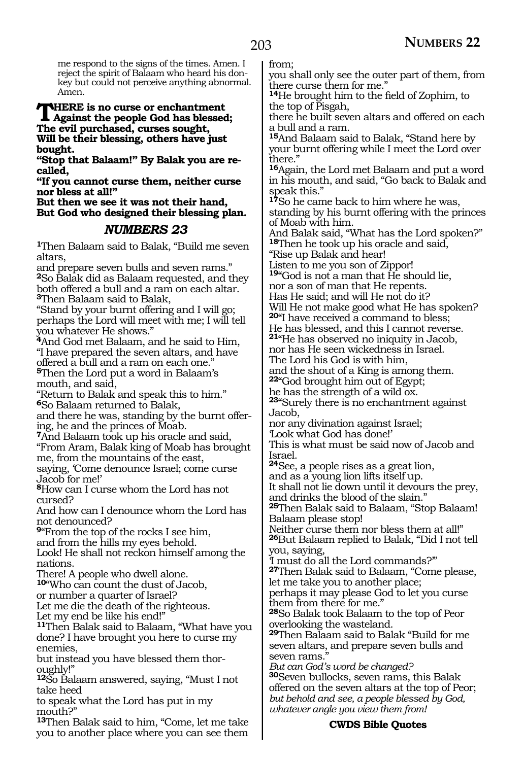me respond to the signs of the times. Amen. I reject the spirit of Balaam who heard his donkey but could not perceive anything abnormal. Amen.

**THERE is no curse or enchantment**
**Against the people God has blessed;**
**The evil purchased, curses sought,**
**Will be their blessing, others have just bought.**
**"Stop that Balaam!" By Balak you are recalled,**
**"If you cannot curse them, neither curse nor bless at all!"**
**But then we see it was not their hand,**
**But God who designed their blessing plan.**

## *NUMBERS 23*

**1**Then Balaam said to Balak, "Build me seven altars,
and prepare seven bulls and seven rams."
**2**So Balak did as Balaam requested, and they both offered a bull and a ram on each altar.
**3**Then Balaam said to Balak,
"Stand by your burnt offering and I will go;
perhaps the Lord will meet with me; I will tell you whatever He shows."
**4**And God met Balaam, and he said to Him,
"I have prepared the seven altars, and have offered a bull and a ram on each one."
**5**Then the Lord put a word in Balaam's mouth, and said,
"Return to Balak and speak this to him."
**6**So Balaam returned to Balak,
and there he was, standing by the burnt offering, he and the princes of Moab.
**7**And Balaam took up his oracle and said,
"From Aram, Balak king of Moab has brought me, from the mountains of the east,
saying, 'Come denounce Israel; come curse Jacob for me!'
**8**How can I curse whom the Lord has not cursed?
And how can I denounce whom the Lord has not denounced?
**9**"From the top of the rocks I see him,
and from the hills my eyes behold.
Look! He shall not reckon himself among the nations.
There! A people who dwell alone.
**10**"Who can count the dust of Jacob,
or number a quarter of Israel?
Let me die the death of the righteous.
Let my end be like his end!"
**11**Then Balak said to Balaam, "What have you done? I have brought you here to curse my enemies,
but instead you have blessed them thoroughly!"
**12**So Balaam answered, saying, "Must I not take heed
to speak what the Lord has put in my mouth?"
**13**Then Balak said to him, "Come, let me take you to another place where you can see them from;
you shall only see the outer part of them, from there curse them for me."
**14**He brought him to the field of Zophim, to the top of Pisgah,
there he built seven altars and offered on each a bull and a ram.
**15**And Balaam said to Balak, "Stand here by your burnt offering while I meet the Lord over there."
**16**Again, the Lord met Balaam and put a word in his mouth, and said, "Go back to Balak and speak this."
**17**So he came back to him where he was,
standing by his burnt offering with the princes of Moab with him.
And Balak said, "What has the Lord spoken?"
**18**Then he took up his oracle and said,
"Rise up Balak and hear!
Listen to me you son of Zippor!
**19**"God is not a man that He should lie,
nor a son of man that He repents.
Has He said; and will He not do it?
Will He not make good what He has spoken?
**20**"I have received a command to bless;
He has blessed, and this I cannot reverse.
**21**"He has observed no iniquity in Jacob,
nor has He seen wickedness in Israel.
The Lord his God is with him,
and the shout of a King is among them.
**22**"God brought him out of Egypt;
he has the strength of a wild ox.
**23**"Surely there is no enchantment against Jacob,
nor any divination against Israel;
'Look what God has done!'
This is what must be said now of Jacob and Israel.
**24**See, a people rises as a great lion,
and as a young lion lifts itself up.
It shall not lie down until it devours the prey,
and drinks the blood of the slain."
**25**Then Balak said to Balaam, "Stop Balaam!
Balaam please stop!
Neither curse them nor bless them at all!"
**26**But Balaam replied to Balak, "Did I not tell you, saying,
'I must do all the Lord commands?'"
**27**Then Balak said to Balaam, "Come please,
let me take you to another place;
perhaps it may please God to let you curse them from there for me."
**28**So Balak took Balaam to the top of Peor overlooking the wasteland.
**29**Then Balaam said to Balak "Build for me seven altars, and prepare seven bulls and seven rams."
*But can God's word be changed?*
**30**Seven bullocks, seven rams, this Balak offered on the seven altars at the top of Peor;
*but behold and see, a people blessed by God, whatever angle you view them from!*

**CWDS Bible Quotes**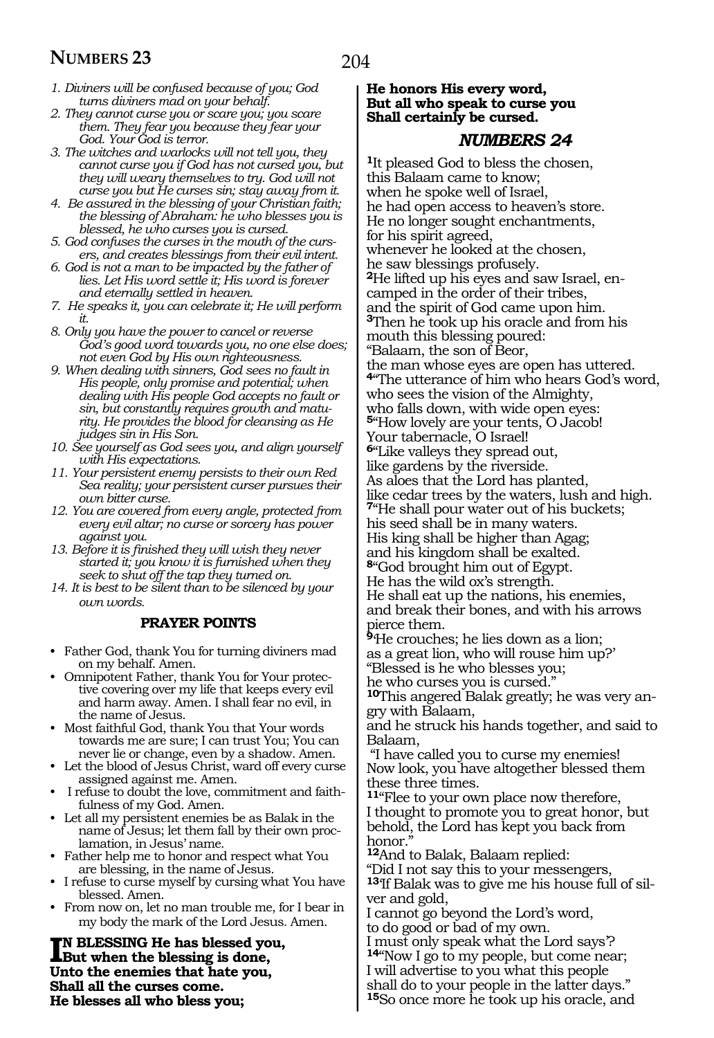*1. Diviners will be confused because of you; God turns diviners mad on your behalf.*

*2. They cannot curse you or scare you; you scare them. They fear you because they fear your God. Your God is terror.*

*3. The witches and warlocks will not tell you, they cannot curse you if God has not cursed you, but they will weary themselves to try. God will not curse you but He curses sin; stay away from it.*

*4. Be assured in the blessing of your Christian faith; the blessing of Abraham: he who blesses you is blessed, he who curses you is cursed.*

*5. God confuses the curses in the mouth of the cursers, and creates blessings from their evil intent.*

*6. God is not a man to be impacted by the father of lies. Let His word settle it; His word is forever and eternally settled in heaven.*

*7. He speaks it, you can celebrate it; He will perform it.*

*8. Only you have the power to cancel or reverse God's good word towards you, no one else does; not even God by His own righteousness.*

*9. When dealing with sinners, God sees no fault in His people, only promise and potential; when dealing with His people God accepts no fault or sin, but constantly requires growth and maturity. He provides the blood for cleansing as He judges sin in His Son.*

*10. See yourself as God sees you, and align yourself with His expectations.*

*11. Your persistent enemy persists to their own Red Sea reality; your persistent curser pursues their own bitter curse.*

*12. You are covered from every angle, protected from every evil altar; no curse or sorcery has power against you.*

*13. Before it is finished they will wish they never started it; you know it is furnished when they seek to shut off the tap they turned on.*

*14. It is best to be silent than to be silenced by your own words.*

**PRAYER POINTS**

- Father God, thank You for turning diviners mad on my behalf. Amen.
- Omnipotent Father, thank You for Your protective covering over my life that keeps every evil and harm away. Amen. I shall fear no evil, in the name of Jesus.
- Most faithful God, thank You that Your words towards me are sure; I can trust You; You can never lie or change, even by a shadow. Amen.
- Let the blood of Jesus Christ, ward off every curse assigned against me. Amen.
- I refuse to doubt the love, commitment and faithfulness of my God. Amen.
- Let all my persistent enemies be as Balak in the name of Jesus; let them fall by their own proclamation, in Jesus' name.
- Father help me to honor and respect what You are blessing, in the name of Jesus.
- I refuse to curse myself by cursing what You have blessed. Amen.
- From now on, let no man trouble me, for I bear in my body the mark of the Lord Jesus. Amen.

**IN BLESSING He has blessed you,**
**But when the blessing is done,**
**Unto the enemies that hate you,**
**Shall all the curses come.**
**He blesses all who bless you;**
**He honors His every word,**
**But all who speak to curse you**
**Shall certainly be cursed.**

## *NUMBERS 24*

[1]It pleased God to bless the chosen,
this Balaam came to know;
when he spoke well of Israel,
he had open access to heaven's store.
He no longer sought enchantments,
for his spirit agreed,
whenever he looked at the chosen,
he saw blessings profusely.
[2]He lifted up his eyes and saw Israel, encamped in the order of their tribes,
and the spirit of God came upon him.
[3]Then he took up his oracle and from his mouth this blessing poured:
"Balaam, the son of Beor,
the man whose eyes are open has uttered.
[4]"The utterance of him who hears God's word,
who sees the vision of the Almighty,
who falls down, with wide open eyes:
[5]"How lovely are your tents, O Jacob!
Your tabernacle, O Israel!
[6]"Like valleys they spread out,
like gardens by the riverside.
As aloes that the Lord has planted,
like cedar trees by the waters, lush and high.
[7]"He shall pour water out of his buckets;
his seed shall be in many waters.
His king shall be higher than Agag;
and his kingdom shall be exalted.
[8]"God brought him out of Egypt.
He has the wild ox's strength.
He shall eat up the nations, his enemies,
and break their bones, and with his arrows pierce them.
[9]'He crouches; he lies down as a lion;
as a great lion, who will rouse him up?'
"Blessed is he who blesses you;
he who curses you is cursed."
[10]This angered Balak greatly; he was very angry with Balaam,
and he struck his hands together, and said to Balaam,
"I have called you to curse my enemies!
Now look, you have altogether blessed them these three times.
[11]"Flee to your own place now therefore,
I thought to promote you to great honor, but behold, the Lord has kept you back from honor."
[12]And to Balak, Balaam replied:
"Did I not say this to your messengers,
[13]'If Balak was to give me his house full of silver and gold,
I cannot go beyond the Lord's word,
to do good or bad of my own.
I must only speak what the Lord says'?
[14]"Now I go to my people, but come near;
I will advertise to you what this people
shall do to your people in the latter days."
[15]So once more he took up his oracle, and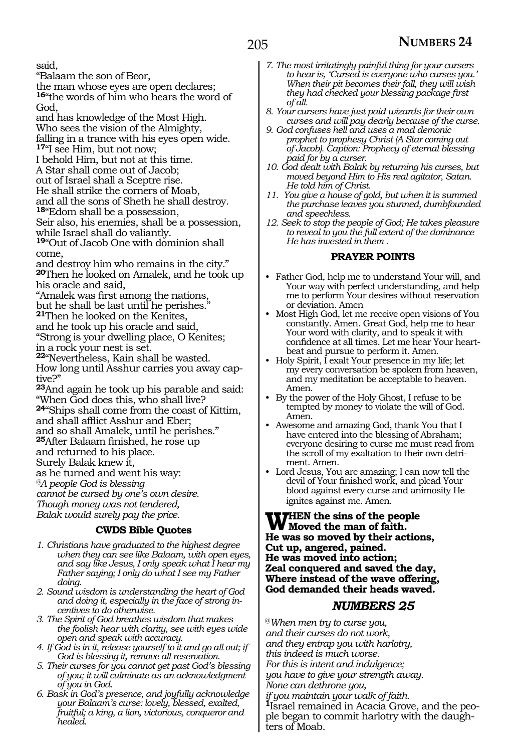said,
"Balaam the son of Beor,
the man whose eyes are open declares;
**16**"the words of him who hears the word of God,
and has knowledge of the Most High.
Who sees the vision of the Almighty,
falling in a trance with his eyes open wide.
**17**"I see Him, but not now;
I behold Him, but not at this time.
A Star shall come out of Jacob;
out of Israel shall a Sceptre rise.
He shall strike the corners of Moab,
and all the sons of Sheth he shall destroy.
**18**"Edom shall be a possession,
Seir also, his enemies, shall be a possession,
while Israel shall do valiantly.
**19**"Out of Jacob One with dominion shall come,
and destroy him who remains in the city."
**20**Then he looked on Amalek, and he took up his oracle and said,
"Amalek was first among the nations,
but he shall be last until he perishes."
**21**Then he looked on the Kenites,
and he took up his oracle and said,
"Strong is your dwelling place, O Kenites;
in a rock your nest is set.
**22**"Nevertheless, Kain shall be wasted.
How long until Asshur carries you away captive?"
**23**And again he took up his parable and said:
"When God does this, who shall live?
**24**"Ships shall come from the coast of Kittim,
and shall afflict Asshur and Eber;
and so shall Amalek, until he perishes."
**25**After Balaam finished, he rose up
and returned to his place.
Surely Balak knew it,
as he turned and went his way:
@*A people God is blessing*
*cannot be cursed by one's own desire.*
*Though money was not tendered,*
*Balak would surely pay the price.*

### CWDS Bible Quotes

1. *Christians have graduated to the highest degree when they can see like Balaam, with open eyes, and say like Jesus, I only speak what I hear my Father saying; I only do what I see my Father doing.*
2. *Sound wisdom is understanding the heart of God and doing it, especially in the face of strong incentives to do otherwise.*
3. *The Spirit of God breathes wisdom that makes the foolish hear with clarity, see with eyes wide open and speak with accuracy.*
4. *If God is in it, release yourself to it and go all out; if God is blessing it, remove all reservation.*
5. *Their curses for you cannot get past God's blessing of you; it will culminate as an acknowledgment of you in God.*
6. *Bask in God's presence, and joyfully acknowledge your Balaam's curse: lovely, blessed, exalted, fruitful; a king, a lion, victorious, conqueror and healed.*
7. *The most irritatingly painful thing for your cursers to hear is, 'Cursed is everyone who curses you.' When their pit becomes their fall, they will wish they had checked your blessing package first of all.*
8. *Your cursers have just paid wizards for their own curses and will pay dearly because of the curse.*
9. *God confuses hell and uses a mad demonic prophet to prophesy Christ (A Star coming out of Jacob). Caption: Prophecy of eternal blessing paid for by a curser.*
10. *God dealt with Balak by returning his curses, but moved beyond Him to His real agitator, Satan. He told him of Christ.*
11. *You give a house of gold, but when it is summed the purchase leaves you stunned, dumbfounded and speechless.*
12. *Seek to stop the people of God; He takes pleasure to reveal to you the full extent of the dominance He has invested in them .*

### PRAYER POINTS

- Father God, help me to understand Your will, and Your way with perfect understanding, and help me to perform Your desires without reservation or deviation. Amen
- Most High God, let me receive open visions of You constantly. Amen. Great God, help me to hear Your word with clarity, and to speak it with confidence at all times. Let me hear Your heartbeat and pursue to perform it. Amen.
- Holy Spirit, I exalt Your presence in my life; let my every conversation be spoken from heaven, and my meditation be acceptable to heaven. Amen.
- By the power of the Holy Ghost, I refuse to be tempted by money to violate the will of God. Amen.
- Awesome and amazing God, thank You that I have entered into the blessing of Abraham; everyone desiring to curse me must read from the scroll of my exaltation to their own detriment. Amen.
- Lord Jesus, You are amazing; I can now tell the devil of Your finished work, and plead Your blood against every curse and animosity He ignites against me. Amen.

**WHEN the sins of the people**
**Moved the man of faith.**
**He was so moved by their actions,**
**Cut up, angered, pained.**
**He was moved into action;**
**Zeal conquered and saved the day,**
**Where instead of the wave offering,**
**God demanded their heads waved.**

## NUMBERS 25

@*When men try to curse you,*
*and their curses do not work,*
*and they entrap you with harlotry,*
*this indeed is much worse.*
*For this is intent and indulgence;*
*you have to give your strength away.*
*None can dethrone you,*
*if you maintain your walk of faith.*
**1**Israel remained in Acacia Grove, and the people began to commit harlotry with the daughters of Moab.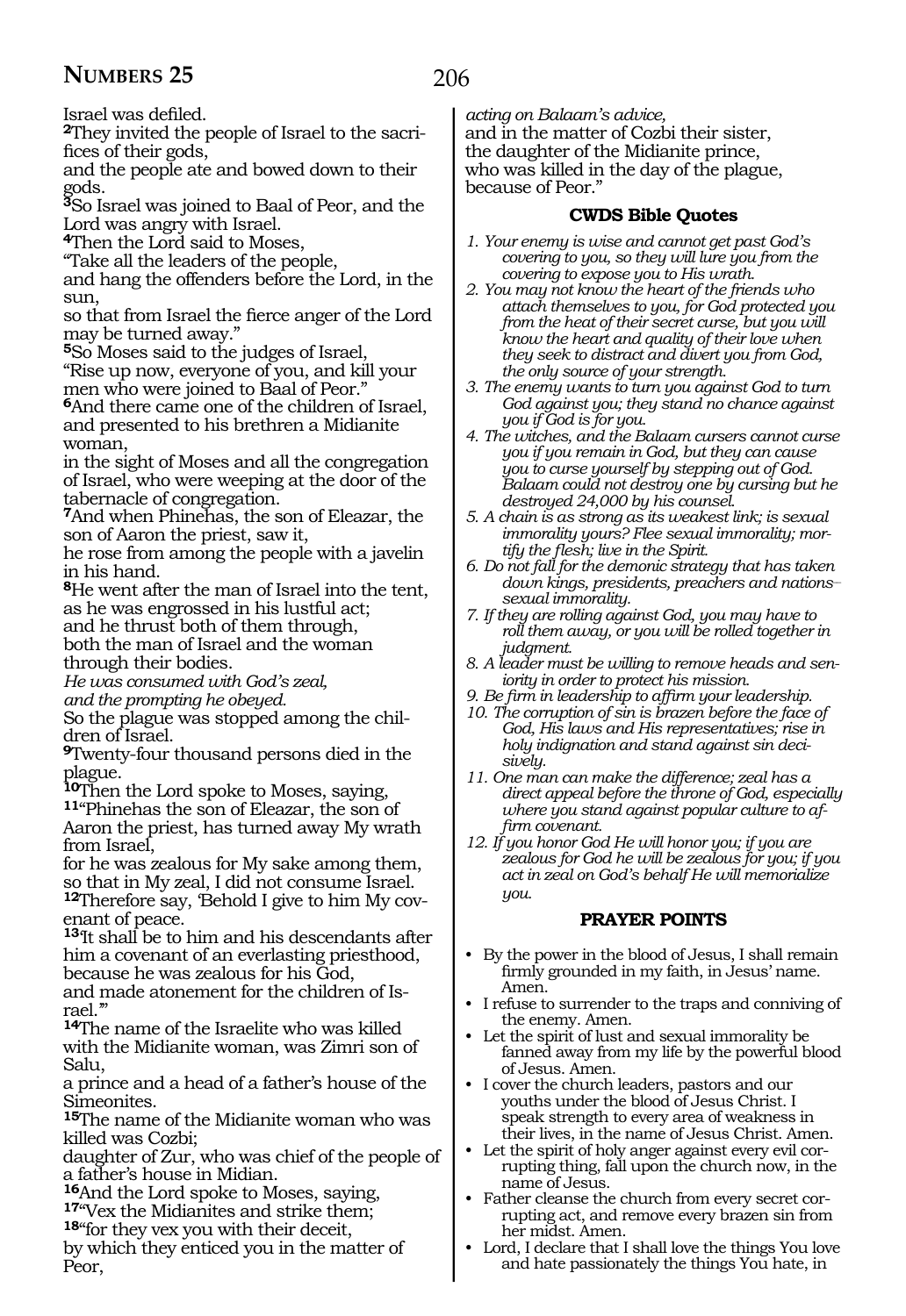Israel was defiled.

**2**They invited the people of Israel to the sacrifices of their gods,
and the people ate and bowed down to their gods.

**3**So Israel was joined to Baal of Peor, and the Lord was angry with Israel.

**4**Then the Lord said to Moses,
"Take all the leaders of the people,
and hang the offenders before the Lord, in the sun,
so that from Israel the fierce anger of the Lord may be turned away."

**5**So Moses said to the judges of Israel,
"Rise up now, everyone of you, and kill your men who were joined to Baal of Peor."

**6**And there came one of the children of Israel, and presented to his brethren a Midianite woman,
in the sight of Moses and all the congregation of Israel, who were weeping at the door of the tabernacle of congregation.

**7**And when Phinehas, the son of Eleazar, the son of Aaron the priest, saw it,
he rose from among the people with a javelin in his hand.

**8**He went after the man of Israel into the tent, as he was engrossed in his lustful act;
and he thrust both of them through,
both the man of Israel and the woman through their bodies.
*He was consumed with God's zeal,*
*and the prompting he obeyed.*
So the plague was stopped among the children of Israel.

**9**Twenty-four thousand persons died in the plague.

**10**Then the Lord spoke to Moses, saying,

**11**"Phinehas the son of Eleazar, the son of Aaron the priest, has turned away My wrath from Israel,
for he was zealous for My sake among them,
so that in My zeal, I did not consume Israel.

**12**Therefore say, 'Behold I give to him My covenant of peace.

**13**'It shall be to him and his descendants after him a covenant of an everlasting priesthood,
because he was zealous for his God,
and made atonement for the children of Israel.'"

**14**The name of the Israelite who was killed with the Midianite woman, was Zimri son of Salu,
a prince and a head of a father's house of the Simeonites.

**15**The name of the Midianite woman who was killed was Cozbi;
daughter of Zur, who was chief of the people of a father's house in Midian.

**16**And the Lord spoke to Moses, saying,

**17**"Vex the Midianites and strike them;

**18**"for they vex you with their deceit,
by which they enticed you in the matter of Peor,
*acting on Balaam's advice,*
and in the matter of Cozbi their sister,
the daughter of the Midianite prince,
who was killed in the day of the plague,
because of Peor."

### CWDS Bible Quotes

1. *Your enemy is wise and cannot get past God's covering to you, so they will lure you from the covering to expose you to His wrath.*
2. *You may not know the heart of the friends who attach themselves to you, for God protected you from the heat of their secret curse, but you will know the heart and quality of their love when they seek to distract and divert you from God, the only source of your strength.*
3. *The enemy wants to turn you against God to turn God against you; they stand no chance against you if God is for you.*
4. *The witches, and the Balaam cursers cannot curse you if you remain in God, but they can cause you to curse yourself by stepping out of God. Balaam could not destroy one by cursing but he destroyed 24,000 by his counsel.*
5. *A chain is as strong as its weakest link; is sexual immorality yours? Flee sexual immorality; mortify the flesh; live in the Spirit.*
6. *Do not fall for the demonic strategy that has taken down kings, presidents, preachers and nations–sexual immorality.*
7. *If they are rolling against God, you may have to roll them away, or you will be rolled together in judgment.*
8. *A leader must be willing to remove heads and seniority in order to protect his mission.*
9. *Be firm in leadership to affirm your leadership.*
10. *The corruption of sin is brazen before the face of God, His laws and His representatives; rise in holy indignation and stand against sin decisively.*
11. *One man can make the difference; zeal has a direct appeal before the throne of God, especially where you stand against popular culture to affirm covenant.*
12. *If you honor God He will honor you; if you are zealous for God he will be zealous for you; if you act in zeal on God's behalf He will memorialize you.*

### PRAYER POINTS

- By the power in the blood of Jesus, I shall remain firmly grounded in my faith, in Jesus' name. Amen.
- I refuse to surrender to the traps and conniving of the enemy. Amen.
- Let the spirit of lust and sexual immorality be fanned away from my life by the powerful blood of Jesus. Amen.
- I cover the church leaders, pastors and our youths under the blood of Jesus Christ. I speak strength to every area of weakness in their lives, in the name of Jesus Christ. Amen.
- Let the spirit of holy anger against every evil corrupting thing, fall upon the church now, in the name of Jesus.
- Father cleanse the church from every secret corrupting act, and remove every brazen sin from her midst. Amen.
- Lord, I declare that I shall love the things You love and hate passionately the things You hate, in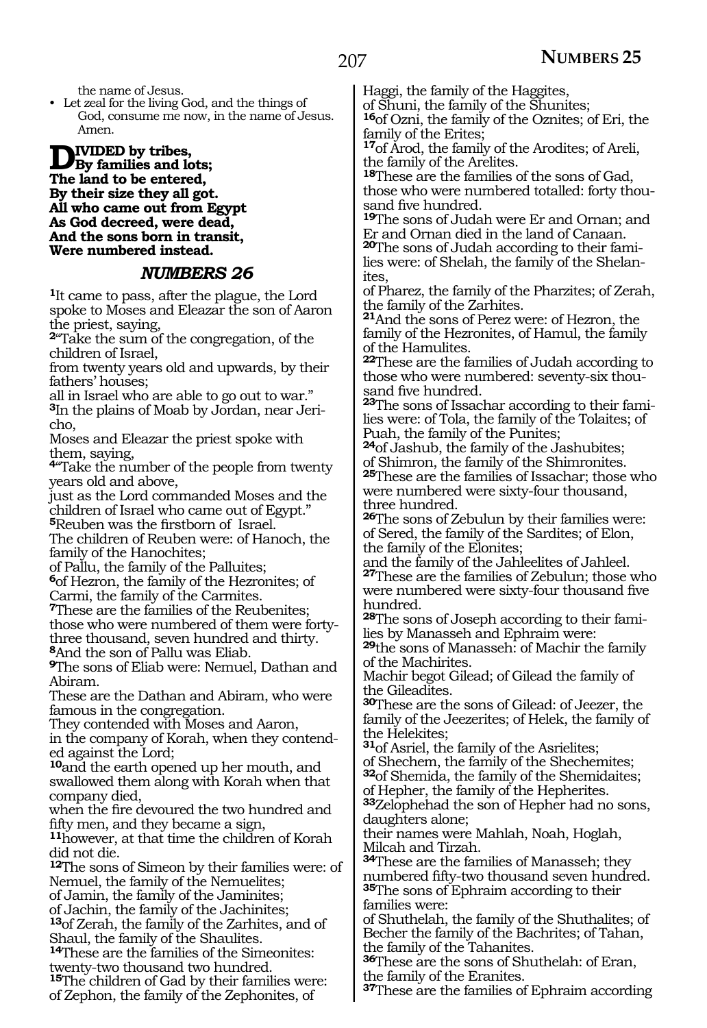the name of Jesus.

- Let zeal for the living God, and the things of God, consume me now, in the name of Jesus. Amen.

**DIVIDED by tribes,**
**By families and lots;**
**The land to be entered,**
**By their size they all got.**
**All who came out from Egypt**
**As God decreed, were dead,**
**And the sons born in transit,**
**Were numbered instead.**

## *NUMBERS 26*

**1**It came to pass, after the plague, the Lord spoke to Moses and Eleazar the son of Aaron the priest, saying,
**2**"Take the sum of the congregation, of the children of Israel,
from twenty years old and upwards, by their fathers' houses;
all in Israel who are able to go out to war."
**3**In the plains of Moab by Jordan, near Jericho,
Moses and Eleazar the priest spoke with them, saying,
**4**"Take the number of the people from twenty years old and above,
just as the Lord commanded Moses and the children of Israel who came out of Egypt."
**5**Reuben was the firstborn of Israel.
The children of Reuben were: of Hanoch, the family of the Hanochites;
of Pallu, the family of the Palluites;
**6**of Hezron, the family of the Hezronites; of Carmi, the family of the Carmites.
**7**These are the families of the Reubenites; those who were numbered of them were forty-three thousand, seven hundred and thirty.
**8**And the son of Pallu was Eliab.
**9**The sons of Eliab were: Nemuel, Dathan and Abiram.
These are the Dathan and Abiram, who were famous in the congregation.
They contended with Moses and Aaron,
in the company of Korah, when they contended against the Lord;
**10**and the earth opened up her mouth, and swallowed them along with Korah when that company died,
when the fire devoured the two hundred and fifty men, and they became a sign,
**11**however, at that time the children of Korah did not die.
**12**The sons of Simeon by their families were: of Nemuel, the family of the Nemuelites;
of Jamin, the family of the Jaminites;
of Jachin, the family of the Jachinites;
**13**of Zerah, the family of the Zarhites, and of Shaul, the family of the Shaulites.
**14**These are the families of the Simeonites: twenty-two thousand two hundred.
**15**The children of Gad by their families were: of Zephon, the family of the Zephonites, of Haggi, the family of the Haggites,
of Shuni, the family of the Shunites;
**16**of Ozni, the family of the Oznites; of Eri, the family of the Erites;
**17**of Arod, the family of the Arodites; of Areli, the family of the Arelites.
**18**These are the families of the sons of Gad, those who were numbered totalled: forty thousand five hundred.
**19**The sons of Judah were Er and Ornan; and Er and Ornan died in the land of Canaan.
**20**The sons of Judah according to their families were: of Shelah, the family of the Shelanites,
of Pharez, the family of the Pharzites; of Zerah, the family of the Zarhites.
**21**And the sons of Perez were: of Hezron, the family of the Hezronites, of Hamul, the family of the Hamulites.
**22**These are the families of Judah according to those who were numbered: seventy-six thousand five hundred.
**23**The sons of Issachar according to their families were: of Tola, the family of the Tolaites; of Puah, the family of the Punites;
**24**of Jashub, the family of the Jashubites;
of Shimron, the family of the Shimronites.
**25**These are the families of Issachar; those who were numbered were sixty-four thousand, three hundred.
**26**The sons of Zebulun by their families were: of Sered, the family of the Sardites; of Elon, the family of the Elonites;
and the family of the Jahleelites of Jahleel.
**27**These are the families of Zebulun; those who were numbered were sixty-four thousand five hundred.
**28**The sons of Joseph according to their families by Manasseh and Ephraim were:
**29**the sons of Manasseh: of Machir the family of the Machirites.
Machir begot Gilead; of Gilead the family of the Gileadites.
**30**These are the sons of Gilead: of Jeezer, the family of the Jeezerites; of Helek, the family of the Helekites;
**31**of Asriel, the family of the Asrielites;
of Shechem, the family of the Shechemites;
**32**of Shemida, the family of the Shemidaites;
of Hepher, the family of the Hepherites.
**33**Zelophehad the son of Hepher had no sons, daughters alone;
their names were Mahlah, Noah, Hoglah, Milcah and Tirzah.
**34**These are the families of Manasseh; they numbered fifty-two thousand seven hundred.
**35**The sons of Ephraim according to their families were:
of Shuthelah, the family of the Shuthalites; of Becher the family of the Bachrites; of Tahan, the family of the Tahanites.
**36**These are the sons of Shuthelah: of Eran, the family of the Eranites.
**37**These are the families of Ephraim according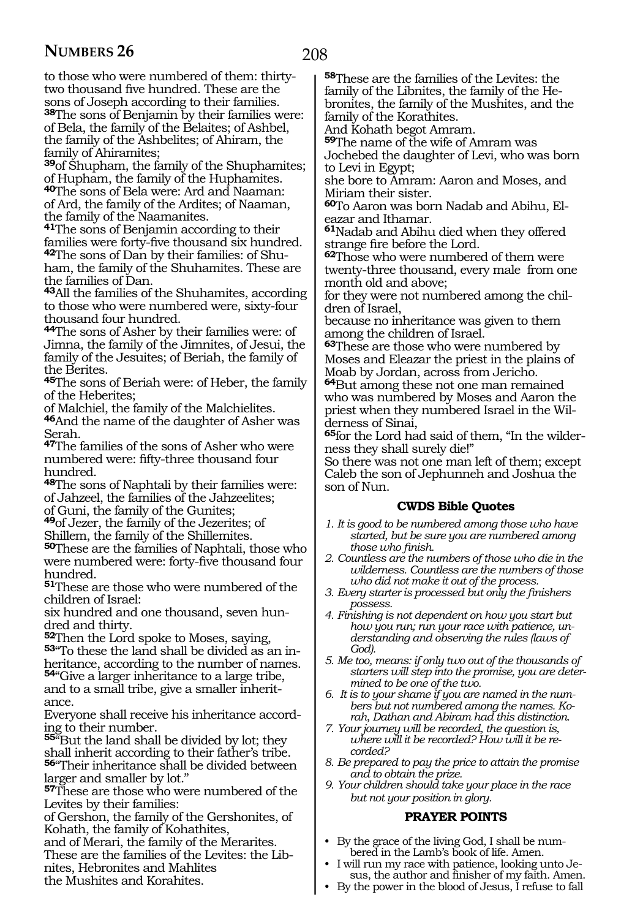to those who were numbered of them: thirty-two thousand five hundred. These are the sons of Joseph according to their families.

**38**The sons of Benjamin by their families were: of Bela, the family of the Belaites; of Ashbel, the family of the Ashbelites; of Ahiram, the family of Ahiramites;

**39**of Shupham, the family of the Shuphamites; of Hupham, the family of the Huphamites.

**40**The sons of Bela were: Ard and Naaman: of Ard, the family of the Ardites; of Naaman, the family of the Naamanites.

**41**The sons of Benjamin according to their families were forty-five thousand six hundred.

**42**The sons of Dan by their families: of Shuham, the family of the Shuhamites. These are the families of Dan.

**43**All the families of the Shuhamites, according to those who were numbered were, sixty-four thousand four hundred.

**44**The sons of Asher by their families were: of Jimna, the family of the Jimnites, of Jesui, the family of the Jesuites; of Beriah, the family of the Berites.

**45**The sons of Beriah were: of Heber, the family of the Heberites;
of Malchiel, the family of the Malchielites.

**46**And the name of the daughter of Asher was Serah.

**47**The families of the sons of Asher who were numbered were: fifty-three thousand four hundred.

**48**The sons of Naphtali by their families were: of Jahzeel, the families of the Jahzeelites;
of Guni, the family of the Gunites;

**49**of Jezer, the family of the Jezerites; of Shillem, the family of the Shillemites.

**50**These are the families of Naphtali, those who were numbered were: forty-five thousand four hundred.

**51**These are those who were numbered of the children of Israel:
six hundred and one thousand, seven hundred and thirty.

**52**Then the Lord spoke to Moses, saying,

**53**"To these the land shall be divided as an inheritance, according to the number of names.

**54**"Give a larger inheritance to a large tribe, and to a small tribe, give a smaller inheritance.
Everyone shall receive his inheritance according to their number.

**55**"But the land shall be divided by lot; they shall inherit according to their father's tribe.

**56**"Their inheritance shall be divided between larger and smaller by lot."

**57**These are those who were numbered of the Levites by their families:
of Gershon, the family of the Gershonites, of Kohath, the family of Kohathites,
and of Merari, the family of the Merarites.
These are the families of the Levites: the Libnites, Hebronites and Mahlites
the Mushites and Korahites.

**58**These are the families of the Levites: the family of the Libnites, the family of the Hebronites, the family of the Mushites, and the family of the Korathites.
And Kohath begot Amram.

**59**The name of the wife of Amram was Jochebed the daughter of Levi, who was born to Levi in Egypt;
she bore to Amram: Aaron and Moses, and Miriam their sister.

**60**To Aaron was born Nadab and Abihu, Eleazar and Ithamar.

**61**Nadab and Abihu died when they offered strange fire before the Lord.

**62**Those who were numbered of them were twenty-three thousand, every male from one month old and above;
for they were not numbered among the children of Israel,
because no inheritance was given to them among the children of Israel.

**63**These are those who were numbered by Moses and Eleazar the priest in the plains of Moab by Jordan, across from Jericho.

**64**But among these not one man remained who was numbered by Moses and Aaron the priest when they numbered Israel in the Wilderness of Sinai,

**65**for the Lord had said of them, "In the wilderness they shall surely die!"
So there was not one man left of them; except Caleb the son of Jephunneh and Joshua the son of Nun.

### CWDS Bible Quotes

1. *It is good to be numbered among those who have started, but be sure you are numbered among those who finish.*
2. *Countless are the numbers of those who die in the wilderness. Countless are the numbers of those who did not make it out of the process.*
3. *Every starter is processed but only the finishers possess.*
4. *Finishing is not dependent on how you start but how you run; run your race with patience, understanding and observing the rules (laws of God).*
5. *Me too, means: if only two out of the thousands of starters will step into the promise, you are determined to be one of the two.*
6. *It is to your shame if you are named in the numbers but not numbered among the names. Korah, Dathan and Abiram had this distinction.*
7. *Your journey will be recorded, the question is, where will it be recorded? How will it be recorded?*
8. *Be prepared to pay the price to attain the promise and to obtain the prize.*
9. *Your children should take your place in the race but not your position in glory.*

### PRAYER POINTS

- By the grace of the living God, I shall be numbered in the Lamb's book of life. Amen.
- I will run my race with patience, looking unto Jesus, the author and finisher of my faith. Amen.
- By the power in the blood of Jesus, I refuse to fall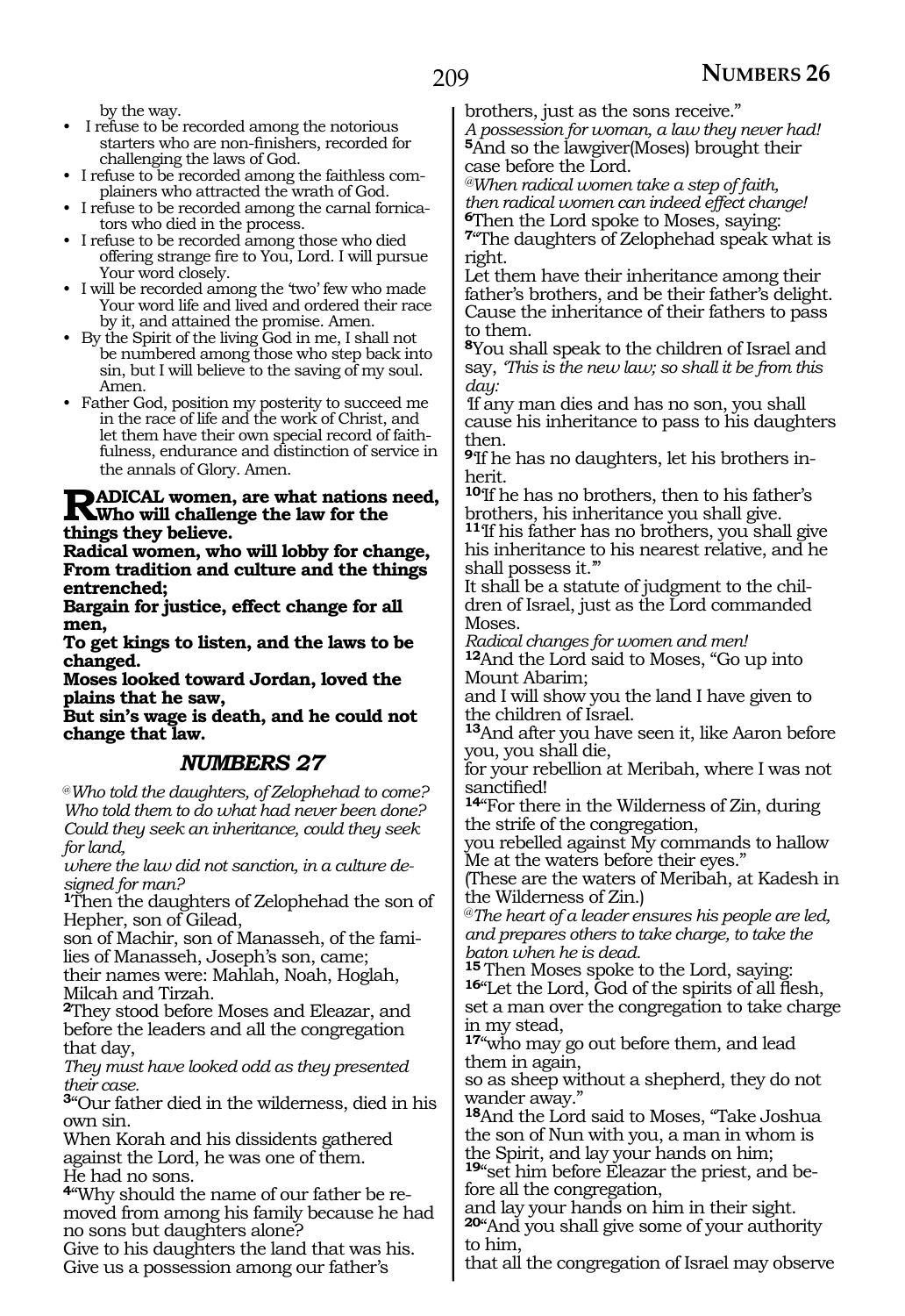by the way.

- I refuse to be recorded among the notorious starters who are non-finishers, recorded for challenging the laws of God.
- I refuse to be recorded among the faithless complainers who attracted the wrath of God.
- I refuse to be recorded among the carnal fornicators who died in the process.
- I refuse to be recorded among those who died offering strange fire to You, Lord. I will pursue Your word closely.
- I will be recorded among the 'two' few who made Your word life and lived and ordered their race by it, and attained the promise. Amen.
- By the Spirit of the living God in me, I shall not be numbered among those who step back into sin, but I will believe to the saving of my soul. Amen.
- Father God, position my posterity to succeed me in the race of life and the work of Christ, and let them have their own special record of faithfulness, endurance and distinction of service in the annals of Glory. Amen.

**RADICAL women, are what nations need, Who will challenge the law for the things they believe.**
**Radical women, who will lobby for change, From tradition and culture and the things entrenched;**
**Bargain for justice, effect change for all men,**
**To get kings to listen, and the laws to be changed.**
**Moses looked toward Jordan, loved the plains that he saw,**
**But sin's wage is death, and he could not change that law.**

## *NUMBERS 27*

*@Who told the daughters, of Zelophehad to come? Who told them to do what had never been done? Could they seek an inheritance, could they seek for land,*
*where the law did not sanction, in a culture designed for man?*

**1**Then the daughters of Zelophehad the son of Hepher, son of Gilead,
son of Machir, son of Manasseh, of the families of Manasseh, Joseph's son, came;
their names were: Mahlah, Noah, Hoglah, Milcah and Tirzah.
**2**They stood before Moses and Eleazar, and before the leaders and all the congregation that day,
*They must have looked odd as they presented their case.*
**3**"Our father died in the wilderness, died in his own sin.
When Korah and his dissidents gathered against the Lord, he was one of them.
He had no sons.
**4**"Why should the name of our father be removed from among his family because he had no sons but daughters alone?
Give to his daughters the land that was his.
Give us a possession among our father's brothers, just as the sons receive."
*A possession for woman, a law they never had!*
**5**And so the lawgiver(Moses) brought their case before the Lord.
*@When radical women take a step of faith, then radical women can indeed effect change!*
**6**Then the Lord spoke to Moses, saying:
**7**"The daughters of Zelophehad speak what is right.
Let them have their inheritance among their father's brothers, and be their father's delight.
Cause the inheritance of their fathers to pass to them.
**8**You shall speak to the children of Israel and say, *'This is the new law; so shall it be from this day:*
'If any man dies and has no son, you shall cause his inheritance to pass to his daughters then.
**9**'If he has no daughters, let his brothers inherit.
**10**'If he has no brothers, then to his father's brothers, his inheritance you shall give.
**11**'If his father has no brothers, you shall give his inheritance to his nearest relative, and he shall possess it.'"
It shall be a statute of judgment to the children of Israel, just as the Lord commanded Moses.
*Radical changes for women and men!*
**12**And the Lord said to Moses, "Go up into Mount Abarim;
and I will show you the land I have given to the children of Israel.
**13**And after you have seen it, like Aaron before you, you shall die,
for your rebellion at Meribah, where I was not sanctified!
**14**"For there in the Wilderness of Zin, during the strife of the congregation,
you rebelled against My commands to hallow Me at the waters before their eyes."
(These are the waters of Meribah, at Kadesh in the Wilderness of Zin.)
*@The heart of a leader ensures his people are led, and prepares others to take charge, to take the baton when he is dead.*
**15** Then Moses spoke to the Lord, saying:
**16**"Let the Lord, God of the spirits of all flesh, set a man over the congregation to take charge in my stead,
**17**"who may go out before them, and lead them in again,
so as sheep without a shepherd, they do not wander away."
**18**And the Lord said to Moses, "Take Joshua the son of Nun with you, a man in whom is the Spirit, and lay your hands on him;
**19**"set him before Eleazar the priest, and before all the congregation,
and lay your hands on him in their sight.
**20**"And you shall give some of your authority to him,
that all the congregation of Israel may observe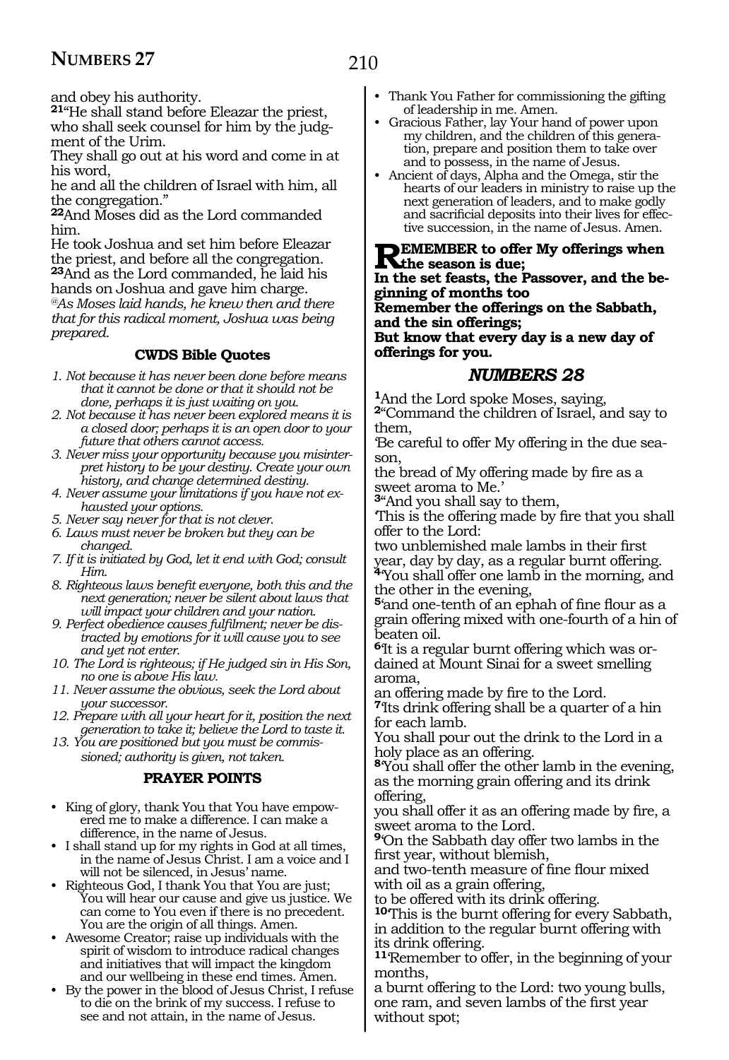and obey his authority.

**21**"He shall stand before Eleazar the priest, who shall seek counsel for him by the judgment of the Urim.
They shall go out at his word and come in at his word,
he and all the children of Israel with him, all the congregation."

**22**And Moses did as the Lord commanded him.
He took Joshua and set him before Eleazar the priest, and before all the congregation.

**23**And as the Lord commanded, he laid his hands on Joshua and gave him charge.

*@As Moses laid hands, he knew then and there that for this radical moment, Joshua was being prepared.*

### CWDS Bible Quotes

1. *Not because it has never been done before means that it cannot be done or that it should not be done, perhaps it is just waiting on you.*
2. *Not because it has never been explored means it is a closed door; perhaps it is an open door to your future that others cannot access.*
3. *Never miss your opportunity because you misinterpret history to be your destiny. Create your own history, and change determined destiny.*
4. *Never assume your limitations if you have not exhausted your options.*
5. *Never say never for that is not clever.*
6. *Laws must never be broken but they can be changed.*
7. *If it is initiated by God, let it end with God; consult Him.*
8. *Righteous laws benefit everyone, both this and the next generation; never be silent about laws that will impact your children and your nation.*
9. *Perfect obedience causes fulfilment; never be distracted by emotions for it will cause you to see and yet not enter.*
10. *The Lord is righteous; if He judged sin in His Son, no one is above His law.*
11. *Never assume the obvious, seek the Lord about your successor.*
12. *Prepare with all your heart for it, position the next generation to take it; believe the Lord to taste it.*
13. *You are positioned but you must be commissioned; authority is given, not taken.*

### PRAYER POINTS

- King of glory, thank You that You have empowered me to make a difference. I can make a difference, in the name of Jesus.
- I shall stand up for my rights in God at all times, in the name of Jesus Christ. I am a voice and I will not be silenced, in Jesus' name.
- Righteous God, I thank You that You are just; You will hear our cause and give us justice. We can come to You even if there is no precedent. You are the origin of all things. Amen.
- Awesome Creator; raise up individuals with the spirit of wisdom to introduce radical changes and initiatives that will impact the kingdom and our wellbeing in these end times. Amen.
- By the power in the blood of Jesus Christ, I refuse to die on the brink of my success. I refuse to see and not attain, in the name of Jesus.
- Thank You Father for commissioning the gifting of leadership in me. Amen.
- Gracious Father, lay Your hand of power upon my children, and the children of this generation, prepare and position them to take over and to possess, in the name of Jesus.
- Ancient of days, Alpha and the Omega, stir the hearts of our leaders in ministry to raise up the next generation of leaders, and to make godly and sacrificial deposits into their lives for effective succession, in the name of Jesus. Amen.

**REMEMBER to offer My offerings when the season is due;
In the set feasts, the Passover, and the beginning of months too
Remember the offerings on the Sabbath, and the sin offerings;
But know that every day is a new day of offerings for you.**

## *NUMBERS 28*

**1**And the Lord spoke Moses, saying,

**2**"Command the children of Israel, and say to them,
'Be careful to offer My offering in the due season,
the bread of My offering made by fire as a sweet aroma to Me.'

**3**"And you shall say to them,
'This is the offering made by fire that you shall offer to the Lord:
two unblemished male lambs in their first year, day by day, as a regular burnt offering.

**4**'You shall offer one lamb in the morning, and the other in the evening,

**5**'and one-tenth of an ephah of fine flour as a grain offering mixed with one-fourth of a hin of beaten oil.

**6**'It is a regular burnt offering which was ordained at Mount Sinai for a sweet smelling aroma,
an offering made by fire to the Lord.

**7**'Its drink offering shall be a quarter of a hin for each lamb.
You shall pour out the drink to the Lord in a holy place as an offering.

**8**'You shall offer the other lamb in the evening, as the morning grain offering and its drink offering,
you shall offer it as an offering made by fire, a sweet aroma to the Lord.

**9**'On the Sabbath day offer two lambs in the first year, without blemish,
and two-tenth measure of fine flour mixed with oil as a grain offering,
to be offered with its drink offering.

**10**'This is the burnt offering for every Sabbath, in addition to the regular burnt offering with its drink offering.

**11**'Remember to offer, in the beginning of your months,
a burnt offering to the Lord: two young bulls, one ram, and seven lambs of the first year without spot;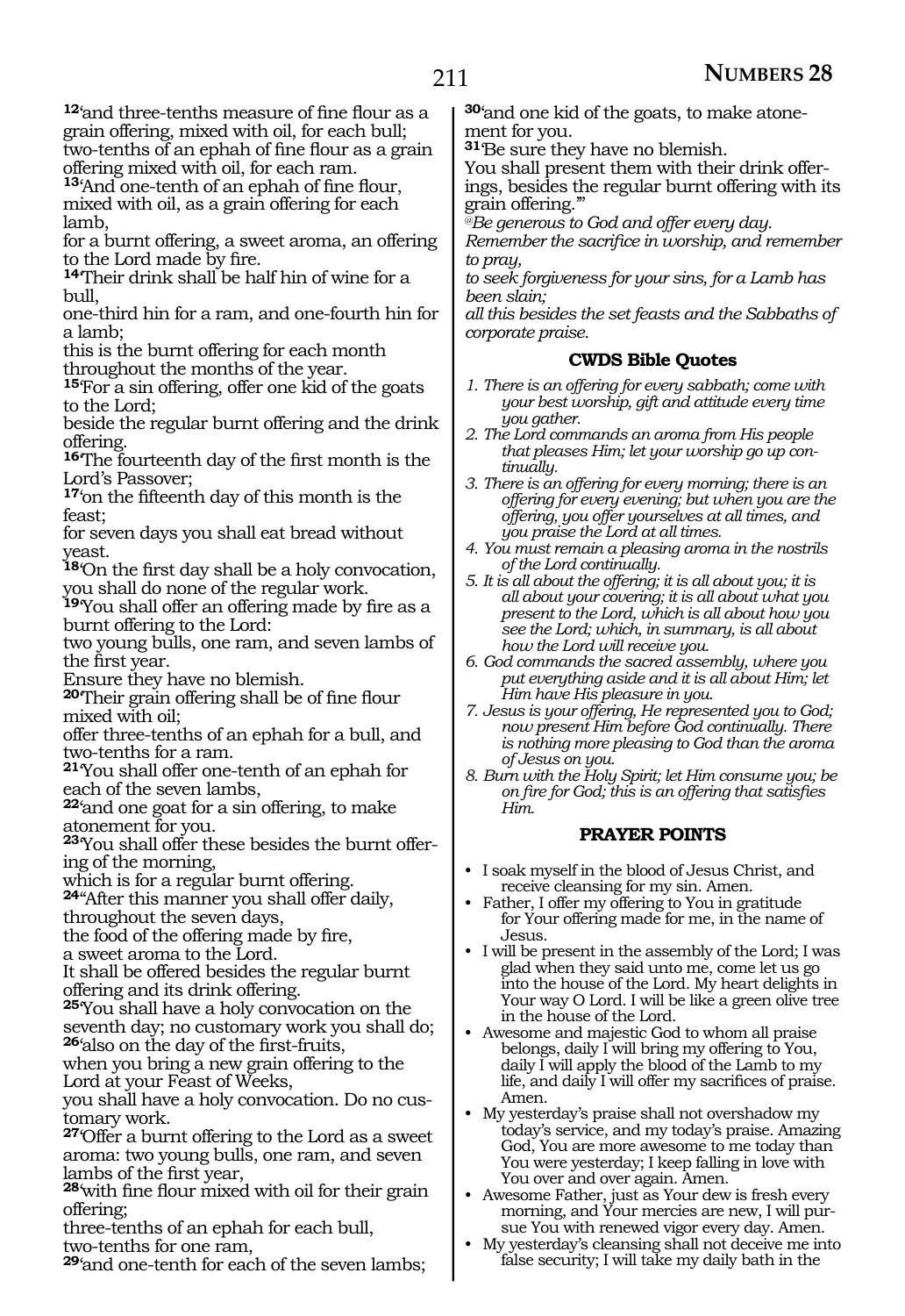**12**'and three-tenths measure of fine flour as a grain offering, mixed with oil, for each bull; two-tenths of an ephah of fine flour as a grain offering mixed with oil, for each ram.
**13**'And one-tenth of an ephah of fine flour, mixed with oil, as a grain offering for each lamb,
for a burnt offering, a sweet aroma, an offering to the Lord made by fire.
**14**'Their drink shall be half hin of wine for a bull,
one-third hin for a ram, and one-fourth hin for a lamb;
this is the burnt offering for each month throughout the months of the year.
**15**'For a sin offering, offer one kid of the goats to the Lord;
beside the regular burnt offering and the drink offering.
**16**'The fourteenth day of the first month is the Lord's Passover;
**17**'on the fifteenth day of this month is the feast;
for seven days you shall eat bread without yeast.
**18**'On the first day shall be a holy convocation, you shall do none of the regular work.
**19**'You shall offer an offering made by fire as a burnt offering to the Lord:
two young bulls, one ram, and seven lambs of the first year.
Ensure they have no blemish.
**20**'Their grain offering shall be of fine flour mixed with oil;
offer three-tenths of an ephah for a bull, and two-tenths for a ram.
**21**'You shall offer one-tenth of an ephah for each of the seven lambs,
**22**'and one goat for a sin offering, to make atonement for you.
**23**'You shall offer these besides the burnt offering of the morning,
which is for a regular burnt offering.
**24**"After this manner you shall offer daily, throughout the seven days,
the food of the offering made by fire,
a sweet aroma to the Lord.
It shall be offered besides the regular burnt offering and its drink offering.
**25**'You shall have a holy convocation on the seventh day; no customary work you shall do;
**26**'also on the day of the first-fruits,
when you bring a new grain offering to the Lord at your Feast of Weeks,
you shall have a holy convocation. Do no customary work.
**27**'Offer a burnt offering to the Lord as a sweet aroma: two young bulls, one ram, and seven lambs of the first year,
**28**'with fine flour mixed with oil for their grain offering;
three-tenths of an ephah for each bull,
two-tenths for one ram,
**29**'and one-tenth for each of the seven lambs;
**30**'and one kid of the goats, to make atonement for you.
**31**'Be sure they have no blemish.
You shall present them with their drink offerings, besides the regular burnt offering with its grain offering.'"

*@Be generous to God and offer every day.*
*Remember the sacrifice in worship, and remember to pray,*
*to seek forgiveness for your sins, for a Lamb has been slain;*
*all this besides the set feasts and the Sabbaths of corporate praise.*

### CWDS Bible Quotes

1. *There is an offering for every sabbath; come with your best worship, gift and attitude every time you gather.*
2. *The Lord commands an aroma from His people that pleases Him; let your worship go up continually.*
3. *There is an offering for every morning; there is an offering for every evening; but when you are the offering, you offer yourselves at all times, and you praise the Lord at all times.*
4. *You must remain a pleasing aroma in the nostrils of the Lord continually.*
5. *It is all about the offering; it is all about you; it is all about your covering; it is all about what you present to the Lord, which is all about how you see the Lord; which, in summary, is all about how the Lord will receive you.*
6. *God commands the sacred assembly, where you put everything aside and it is all about Him; let Him have His pleasure in you.*
7. *Jesus is your offering, He represented you to God; now present Him before God continually. There is nothing more pleasing to God than the aroma of Jesus on you.*
8. *Burn with the Holy Spirit; let Him consume you; be on fire for God; this is an offering that satisfies Him.*

### PRAYER POINTS

- I soak myself in the blood of Jesus Christ, and receive cleansing for my sin. Amen.
- Father, I offer my offering to You in gratitude for Your offering made for me, in the name of Jesus.
- I will be present in the assembly of the Lord; I was glad when they said unto me, come let us go into the house of the Lord. My heart delights in Your way O Lord. I will be like a green olive tree in the house of the Lord.
- Awesome and majestic God to whom all praise belongs, daily I will bring my offering to You, daily I will apply the blood of the Lamb to my life, and daily I will offer my sacrifices of praise. Amen.
- My yesterday's praise shall not overshadow my today's service, and my today's praise. Amazing God, You are more awesome to me today than You were yesterday; I keep falling in love with You over and over again. Amen.
- Awesome Father, just as Your dew is fresh every morning, and Your mercies are new, I will pursue You with renewed vigor every day. Amen.
- My yesterday's cleansing shall not deceive me into false security; I will take my daily bath in the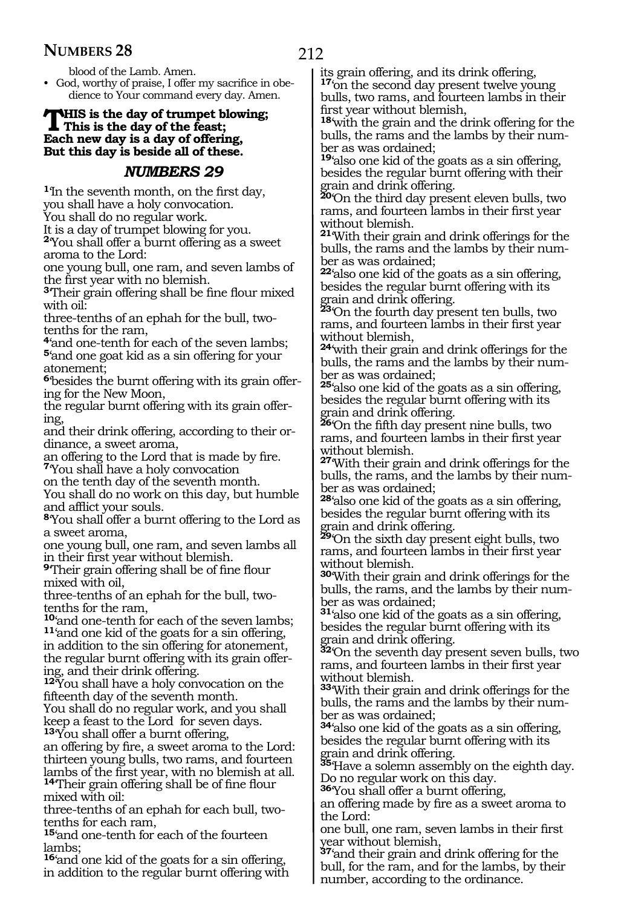blood of the Lamb. Amen.

- God, worthy of praise, I offer my sacrifice in obedience to Your command every day. Amen.

**THIS is the day of trumpet blowing;**
**This is the day of the feast;**
**Each new day is a day of offering,**
**But this day is beside all of these.**

## *NUMBERS 29*

[1]'In the seventh month, on the first day,
you shall have a holy convocation.
You shall do no regular work.
It is a day of trumpet blowing for you.
[2]'You shall offer a burnt offering as a sweet aroma to the Lord:
one young bull, one ram, and seven lambs of the first year with no blemish.
[3]'Their grain offering shall be fine flour mixed with oil:
three-tenths of an ephah for the bull, two-tenths for the ram,
[4]'and one-tenth for each of the seven lambs;
[5]'and one goat kid as a sin offering for your atonement;
[6]'besides the burnt offering with its grain offering for the New Moon,
the regular burnt offering with its grain offering,
and their drink offering, according to their ordinance, a sweet aroma,
an offering to the Lord that is made by fire.
[7]'You shall have a holy convocation
on the tenth day of the seventh month.
You shall do no work on this day, but humble and afflict your souls.
[8]'You shall offer a burnt offering to the Lord as a sweet aroma,
one young bull, one ram, and seven lambs all in their first year without blemish.
[9]'Their grain offering shall be of fine flour mixed with oil,
three-tenths of an ephah for the bull, two-tenths for the ram,
[10]'and one-tenth for each of the seven lambs;
[11]'and one kid of the goats for a sin offering,
in addition to the sin offering for atonement,
the regular burnt offering with its grain offering, and their drink offering.
[12]'You shall have a holy convocation on the fifteenth day of the seventh month.
You shall do no regular work, and you shall keep a feast to the Lord for seven days.
[13]'You shall offer a burnt offering,
an offering by fire, a sweet aroma to the Lord:
thirteen young bulls, two rams, and fourteen lambs of the first year, with no blemish at all.
[14]'Their grain offering shall be of fine flour mixed with oil:
three-tenths of an ephah for each bull, two-tenths for each ram,
[15]'and one-tenth for each of the fourteen lambs;
[16]'and one kid of the goats for a sin offering,
in addition to the regular burnt offering with its grain offering, and its drink offering,
[17]'on the second day present twelve young bulls, two rams, and fourteen lambs in their first year without blemish,
[18]'with the grain and the drink offering for the bulls, the rams and the lambs by their number as was ordained;
[19]'also one kid of the goats as a sin offering, besides the regular burnt offering with their grain and drink offering.
[20]'On the third day present eleven bulls, two rams, and fourteen lambs in their first year without blemish.
[21]'With their grain and drink offerings for the bulls, the rams and the lambs by their number as was ordained;
[22]'also one kid of the goats as a sin offering, besides the regular burnt offering with its grain and drink offering.
[23]'On the fourth day present ten bulls, two rams, and fourteen lambs in their first year without blemish,
[24]'with their grain and drink offerings for the bulls, the rams and the lambs by their number as was ordained;
[25]'also one kid of the goats as a sin offering, besides the regular burnt offering with its grain and drink offering.
[26]'On the fifth day present nine bulls, two rams, and fourteen lambs in their first year without blemish.
[27]'With their grain and drink offerings for the bulls, the rams, and the lambs by their number as was ordained;
[28]'also one kid of the goats as a sin offering, besides the regular burnt offering with its grain and drink offering.
[29]'On the sixth day present eight bulls, two rams, and fourteen lambs in their first year without blemish.
[30]'With their grain and drink offerings for the bulls, the rams, and the lambs by their number as was ordained;
[31]'also one kid of the goats as a sin offering, besides the regular burnt offering with its grain and drink offering.
[32]'On the seventh day present seven bulls, two rams, and fourteen lambs in their first year without blemish.
[33]'With their grain and drink offerings for the bulls, the rams and the lambs by their number as was ordained;
[34]'also one kid of the goats as a sin offering, besides the regular burnt offering with its grain and drink offering.
[35]'Have a solemn assembly on the eighth day.
Do no regular work on this day.
[36]'You shall offer a burnt offering,
an offering made by fire as a sweet aroma to the Lord:
one bull, one ram, seven lambs in their first year without blemish,
[37]'and their grain and drink offering for the bull, for the ram, and for the lambs, by their number, according to the ordinance.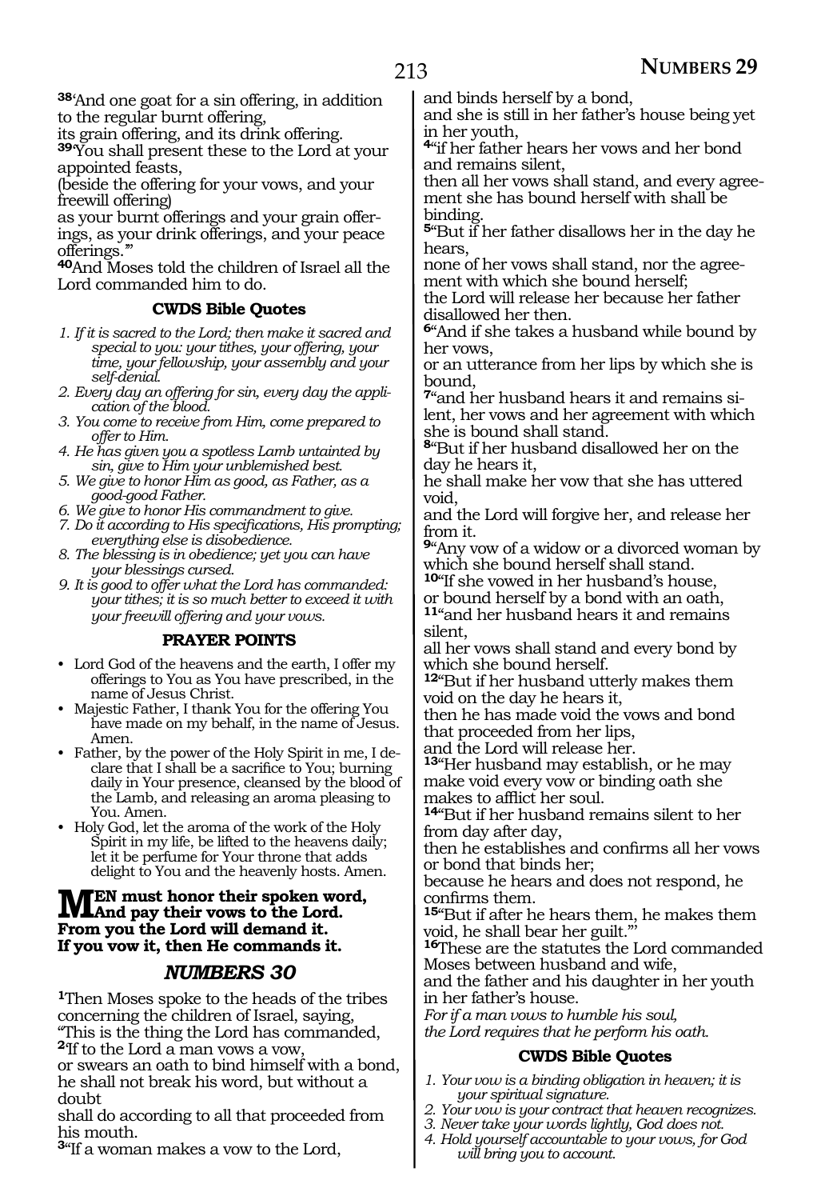[38]'And one goat for a sin offering, in addition to the regular burnt offering,
its grain offering, and its drink offering.
[39]'You shall present these to the Lord at your appointed feasts,
(beside the offering for your vows, and your freewill offering)
as your burnt offerings and your grain offerings, as your drink offerings, and your peace offerings.'"
[40]And Moses told the children of Israel all the Lord commanded him to do.

### CWDS Bible Quotes

*1. If it is sacred to the Lord; then make it sacred and special to you: your tithes, your offering, your time, your fellowship, your assembly and your self-denial.*
*2. Every day an offering for sin, every day the application of the blood.*
*3. You come to receive from Him, come prepared to offer to Him.*
*4. He has given you a spotless Lamb untainted by sin, give to Him your unblemished best.*
*5. We give to honor Him as good, as Father, as a good-good Father.*
*6. We give to honor His commandment to give.*
*7. Do it according to His specifications, His prompting; everything else is disobedience.*
*8. The blessing is in obedience; yet you can have your blessings cursed.*
*9. It is good to offer what the Lord has commanded: your tithes; it is so much better to exceed it with your freewill offering and your vows.*

### PRAYER POINTS

- Lord God of the heavens and the earth, I offer my offerings to You as You have prescribed, in the name of Jesus Christ.
- Majestic Father, I thank You for the offering You have made on my behalf, in the name of Jesus. Amen.
- Father, by the power of the Holy Spirit in me, I declare that I shall be a sacrifice to You; burning daily in Your presence, cleansed by the blood of the Lamb, and releasing an aroma pleasing to You. Amen.
- Holy God, let the aroma of the work of the Holy Spirit in my life, be lifted to the heavens daily; let it be perfume for Your throne that adds delight to You and the heavenly hosts. Amen.

**MEN must honor their spoken word,**
**And pay their vows to the Lord.**
**From you the Lord will demand it.**
**If you vow it, then He commands it.**

## *NUMBERS 30*

[1]Then Moses spoke to the heads of the tribes concerning the children of Israel, saying,
"This is the thing the Lord has commanded,
[2]If to the Lord a man vows a vow,
or swears an oath to bind himself with a bond,
he shall not break his word, but without a doubt
shall do according to all that proceeded from his mouth.
[3]"If a woman makes a vow to the Lord,
and binds herself by a bond,
and she is still in her father's house being yet in her youth,
[4]"if her father hears her vows and her bond and remains silent,
then all her vows shall stand, and every agreement she has bound herself with shall be binding.
[5]"But if her father disallows her in the day he hears,
none of her vows shall stand, nor the agreement with which she bound herself;
the Lord will release her because her father disallowed her then.
[6]"And if she takes a husband while bound by her vows,
or an utterance from her lips by which she is bound,
[7]"and her husband hears it and remains silent, her vows and her agreement with which she is bound shall stand.
[8]"But if her husband disallowed her on the day he hears it,
he shall make her vow that she has uttered void,
and the Lord will forgive her, and release her from it.
[9]"Any vow of a widow or a divorced woman by which she bound herself shall stand.
[10]"If she vowed in her husband's house,
or bound herself by a bond with an oath,
[11]"and her husband hears it and remains silent,
all her vows shall stand and every bond by which she bound herself.
[12]"But if her husband utterly makes them void on the day he hears it,
then he has made void the vows and bond that proceeded from her lips,
and the Lord will release her.
[13]"Her husband may establish, or he may make void every vow or binding oath she makes to afflict her soul.
[14]"But if her husband remains silent to her from day after day,
then he establishes and confirms all her vows or bond that binds her;
because he hears and does not respond, he confirms them.
[15]"But if after he hears them, he makes them void, he shall bear her guilt.'"
[16]These are the statutes the Lord commanded Moses between husband and wife,
and the father and his daughter in her youth in her father's house.
*For if a man vows to humble his soul,*
*the Lord requires that he perform his oath.*

### CWDS Bible Quotes

*1. Your vow is a binding obligation in heaven; it is your spiritual signature.*
*2. Your vow is your contract that heaven recognizes.*
*3. Never take your words lightly, God does not.*
*4. Hold yourself accountable to your vows, for God will bring you to account.*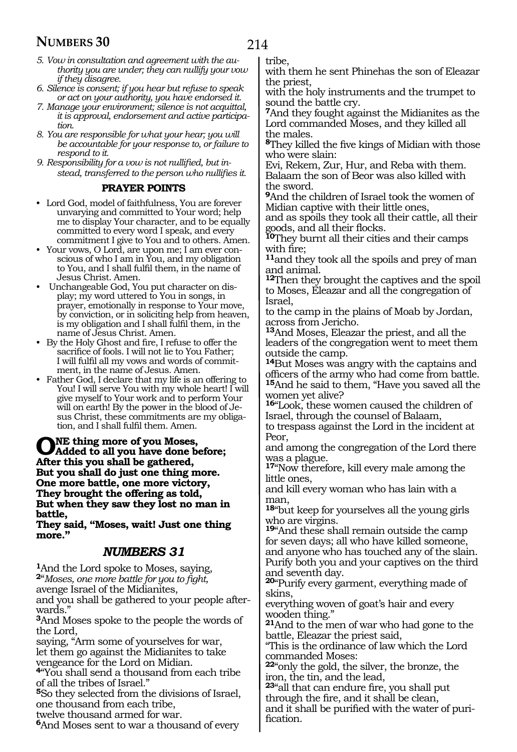*5. Vow in consultation and agreement with the authority you are under; they can nullify your vow if they disagree.*
*6. Silence is consent; if you hear but refuse to speak or act on your authority, you have endorsed it.*
*7. Manage your environment; silence is not acquittal, it is approval, endorsement and active participation.*
*8. You are responsible for what your hear; you will be accountable for your response to, or failure to respond to it.*
*9. Responsibility for a vow is not nullified, but instead, transferred to the person who nullifies it.*

**PRAYER POINTS**

- Lord God, model of faithfulness, You are forever unvarying and committed to Your word; help me to display Your character, and to be equally committed to every word I speak, and every commitment I give to You and to others. Amen.
- Your vows, O Lord, are upon me; I am ever conscious of who I am in You, and my obligation to You, and I shall fulfil them, in the name of Jesus Christ. Amen.
- Unchangeable God, You put character on display; my word uttered to You in songs, in prayer, emotionally in response to Your move, by conviction, or in soliciting help from heaven, is my obligation and I shall fulfil them, in the name of Jesus Christ. Amen.
- By the Holy Ghost and fire, I refuse to offer the sacrifice of fools. I will not lie to You Father; I will fulfil all my vows and words of commitment, in the name of Jesus. Amen.
- Father God, I declare that my life is an offering to You! I will serve You with my whole heart! I will give myself to Your work and to perform Your will on earth! By the power in the blood of Jesus Christ, these commitments are my obligation, and I shall fulfil them. Amen.

**ONE thing more of you Moses,**
**Added to all you have done before;**
**After this you shall be gathered,**
**But you shall do just one thing more.**
**One more battle, one more victory,**
**They brought the offering as told,**
**But when they saw they lost no man in battle,**
**They said, "Moses, wait! Just one thing more."**

## *NUMBERS 31*

**1**And the Lord spoke to Moses, saying,
**2**"*Moses, one more battle for you to fight,*
avenge Israel of the Midianites,
and you shall be gathered to your people afterwards."
**3**And Moses spoke to the people the words of the Lord,
saying, "Arm some of yourselves for war,
let them go against the Midianites to take vengeance for the Lord on Midian.
**4**"You shall send a thousand from each tribe of all the tribes of Israel."
**5**So they selected from the divisions of Israel,
one thousand from each tribe,
twelve thousand armed for war.
**6**And Moses sent to war a thousand of every tribe,
with them he sent Phinehas the son of Eleazar the priest,
with the holy instruments and the trumpet to sound the battle cry.
**7**And they fought against the Midianites as the Lord commanded Moses, and they killed all the males.
**8**They killed the five kings of Midian with those who were slain:
Evi, Rekem, Zur, Hur, and Reba with them.
Balaam the son of Beor was also killed with the sword.
**9**And the children of Israel took the women of Midian captive with their little ones,
and as spoils they took all their cattle, all their goods, and all their flocks.
**10**They burnt all their cities and their camps with fire;
**11**and they took all the spoils and prey of man and animal.
**12**Then they brought the captives and the spoil to Moses, Eleazar and all the congregation of Israel,
to the camp in the plains of Moab by Jordan, across from Jericho.
**13**And Moses, Eleazar the priest, and all the leaders of the congregation went to meet them outside the camp.
**14**But Moses was angry with the captains and officers of the army who had come from battle.
**15**And he said to them, "Have you saved all the women yet alive?
**16**"Look, these women caused the children of Israel, through the counsel of Balaam,
to trespass against the Lord in the incident at Peor,
and among the congregation of the Lord there was a plague.
**17**"Now therefore, kill every male among the little ones,
and kill every woman who has lain with a man,
**18**"but keep for yourselves all the young girls who are virgins.
**19**"And these shall remain outside the camp for seven days; all who have killed someone,
and anyone who has touched any of the slain.
Purify both you and your captives on the third and seventh day.
**20**"Purify every garment, everything made of skins,
everything woven of goat's hair and every wooden thing."
**21**And to the men of war who had gone to the battle, Eleazar the priest said,
"This is the ordinance of law which the Lord commanded Moses:
**22**"only the gold, the silver, the bronze, the iron, the tin, and the lead,
**23**"all that can endure fire, you shall put through the fire, and it shall be clean,
and it shall be purified with the water of purification.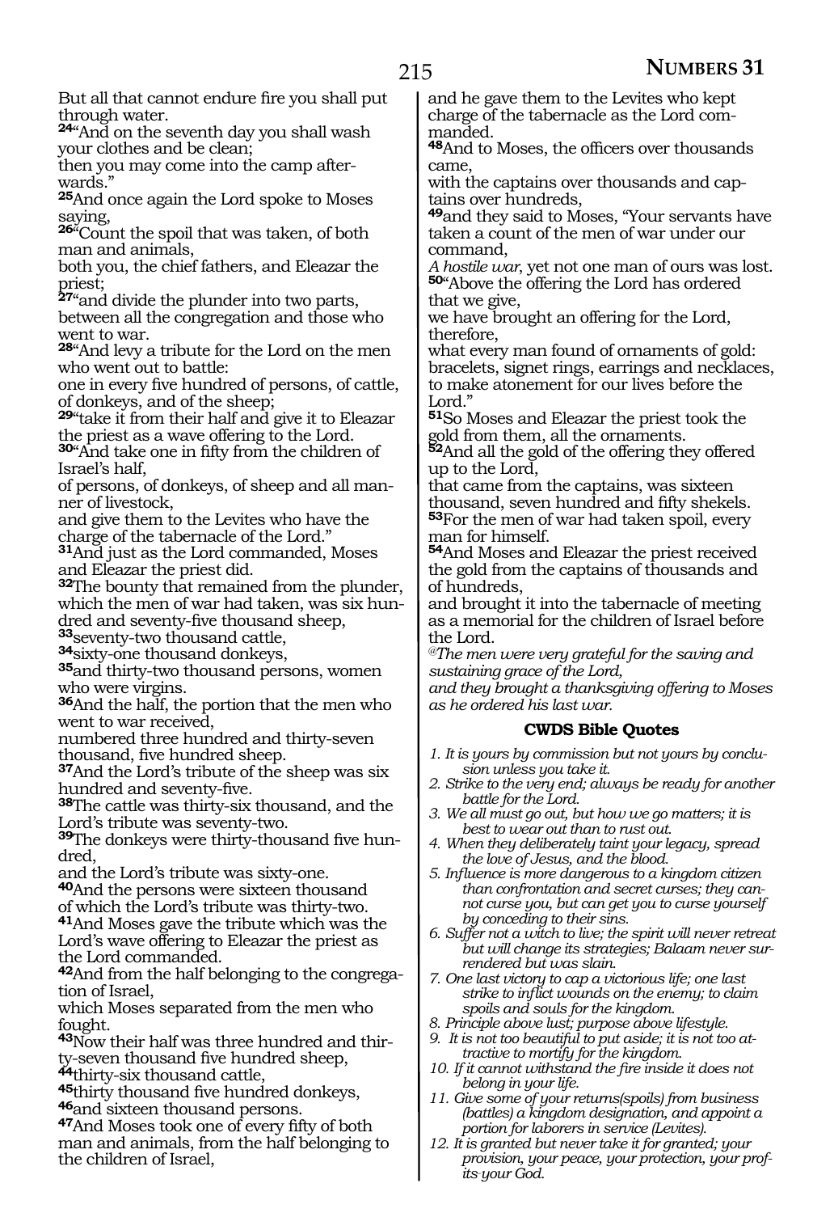But all that cannot endure fire you shall put through water.

**24**"And on the seventh day you shall wash your clothes and be clean;
then you may come into the camp afterwards."

**25**And once again the Lord spoke to Moses saying,

**26**"Count the spoil that was taken, of both man and animals,
both you, the chief fathers, and Eleazar the priest;

**27**"and divide the plunder into two parts, between all the congregation and those who went to war.

**28**"And levy a tribute for the Lord on the men who went out to battle:
one in every five hundred of persons, of cattle, of donkeys, and of the sheep;

**29**"take it from their half and give it to Eleazar the priest as a wave offering to the Lord.

**30**"And take one in fifty from the children of Israel's half,
of persons, of donkeys, of sheep and all manner of livestock,
and give them to the Levites who have the charge of the tabernacle of the Lord."

**31**And just as the Lord commanded, Moses and Eleazar the priest did.

**32**The bounty that remained from the plunder, which the men of war had taken, was six hundred and seventy-five thousand sheep,

**33**seventy-two thousand cattle,

**34**sixty-one thousand donkeys,

**35**and thirty-two thousand persons, women who were virgins.

**36**And the half, the portion that the men who went to war received,
numbered three hundred and thirty-seven thousand, five hundred sheep.

**37**And the Lord's tribute of the sheep was six hundred and seventy-five.

**38**The cattle was thirty-six thousand, and the Lord's tribute was seventy-two.

**39**The donkeys were thirty-thousand five hundred,
and the Lord's tribute was sixty-one.

**40**And the persons were sixteen thousand of which the Lord's tribute was thirty-two.

**41**And Moses gave the tribute which was the Lord's wave offering to Eleazar the priest as the Lord commanded.

**42**And from the half belonging to the congregation of Israel,
which Moses separated from the men who fought.

**43**Now their half was three hundred and thirty-seven thousand five hundred sheep,

**44**thirty-six thousand cattle,

**45**thirty thousand five hundred donkeys,

**46**and sixteen thousand persons.

**47**And Moses took one of every fifty of both man and animals, from the half belonging to the children of Israel,
and he gave them to the Levites who kept charge of the tabernacle as the Lord commanded.

**48**And to Moses, the officers over thousands came,
with the captains over thousands and captains over hundreds,

**49**and they said to Moses, "Your servants have taken a count of the men of war under our command,
*A hostile war,* yet not one man of ours was lost.

**50**"Above the offering the Lord has ordered that we give,
we have brought an offering for the Lord, therefore,
what every man found of ornaments of gold: bracelets, signet rings, earrings and necklaces, to make atonement for our lives before the Lord."

**51**So Moses and Eleazar the priest took the gold from them, all the ornaments.

**52**And all the gold of the offering they offered up to the Lord,
that came from the captains, was sixteen thousand, seven hundred and fifty shekels.

**53**For the men of war had taken spoil, every man for himself.

**54**And Moses and Eleazar the priest received the gold from the captains of thousands and of hundreds,
and brought it into the tabernacle of meeting as a memorial for the children of Israel before the Lord.

*@The men were very grateful for the saving and sustaining grace of the Lord,
and they brought a thanksgiving offering to Moses as he ordered his last war.*

### CWDS Bible Quotes

1. *It is yours by commission but not yours by conclusion unless you take it.*
2. *Strike to the very end; always be ready for another battle for the Lord.*
3. *We all must go out, but how we go matters; it is best to wear out than to rust out.*
4. *When they deliberately taint your legacy, spread the love of Jesus, and the blood.*
5. *Influence is more dangerous to a kingdom citizen than confrontation and secret curses; they cannot curse you, but can get you to curse yourself by conceding to their sins.*
6. *Suffer not a witch to live; the spirit will never retreat but will change its strategies; Balaam never surrendered but was slain.*
7. *One last victory to cap a victorious life; one last strike to inflict wounds on the enemy; to claim spoils and souls for the kingdom.*
8. *Principle above lust; purpose above lifestyle.*
9. *It is not too beautiful to put aside; it is not too attractive to mortify for the kingdom.*
10. *If it cannot withstand the fire inside it does not belong in your life.*
11. *Give some of your returns(spoils) from business (battles) a kingdom designation, and appoint a portion for laborers in service (Levites).*
12. *It is granted but never take it for granted; your provision, your peace, your protection, your profits-your God.*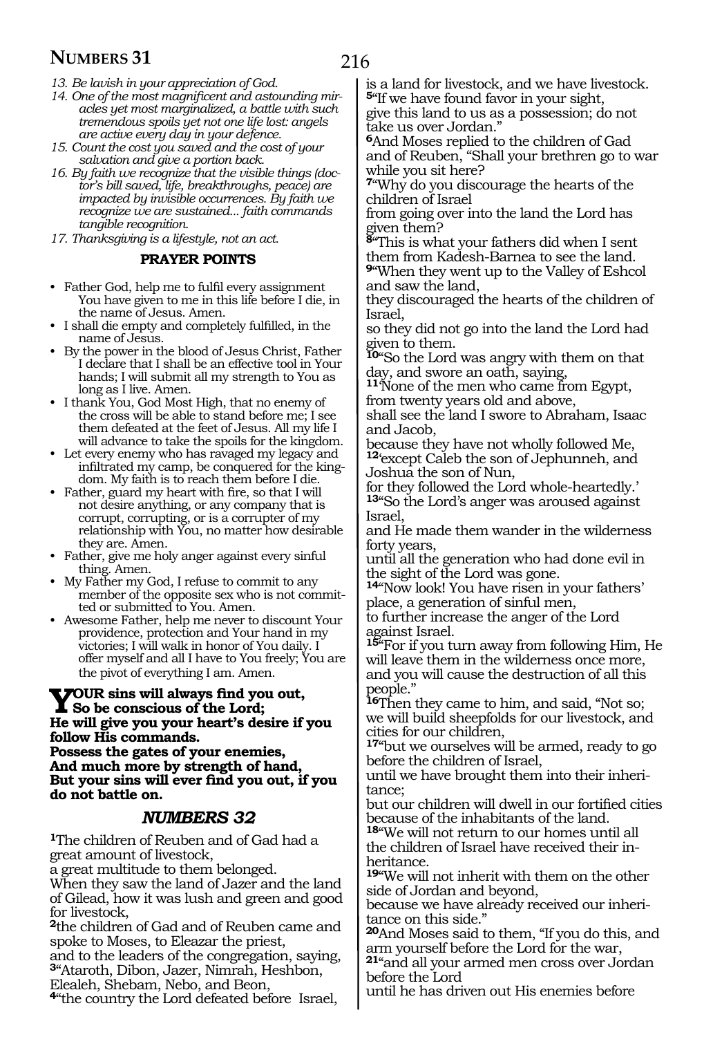*13. Be lavish in your appreciation of God.*

*14. One of the most magnificent and astounding miracles yet most marginalized, a battle with such tremendous spoils yet not one life lost: angels are active every day in your defence.*

*15. Count the cost you saved and the cost of your salvation and give a portion back.*

*16. By faith we recognize that the visible things (doctor's bill saved, life, breakthroughs, peace) are impacted by invisible occurrences. By faith we recognize we are sustained... faith commands tangible recognition.*

*17. Thanksgiving is a lifestyle, not an act.*

### PRAYER POINTS

- Father God, help me to fulfil every assignment You have given to me in this life before I die, in the name of Jesus. Amen.
- I shall die empty and completely fulfilled, in the name of Jesus.
- By the power in the blood of Jesus Christ, Father I declare that I shall be an effective tool in Your hands; I will submit all my strength to You as long as I live. Amen.
- I thank You, God Most High, that no enemy of the cross will be able to stand before me; I see them defeated at the feet of Jesus. All my life I will advance to take the spoils for the kingdom.
- Let every enemy who has ravaged my legacy and infiltrated my camp, be conquered for the kingdom. My faith is to reach them before I die.
- Father, guard my heart with fire, so that I will not desire anything, or any company that is corrupt, corrupting, or is a corrupter of my relationship with You, no matter how desirable they are. Amen.
- Father, give me holy anger against every sinful thing. Amen.
- My Father my God, I refuse to commit to any member of the opposite sex who is not committed or submitted to You. Amen.
- Awesome Father, help me never to discount Your providence, protection and Your hand in my victories; I will walk in honor of You daily. I offer myself and all I have to You freely; You are the pivot of everything I am. Amen.

**YOUR sins will always find you out,
So be conscious of the Lord;
He will give you your heart's desire if you follow His commands.
Possess the gates of your enemies,
And much more by strength of hand,
But your sins will ever find you out, if you do not battle on.**

## *NUMBERS 32*

[1]The children of Reuben and of Gad had a great amount of livestock,
a great multitude to them belonged.
When they saw the land of Jazer and the land of Gilead, how it was lush and green and good for livestock,
[2]the children of Gad and of Reuben came and spoke to Moses, to Eleazar the priest,
and to the leaders of the congregation, saying,
[3]"Ataroth, Dibon, Jazer, Nimrah, Heshbon, Elealeh, Shebam, Nebo, and Beon,
[4]"the country the Lord defeated before Israel, is a land for livestock, and we have livestock.
[5]"If we have found favor in your sight,
give this land to us as a possession; do not take us over Jordan."
[6]And Moses replied to the children of Gad and of Reuben, "Shall your brethren go to war while you sit here?
[7]"Why do you discourage the hearts of the children of Israel
from going over into the land the Lord has given them?
[8]"This is what your fathers did when I sent them from Kadesh-Barnea to see the land.
[9]"When they went up to the Valley of Eshcol and saw the land,
they discouraged the hearts of the children of Israel,
so they did not go into the land the Lord had given to them.
[10]"So the Lord was angry with them on that day, and swore an oath, saying,
[11]'None of the men who came from Egypt, from twenty years old and above,
shall see the land I swore to Abraham, Isaac and Jacob,
because they have not wholly followed Me,
[12]'except Caleb the son of Jephunneh, and Joshua the son of Nun,
for they followed the Lord whole-heartedly.'
[13]"So the Lord's anger was aroused against Israel,
and He made them wander in the wilderness forty years,
until all the generation who had done evil in the sight of the Lord was gone.
[14]"Now look! You have risen in your fathers' place, a generation of sinful men,
to further increase the anger of the Lord against Israel.
[15]"For if you turn away from following Him, He will leave them in the wilderness once more,
and you will cause the destruction of all this people."
[16]Then they came to him, and said, "Not so; we will build sheepfolds for our livestock, and cities for our children,
[17]"but we ourselves will be armed, ready to go before the children of Israel,
until we have brought them into their inheritance;
but our children will dwell in our fortified cities because of the inhabitants of the land.
[18]"We will not return to our homes until all the children of Israel have received their inheritance.
[19]"We will not inherit with them on the other side of Jordan and beyond,
because we have already received our inheritance on this side."
[20]And Moses said to them, "If you do this, and arm yourself before the Lord for the war,
[21]"and all your armed men cross over Jordan before the Lord
until he has driven out His enemies before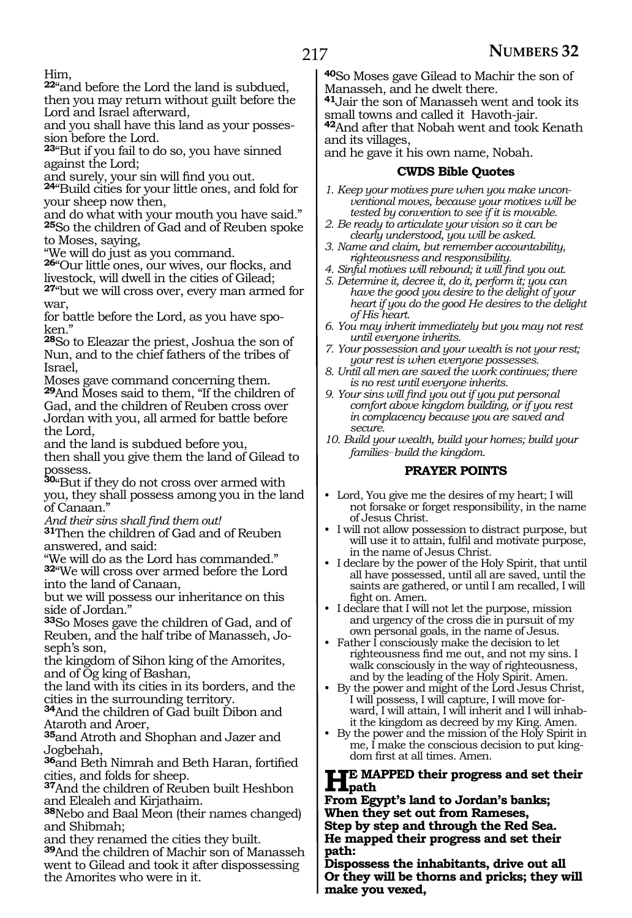Him,

**22**"and before the Lord the land is subdued, then you may return without guilt before the Lord and Israel afterward,
and you shall have this land as your possession before the Lord.

**23**"But if you fail to do so, you have sinned against the Lord;
and surely, your sin will find you out.

**24**"Build cities for your little ones, and fold for your sheep now then,
and do what with your mouth you have said."

**25**So the children of Gad and of Reuben spoke to Moses, saying,
"We will do just as you command.

**26**"Our little ones, our wives, our flocks, and livestock, will dwell in the cities of Gilead;

**27**"but we will cross over, every man armed for war,
for battle before the Lord, as you have spoken."

**28**So to Eleazar the priest, Joshua the son of Nun, and to the chief fathers of the tribes of Israel,
Moses gave command concerning them.

**29**And Moses said to them, "If the children of Gad, and the children of Reuben cross over Jordan with you, all armed for battle before the Lord,
and the land is subdued before you,
then shall you give them the land of Gilead to possess.

**30**"But if they do not cross over armed with you, they shall possess among you in the land of Canaan."
*And their sins shall find them out!*

**31**Then the children of Gad and of Reuben answered, and said:
"We will do as the Lord has commanded."

**32**"We will cross over armed before the Lord into the land of Canaan,
but we will possess our inheritance on this side of Jordan."

**33**So Moses gave the children of Gad, and of Reuben, and the half tribe of Manasseh, Joseph's son,
the kingdom of Sihon king of the Amorites, and of Og king of Bashan,
the land with its cities in its borders, and the cities in the surrounding territory.

**34**And the children of Gad built Dibon and Ataroth and Aroer,

**35**and Atroth and Shophan and Jazer and Jogbehah,

**36**and Beth Nimrah and Beth Haran, fortified cities, and folds for sheep.

**37**And the children of Reuben built Heshbon and Elealeh and Kirjathaim.

**38**Nebo and Baal Meon (their names changed) and Shibmah;
and they renamed the cities they built.

**39**And the children of Machir son of Manasseh went to Gilead and took it after dispossessing the Amorites who were in it.

**40**So Moses gave Gilead to Machir the son of Manasseh, and he dwelt there.

**41**Jair the son of Manasseh went and took its small towns and called it Havoth-jair.

**42**And after that Nobah went and took Kenath and its villages,
and he gave it his own name, Nobah.

### CWDS Bible Quotes

1. *Keep your motives pure when you make unconventional moves, because your motives will be tested by convention to see if it is movable.*
2. *Be ready to articulate your vision so it can be clearly understood, you will be asked.*
3. *Name and claim, but remember accountability, righteousness and responsibility.*
4. *Sinful motives will rebound; it will find you out.*
5. *Determine it, decree it, do it, perform it; you can have the good you desire to the delight of your heart if you do the good He desires to the delight of His heart.*
6. *You may inherit immediately but you may not rest until everyone inherits.*
7. *Your possession and your wealth is not your rest; your rest is when everyone possesses.*
8. *Until all men are saved the work continues; there is no rest until everyone inherits.*
9. *Your sins will find you out if you put personal comfort above kingdom building, or if you rest in complacency because you are saved and secure.*
10. *Build your wealth, build your homes; build your families–build the kingdom.*

### PRAYER POINTS

- Lord, You give me the desires of my heart; I will not forsake or forget responsibility, in the name of Jesus Christ.
- I will not allow possession to distract purpose, but will use it to attain, fulfil and motivate purpose, in the name of Jesus Christ.
- I declare by the power of the Holy Spirit, that until all have possessed, until all are saved, until the saints are gathered, or until I am recalled, I will fight on. Amen.
- I declare that I will not let the purpose, mission and urgency of the cross die in pursuit of my own personal goals, in the name of Jesus.
- Father I consciously make the decision to let righteousness find me out, and not my sins. I walk consciously in the way of righteousness, and by the leading of the Holy Spirit. Amen.
- By the power and might of the Lord Jesus Christ, I will possess, I will capture, I will move forward, I will attain, I will inherit and I will inhabit the kingdom as decreed by my King. Amen.
- By the power and the mission of the Holy Spirit in me, I make the conscious decision to put kingdom first at all times. Amen.

**HE MAPPED their progress and set their path**
**From Egypt's land to Jordan's banks;**
**When they set out from Rameses,**
**Step by step and through the Red Sea.**
**He mapped their progress and set their path:**
**Dispossess the inhabitants, drive out all**
**Or they will be thorns and pricks; they will make you vexed,**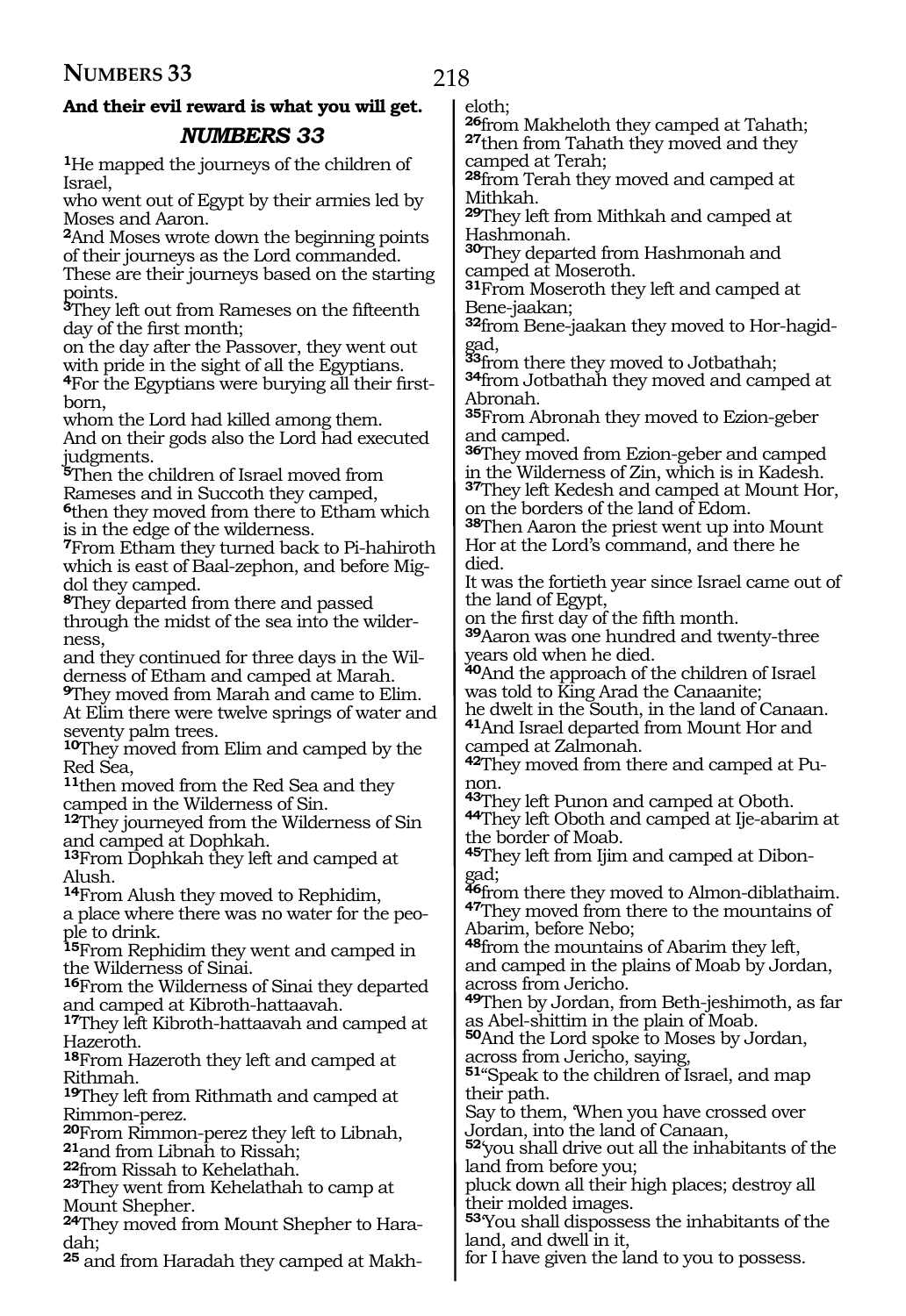**And their evil reward is what you will get.**

## *NUMBERS 33*

[1]He mapped the journeys of the children of Israel,
who went out of Egypt by their armies led by Moses and Aaron.
[2]And Moses wrote down the beginning points of their journeys as the Lord commanded.
These are their journeys based on the starting points.
[3]They left out from Rameses on the fifteenth day of the first month;
on the day after the Passover, they went out with pride in the sight of all the Egyptians.
[4]For the Egyptians were burying all their firstborn,
whom the Lord had killed among them.
And on their gods also the Lord had executed judgments.
[5]Then the children of Israel moved from Rameses and in Succoth they camped,
[6]then they moved from there to Etham which is in the edge of the wilderness.
[7]From Etham they turned back to Pi-hahiroth which is east of Baal-zephon, and before Migdol they camped.
[8]They departed from there and passed through the midst of the sea into the wilderness,
and they continued for three days in the Wilderness of Etham and camped at Marah.
[9]They moved from Marah and came to Elim.
At Elim there were twelve springs of water and seventy palm trees.
[10]They moved from Elim and camped by the Red Sea,
[11]then moved from the Red Sea and they camped in the Wilderness of Sin.
[12]They journeyed from the Wilderness of Sin and camped at Dophkah.
[13]From Dophkah they left and camped at Alush.
[14]From Alush they moved to Rephidim,
a place where there was no water for the people to drink.
[15]From Rephidim they went and camped in the Wilderness of Sinai.
[16]From the Wilderness of Sinai they departed and camped at Kibroth-hattaavah.
[17]They left Kibroth-hattaavah and camped at Hazeroth.
[18]From Hazeroth they left and camped at Rithmah.
[19]They left from Rithmath and camped at Rimmon-perez.
[20]From Rimmon-perez they left to Libnah,
[21]and from Libnah to Rissah;
[22]from Rissah to Kehelathah.
[23]They went from Kehelathah to camp at Mount Shepher.
[24]They moved from Mount Shepher to Haradah;
[25] and from Haradah they camped at Makheloth;
[26]from Makheloth they camped at Tahath;
[27]then from Tahath they moved and they camped at Terah;
[28]from Terah they moved and camped at Mithkah.
[29]They left from Mithkah and camped at Hashmonah.
[30]They departed from Hashmonah and camped at Moseroth.
[31]From Moseroth they left and camped at Bene-jaakan;
[32]from Bene-jaakan they moved to Hor-hagidgad,
[33]from there they moved to Jotbathah;
[34]from Jotbathah they moved and camped at Abronah.
[35]From Abronah they moved to Ezion-geber and camped.
[36]They moved from Ezion-geber and camped in the Wilderness of Zin, which is in Kadesh.
[37]They left Kedesh and camped at Mount Hor, on the borders of the land of Edom.
[38]Then Aaron the priest went up into Mount Hor at the Lord's command, and there he died.
It was the fortieth year since Israel came out of the land of Egypt,
on the first day of the fifth month.
[39]Aaron was one hundred and twenty-three years old when he died.
[40]And the approach of the children of Israel was told to King Arad the Canaanite;
he dwelt in the South, in the land of Canaan.
[41]And Israel departed from Mount Hor and camped at Zalmonah.
[42]They moved from there and camped at Punon.
[43]They left Punon and camped at Oboth.
[44]They left Oboth and camped at Ije-abarim at the border of Moab.
[45]They left from Ijim and camped at Dibongad;
[46]from there they moved to Almon-diblathaim.
[47]They moved from there to the mountains of Abarim, before Nebo;
[48]from the mountains of Abarim they left,
and camped in the plains of Moab by Jordan, across from Jericho.
[49]Then by Jordan, from Beth-jeshimoth, as far as Abel-shittim in the plain of Moab.
[50]And the Lord spoke to Moses by Jordan, across from Jericho, saying,
[51]"Speak to the children of Israel, and map their path.
Say to them, 'When you have crossed over Jordan, into the land of Canaan,
[52]'you shall drive out all the inhabitants of the land from before you;
pluck down all their high places; destroy all their molded images.
[53]'You shall dispossess the inhabitants of the land, and dwell in it,
for I have given the land to you to possess.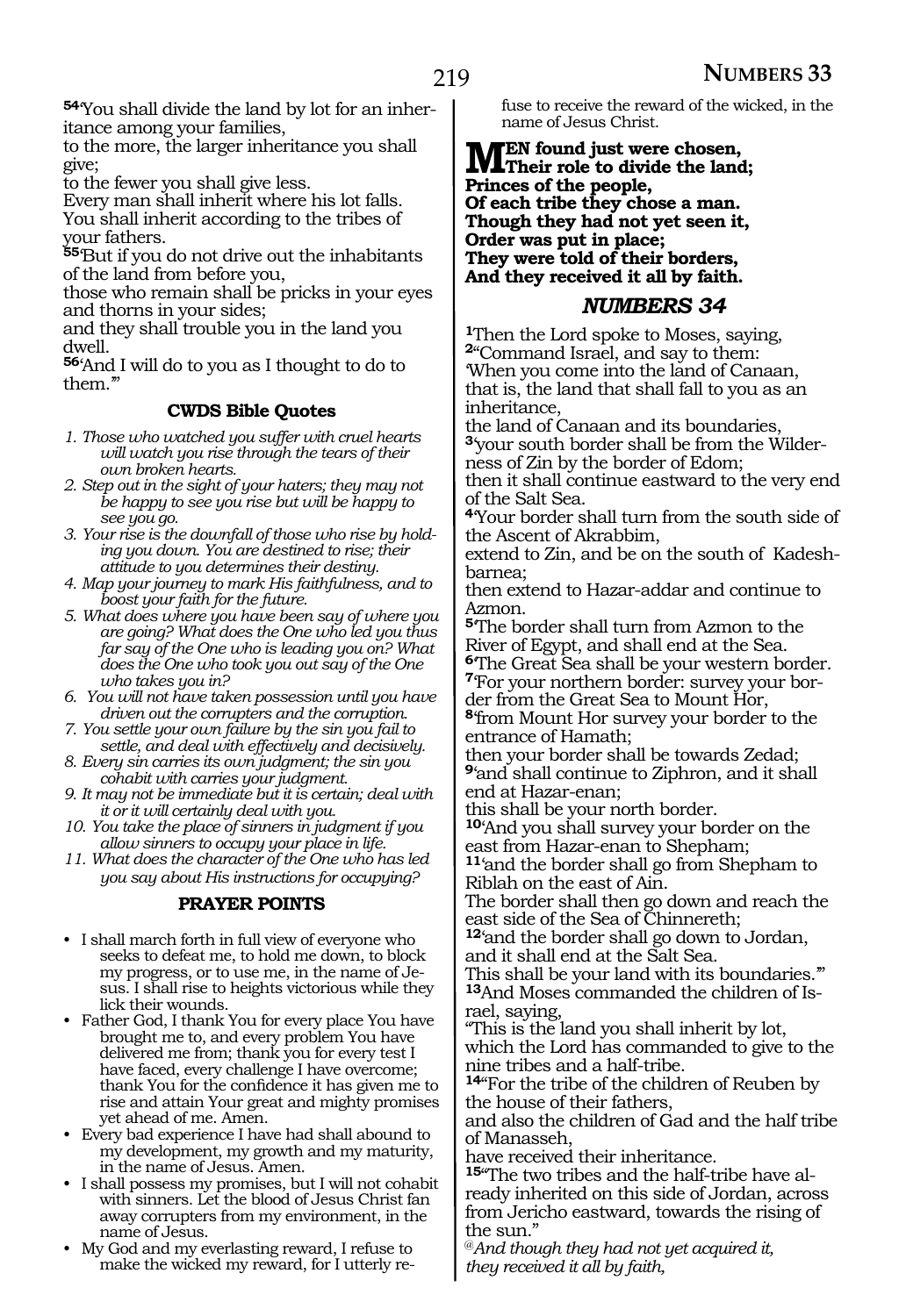[54]'You shall divide the land by lot for an inheritance among your families,
to the more, the larger inheritance you shall give;
to the fewer you shall give less.
Every man shall inherit where his lot falls.
You shall inherit according to the tribes of your fathers.
[55]'But if you do not drive out the inhabitants of the land from before you,
those who remain shall be pricks in your eyes and thorns in your sides;
and they shall trouble you in the land you dwell.
[56]'And I will do to you as I thought to do to them.'"

### CWDS Bible Quotes

1. *Those who watched you suffer with cruel hearts will watch you rise through the tears of their own broken hearts.*
2. *Step out in the sight of your haters; they may not be happy to see you rise but will be happy to see you go.*
3. *Your rise is the downfall of those who rise by holding you down. You are destined to rise; their attitude to you determines their destiny.*
4. *Map your journey to mark His faithfulness, and to boost your faith for the future.*
5. *What does where you have been say of where you are going? What does the One who led you thus far say of the One who is leading you on? What does the One who took you out say of the One who takes you in?*
6. *You will not have taken possession until you have driven out the corrupters and the corruption.*
7. *You settle your own failure by the sin you fail to settle, and deal with effectively and decisively.*
8. *Every sin carries its own judgment; the sin you cohabit with carries your judgment.*
9. *It may not be immediate but it is certain; deal with it or it will certainly deal with you.*
10. *You take the place of sinners in judgment if you allow sinners to occupy your place in life.*
11. *What does the character of the One who has led you say about His instructions for occupying?*

### PRAYER POINTS

- I shall march forth in full view of everyone who seeks to defeat me, to hold me down, to block my progress, or to use me, in the name of Jesus. I shall rise to heights victorious while they lick their wounds.
- Father God, I thank You for every place You have brought me to, and every problem You have delivered me from; thank You for every test I have faced, every challenge I have overcome; thank You for the confidence it has given me to rise and attain Your great and mighty promises yet ahead of me. Amen.
- Every bad experience I have had shall abound to my development, my growth and my maturity, in the name of Jesus. Amen.
- I shall possess my promises, but I will not cohabit with sinners. Let the blood of Jesus Christ fan away corrupters from my environment, in the name of Jesus.
- My God and my everlasting reward, I refuse to make the wicked my reward, for I utterly refuse to receive the reward of the wicked, in the name of Jesus Christ.

**MEN found just were chosen,
Their role to divide the land;
Princes of the people,
Of each tribe they chose a man.
Though they had not yet seen it,
Order was put in place;
They were told of their borders,
And they received it all by faith.**

## NUMBERS 34

[1]Then the Lord spoke to Moses, saying,
[2]"Command Israel, and say to them:
'When you come into the land of Canaan,
that is, the land that shall fall to you as an inheritance,
the land of Canaan and its boundaries,
[3]'your south border shall be from the Wilderness of Zin by the border of Edom;
then it shall continue eastward to the very end of the Salt Sea.
[4]'Your border shall turn from the south side of the Ascent of Akrabbim,
extend to Zin, and be on the south of Kadesh-barnea;
then extend to Hazar-addar and continue to Azmon.
[5]'The border shall turn from Azmon to the River of Egypt, and shall end at the Sea.
[6]'The Great Sea shall be your western border.
[7]'For your northern border: survey your border from the Great Sea to Mount Hor,
[8]'from Mount Hor survey your border to the entrance of Hamath;
then your border shall be towards Zedad;
[9]'and shall continue to Ziphron, and it shall end at Hazar-enan;
this shall be your north border.
[10]'And you shall survey your border on the east from Hazar-enan to Shepham;
[11]'and the border shall go from Shepham to Riblah on the east of Ain.
The border shall then go down and reach the east side of the Sea of Chinnereth;
[12]'and the border shall go down to Jordan, and it shall end at the Salt Sea.
This shall be your land with its boundaries.'"
[13]And Moses commanded the children of Israel, saying,
"This is the land you shall inherit by lot,
which the Lord has commanded to give to the nine tribes and a half-tribe.
[14]"For the tribe of the children of Reuben by the house of their fathers,
and also the children of Gad and the half tribe of Manasseh,
have received their inheritance.
[15]"The two tribes and the half-tribe have already inherited on this side of Jordan, across from Jericho eastward, towards the rising of the sun."

*@And though they had not yet acquired it,
they received it all by faith,*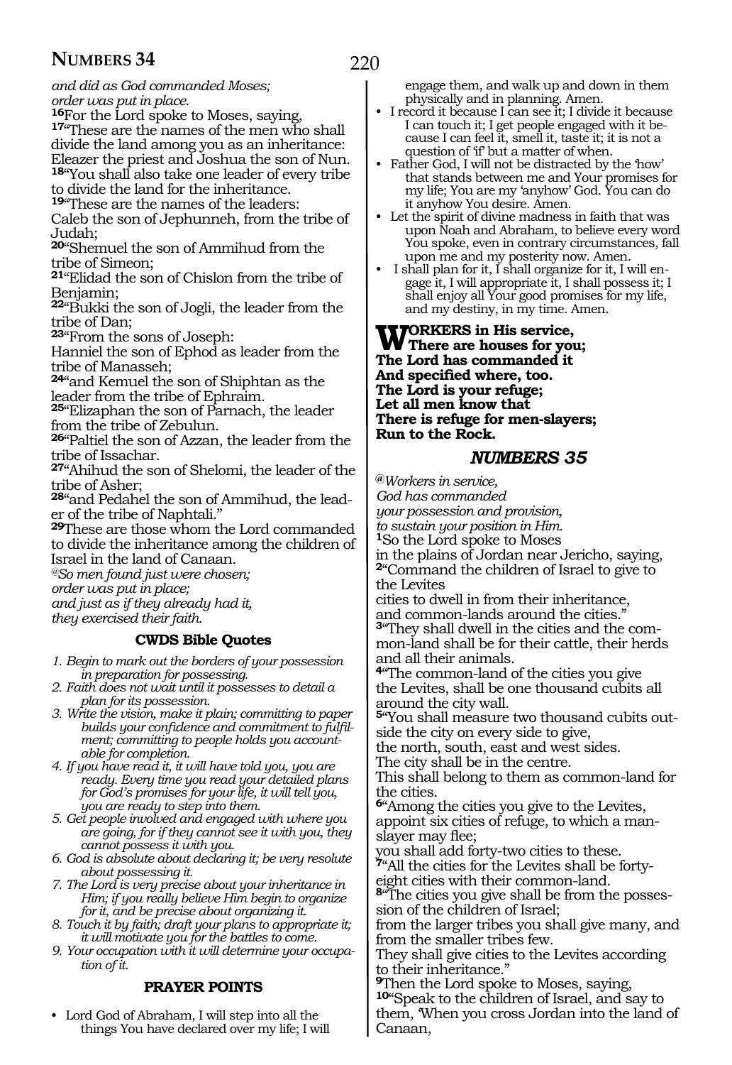*and did as God commanded Moses;*
*order was put in place.*

**16**For the Lord spoke to Moses, saying,
**17**"These are the names of the men who shall divide the land among you as an inheritance: Eleazer the priest and Joshua the son of Nun.
**18**"You shall also take one leader of every tribe to divide the land for the inheritance.
**19**"These are the names of the leaders:
Caleb the son of Jephunneh, from the tribe of Judah;
**20**"Shemuel the son of Ammihud from the tribe of Simeon;
**21**"Elidad the son of Chislon from the tribe of Benjamin;
**22**"Bukki the son of Jogli, the leader from the tribe of Dan;
**23**"From the sons of Joseph:
Hanniel the son of Ephod as leader from the tribe of Manasseh;
**24**"and Kemuel the son of Shiphtan as the leader from the tribe of Ephraim.
**25**"Elizaphan the son of Parnach, the leader from the tribe of Zebulun.
**26**"Paltiel the son of Azzan, the leader from the tribe of Issachar.
**27**"Ahihud the son of Shelomi, the leader of the tribe of Asher;
**28**"and Pedahel the son of Ammihud, the leader of the tribe of Naphtali."
**29**These are those whom the Lord commanded to divide the inheritance among the children of Israel in the land of Canaan.

*@So men found just were chosen;*
*order was put in place;*
*and just as if they already had it,*
*they exercised their faith.*

### CWDS Bible Quotes

1. *Begin to mark out the borders of your possession in preparation for possessing.*
2. *Faith does not wait until it possesses to detail a plan for its possession.*
3. *Write the vision, make it plain; committing to paper builds your confidence and commitment to fulfilment; committing to people holds you accountable for completion.*
4. *If you have read it, it will have told you, you are ready. Every time you read your detailed plans for God's promises for your life, it will tell you, you are ready to step into them.*
5. *Get people involved and engaged with where you are going, for if they cannot see it with you, they cannot possess it with you.*
6. *God is absolute about declaring it; be very resolute about possessing it.*
7. *The Lord is very precise about your inheritance in Him; if you really believe Him begin to organize for it, and be precise about organizing it.*
8. *Touch it by faith; draft your plans to appropriate it; it will motivate you for the battles to come.*
9. *Your occupation with it will determine your occupation of it.*

### PRAYER POINTS

- Lord God of Abraham, I will step into all the things You have declared over my life; I will engage them, and walk up and down in them physically and in planning. Amen.
- I record it because I can see it; I divide it because I can touch it; I get people engaged with it because I can feel it, smell it, taste it; it is not a question of 'if' but a matter of when.
- Father God, I will not be distracted by the 'how' that stands between me and Your promises for my life; You are my 'anyhow' God. You can do it anyhow You desire. Amen.
- Let the spirit of divine madness in faith that was upon Noah and Abraham, to believe every word You spoke, even in contrary circumstances, fall upon me and my posterity now. Amen.
- I shall plan for it, I shall organize for it, I will engage it, I will appropriate it, I shall possess it; I shall enjoy all Your good promises for my life, and my destiny, in my time. Amen.

**WORKERS in His service,**
**There are houses for you;**
**The Lord has commanded it**
**And specified where, too.**
**The Lord is your refuge;**
**Let all men know that**
**There is refuge for men-slayers;**
**Run to the Rock.**

## *NUMBERS 35*

*@Workers in service,*
*God has commanded*
*your possession and provision,*
*to sustain your position in Him.*

**1**So the Lord spoke to Moses
in the plains of Jordan near Jericho, saying,
**2**"Command the children of Israel to give to the Levites
cities to dwell in from their inheritance,
and common-lands around the cities."
**3**"They shall dwell in the cities and the common-land shall be for their cattle, their herds and all their animals.
**4**"The common-land of the cities you give the Levites, shall be one thousand cubits all around the city wall.
**5**"You shall measure two thousand cubits outside the city on every side to give,
the north, south, east and west sides.
The city shall be in the centre.
This shall belong to them as common-land for the cities.
**6**"Among the cities you give to the Levites, appoint six cities of refuge, to which a manslayer may flee;
you shall add forty-two cities to these.
**7**"All the cities for the Levites shall be forty-eight cities with their common-land.
**8**"The cities you give shall be from the possession of the children of Israel;
from the larger tribes you shall give many, and from the smaller tribes few.
They shall give cities to the Levites according to their inheritance."
**9**Then the Lord spoke to Moses, saying,
**10**"Speak to the children of Israel, and say to them, 'When you cross Jordan into the land of Canaan,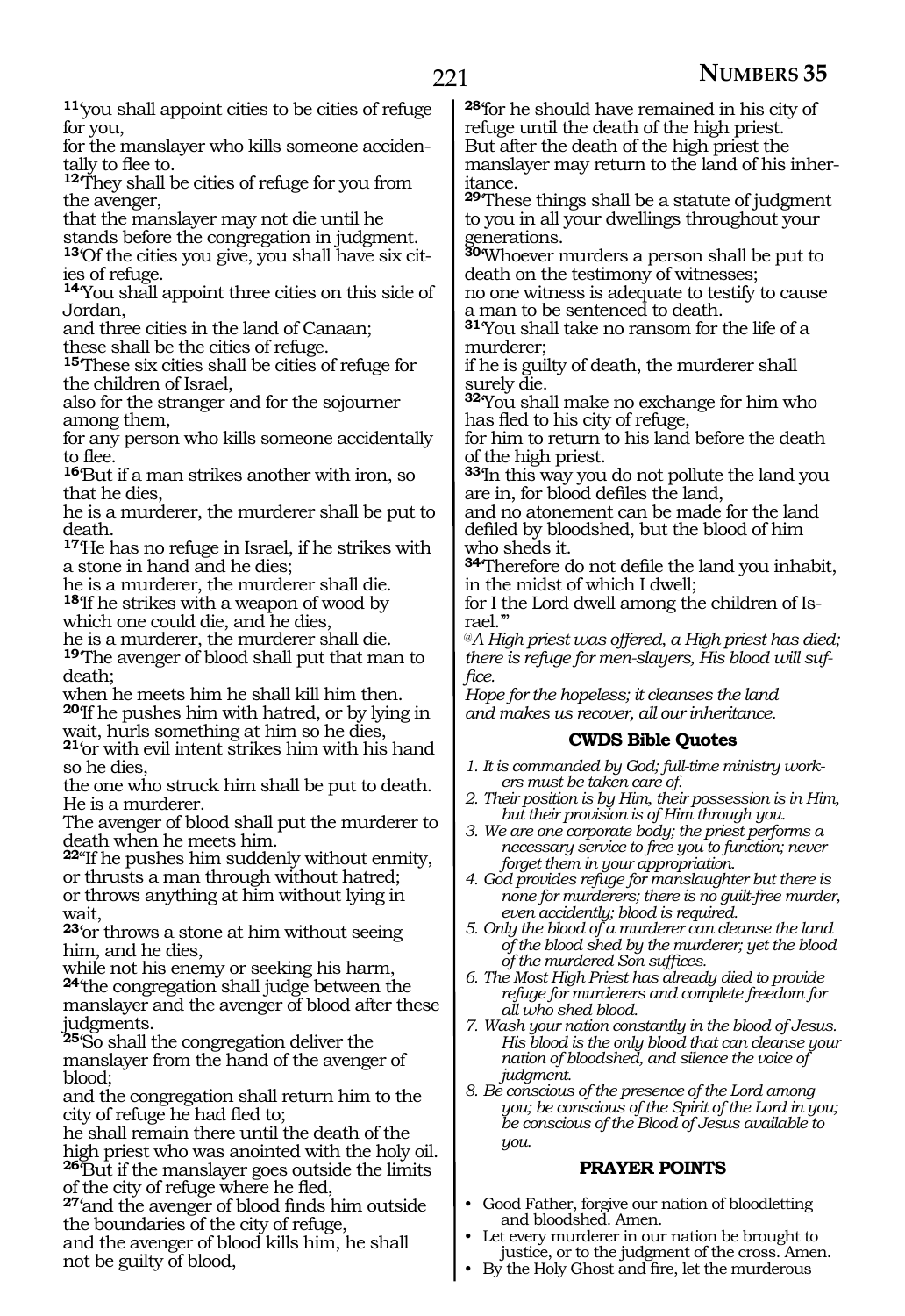**11**'you shall appoint cities to be cities of refuge for you,
for the manslayer who kills someone accidentally to flee to.
**12**'They shall be cities of refuge for you from the avenger,
that the manslayer may not die until he stands before the congregation in judgment.
**13**'Of the cities you give, you shall have six cities of refuge.
**14**'You shall appoint three cities on this side of Jordan,
and three cities in the land of Canaan;
these shall be the cities of refuge.
**15**'These six cities shall be cities of refuge for the children of Israel,
also for the stranger and for the sojourner among them,
for any person who kills someone accidentally to flee.
**16**'But if a man strikes another with iron, so that he dies,
he is a murderer, the murderer shall be put to death.
**17**'He has no refuge in Israel, if he strikes with a stone in hand and he dies;
he is a murderer, the murderer shall die.
**18**'If he strikes with a weapon of wood by which one could die, and he dies,
he is a murderer, the murderer shall die.
**19**'The avenger of blood shall put that man to death;
when he meets him he shall kill him then.
**20**'If he pushes him with hatred, or by lying in wait, hurls something at him so he dies,
**21**'or with evil intent strikes him with his hand so he dies,
the one who struck him shall be put to death. He is a murderer.
The avenger of blood shall put the murderer to death when he meets him.
**22**"If he pushes him suddenly without enmity, or thrusts a man through without hatred;
or throws anything at him without lying in wait,
**23**'or throws a stone at him without seeing him, and he dies,
while not his enemy or seeking his harm,
**24**'the congregation shall judge between the manslayer and the avenger of blood after these judgments.
**25**'So shall the congregation deliver the manslayer from the hand of the avenger of blood;
and the congregation shall return him to the city of refuge he had fled to;
he shall remain there until the death of the high priest who was anointed with the holy oil.
**26**'But if the manslayer goes outside the limits of the city of refuge where he fled,
**27**'and the avenger of blood finds him outside the boundaries of the city of refuge,
and the avenger of blood kills him, he shall not be guilty of blood,
**28**'for he should have remained in his city of refuge until the death of the high priest.
But after the death of the high priest the manslayer may return to the land of his inheritance.
**29**'These things shall be a statute of judgment to you in all your dwellings throughout your generations.
**30**'Whoever murders a person shall be put to death on the testimony of witnesses;
no one witness is adequate to testify to cause a man to be sentenced to death.
**31**'You shall take no ransom for the life of a murderer;
if he is guilty of death, the murderer shall surely die.
**32**'You shall make no exchange for him who has fled to his city of refuge,
for him to return to his land before the death of the high priest.
**33**'In this way you do not pollute the land you are in, for blood defiles the land,
and no atonement can be made for the land defiled by bloodshed, but the blood of him who sheds it.
**34**'Therefore do not defile the land you inhabit, in the midst of which I dwell;
for I the Lord dwell among the children of Israel.'"

@*A High priest was offered, a High priest has died; there is refuge for men-slayers, His blood will suffice.*
*Hope for the hopeless; it cleanses the land and makes us recover, all our inheritance.*

### CWDS Bible Quotes

1. *It is commanded by God; full-time ministry workers must be taken care of.*
2. *Their position is by Him, their possession is in Him, but their provision is of Him through you.*
3. *We are one corporate body; the priest performs a necessary service to free you to function; never forget them in your appropriation.*
4. *God provides refuge for manslaughter but there is none for murderers; there is no guilt-free murder, even accidently; blood is required.*
5. *Only the blood of a murderer can cleanse the land of the blood shed by the murderer; yet the blood of the murdered Son suffices.*
6. *The Most High Priest has already died to provide refuge for murderers and complete freedom for all who shed blood.*
7. *Wash your nation constantly in the blood of Jesus. His blood is the only blood that can cleanse your nation of bloodshed, and silence the voice of judgment.*
8. *Be conscious of the presence of the Lord among you; be conscious of the Spirit of the Lord in you; be conscious of the Blood of Jesus available to you.*

### PRAYER POINTS

- Good Father, forgive our nation of bloodletting and bloodshed. Amen.
- Let every murderer in our nation be brought to justice, or to the judgment of the cross. Amen.
- By the Holy Ghost and fire, let the murderous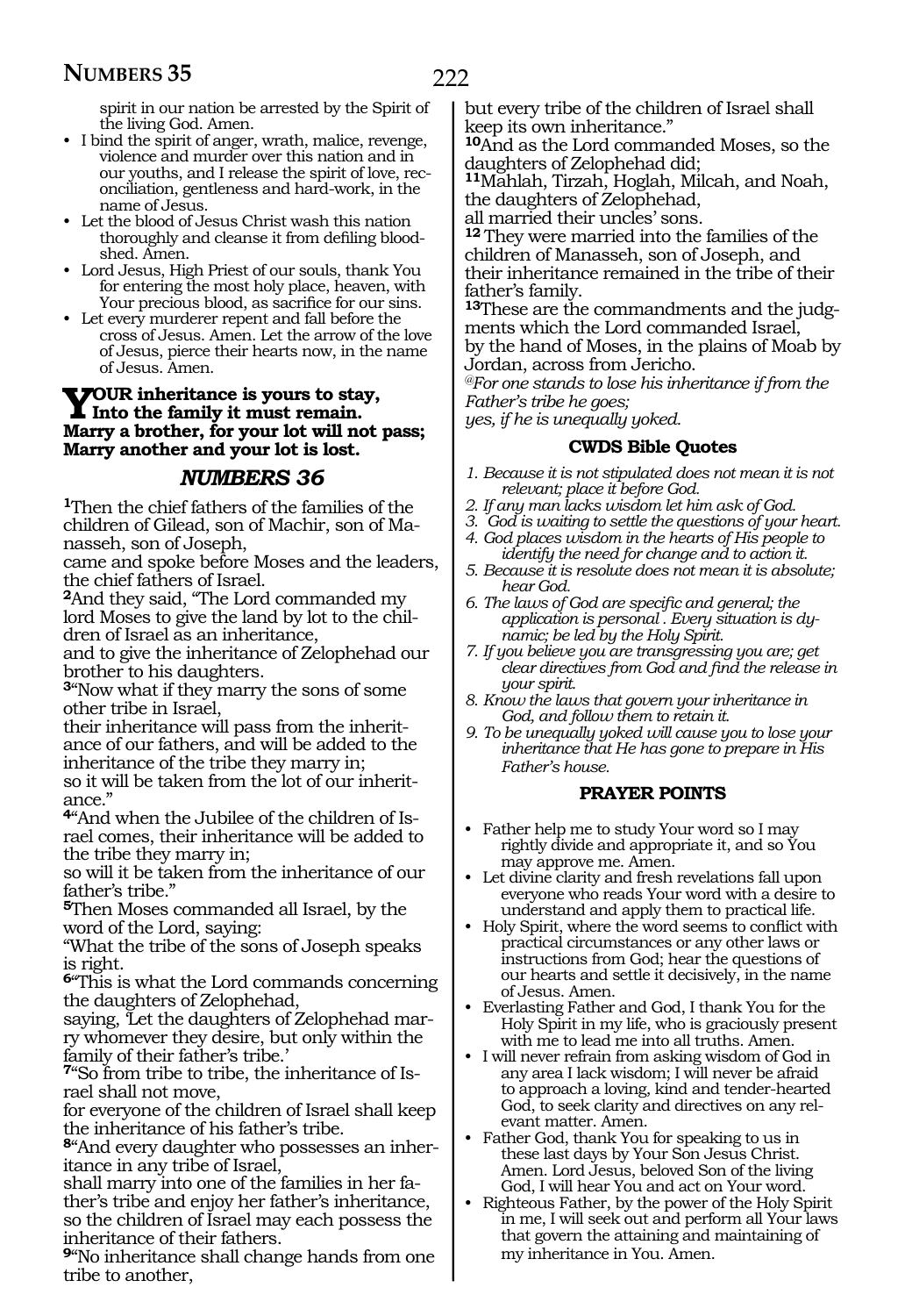spirit in our nation be arrested by the Spirit of the living God. Amen.

- I bind the spirit of anger, wrath, malice, revenge, violence and murder over this nation and in our youths, and I release the spirit of love, reconciliation, gentleness and hard-work, in the name of Jesus.
- Let the blood of Jesus Christ wash this nation thoroughly and cleanse it from defiling bloodshed. Amen.
- Lord Jesus, High Priest of our souls, thank You for entering the most holy place, heaven, with Your precious blood, as sacrifice for our sins.
- Let every murderer repent and fall before the cross of Jesus. Amen. Let the arrow of the love of Jesus, pierce their hearts now, in the name of Jesus. Amen.

**YOUR inheritance is yours to stay,**
**Into the family it must remain.**
**Marry a brother, for your lot will not pass;**
**Marry another and your lot is lost.**

## *NUMBERS 36*

[1]Then the chief fathers of the families of the children of Gilead, son of Machir, son of Manasseh, son of Joseph,
came and spoke before Moses and the leaders, the chief fathers of Israel.

[2]And they said, "The Lord commanded my lord Moses to give the land by lot to the children of Israel as an inheritance,
and to give the inheritance of Zelophehad our brother to his daughters.

[3]"Now what if they marry the sons of some other tribe in Israel,
their inheritance will pass from the inheritance of our fathers, and will be added to the inheritance of the tribe they marry in;
so it will be taken from the lot of our inheritance."

[4]"And when the Jubilee of the children of Israel comes, their inheritance will be added to the tribe they marry in;
so will it be taken from the inheritance of our father's tribe."

[5]Then Moses commanded all Israel, by the word of the Lord, saying:
"What the tribe of the sons of Joseph speaks is right.

[6]"This is what the Lord commands concerning the daughters of Zelophehad,
saying, 'Let the daughters of Zelophehad marry whomever they desire, but only within the family of their father's tribe.'

[7]"So from tribe to tribe, the inheritance of Israel shall not move,
for everyone of the children of Israel shall keep the inheritance of his father's tribe.

[8]"And every daughter who possesses an inheritance in any tribe of Israel,
shall marry into one of the families in her father's tribe and enjoy her father's inheritance, so the children of Israel may each possess the inheritance of their fathers.

[9]"No inheritance shall change hands from one tribe to another,
but every tribe of the children of Israel shall keep its own inheritance."

[10]And as the Lord commanded Moses, so the daughters of Zelophehad did;

[11]Mahlah, Tirzah, Hoglah, Milcah, and Noah, the daughters of Zelophehad,
all married their uncles' sons.

[12] They were married into the families of the children of Manasseh, son of Joseph, and their inheritance remained in the tribe of their father's family.

[13]These are the commandments and the judgments which the Lord commanded Israel,
by the hand of Moses, in the plains of Moab by Jordan, across from Jericho.

*@For one stands to lose his inheritance if from the Father's tribe he goes;*
*yes, if he is unequally yoked.*

### CWDS Bible Quotes

1. *Because it is not stipulated does not mean it is not relevant; place it before God.*
2. *If any man lacks wisdom let him ask of God.*
3. *God is waiting to settle the questions of your heart.*
4. *God places wisdom in the hearts of His people to identify the need for change and to action it.*
5. *Because it is resolute does not mean it is absolute; hear God.*
6. *The laws of God are specific and general; the application is personal . Every situation is dynamic; be led by the Holy Spirit.*
7. *If you believe you are transgressing you are; get clear directives from God and find the release in your spirit.*
8. *Know the laws that govern your inheritance in God, and follow them to retain it.*
9. *To be unequally yoked will cause you to lose your inheritance that He has gone to prepare in His Father's house.*

### PRAYER POINTS

- Father help me to study Your word so I may rightly divide and appropriate it, and so You may approve me. Amen.
- Let divine clarity and fresh revelations fall upon everyone who reads Your word with a desire to understand and apply them to practical life.
- Holy Spirit, where the word seems to conflict with practical circumstances or any other laws or instructions from God; hear the questions of our hearts and settle it decisively, in the name of Jesus. Amen.
- Everlasting Father and God, I thank You for the Holy Spirit in my life, who is graciously present with me to lead me into all truths. Amen.
- I will never refrain from asking wisdom of God in any area I lack wisdom; I will never be afraid to approach a loving, kind and tender-hearted God, to seek clarity and directives on any relevant matter. Amen.
- Father God, thank You for speaking to us in these last days by Your Son Jesus Christ. Amen. Lord Jesus, beloved Son of the living God, I will hear You and act on Your word.
- Righteous Father, by the power of the Holy Spirit in me, I will seek out and perform all Your laws that govern the attaining and maintaining of my inheritance in You. Amen.